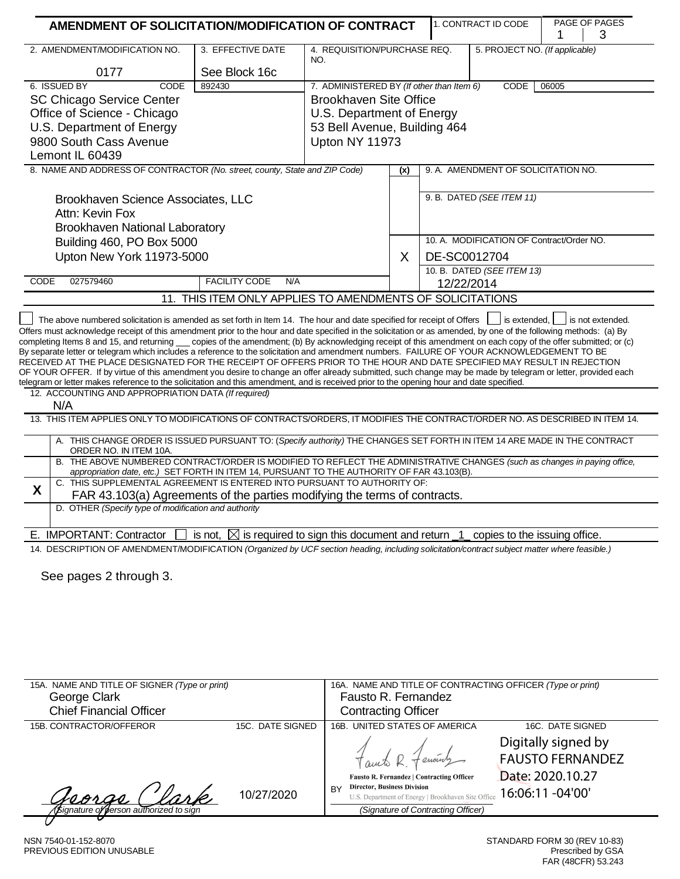# AMENDMENT OF SOLICITATION/MODIFICATION OF CONTRACT

| 1. CONTRACT ID CODE | PAGE OF PAGES |
|---|---|
| | 1 / 3 |

| 2. AMENDMENT/MODIFICATION NO. | 3. EFFECTIVE DATE | 4. REQUISITION/PURCHASE REQ. NO. | 5. PROJECT NO. *(If applicable)* |
|---|---|---|---|
| 0177 | See Block 16c | | |

**6. ISSUED BY** CODE 892430

SC Chicago Service Center
Office of Science - Chicago
U.S. Department of Energy
9800 South Cass Avenue
Lemont IL 60439

**7. ADMINISTERED BY** *(If other than Item 6)* CODE 06005

Brookhaven Site Office
U.S. Department of Energy
53 Bell Avenue, Building 464
Upton NY 11973

**8. NAME AND ADDRESS OF CONTRACTOR** *(No. street, county, State and ZIP Code)*

Brookhaven Science Associates, LLC
Attn: Kevin Fox
Brookhaven National Laboratory
Building 460, PO Box 5000
Upton New York 11973-5000

CODE 027579460 FACILITY CODE N/A

| (x) | |
|---|---|
| | 9. A. AMENDMENT OF SOLICITATION NO. |
| | 9. B. DATED *(SEE ITEM 11)* |
| X | 10. A. MODIFICATION OF Contract/Order NO. DE-SC0012704 |
| | 10. B. DATED *(SEE ITEM 13)* 12/22/2014 |

## 11. THIS ITEM ONLY APPLIES TO AMENDMENTS OF SOLICITATIONS

☐ The above numbered solicitation is amended as set forth in Item 14. The hour and date specified for receipt of Offers ☐ is extended, ☐ is not extended. Offers must acknowledge receipt of this amendment prior to the hour and date specified in the solicitation or as amended, by one of the following methods: (a) By completing Items 8 and 15, and returning ___ copies of the amendment; (b) By acknowledging receipt of this amendment on each copy of the offer submitted; or (c) By separate letter or telegram which includes a reference to the solicitation and amendment numbers. FAILURE OF YOUR ACKNOWLEDGEMENT TO BE RECEIVED AT THE PLACE DESIGNATED FOR THE RECEIPT OF OFFERS PRIOR TO THE HOUR AND DATE SPECIFIED MAY RESULT IN REJECTION OF YOUR OFFER. If by virtue of this amendment you desire to change an offer already submitted, such change may be made by telegram or letter, provided each telegram or letter makes reference to the solicitation and this amendment, and is received prior to the opening hour and date specified.

**12. ACCOUNTING AND APPROPRIATION DATA** *(If required)*

N/A

## 13. THIS ITEM APPLIES ONLY TO MODIFICATIONS OF CONTRACTS/ORDERS, IT MODIFIES THE CONTRACT/ORDER NO. AS DESCRIBED IN ITEM 14.

| | |
|---|---|
| | A. THIS CHANGE ORDER IS ISSUED PURSUANT TO: (*Specify authority)* THE CHANGES SET FORTH IN ITEM 14 ARE MADE IN THE CONTRACT ORDER NO. IN ITEM 10A. |
| | B. THE ABOVE NUMBERED CONTRACT/ORDER IS MODIFIED TO REFLECT THE ADMINISTRATIVE CHANGES *(such as changes in paying office, appropriation date, etc.)* SET FORTH IN ITEM 14, PURSUANT TO THE AUTHORITY OF FAR 43.103(B). |
| X | C. THIS SUPPLEMENTAL AGREEMENT IS ENTERED INTO PURSUANT TO AUTHORITY OF: FAR 43.103(a) Agreements of the parties modifying the terms of contracts. |
| | D. OTHER *(Specify type of modification and authority* |

E. IMPORTANT: Contractor ☐ is not, ☒ is required to sign this document and return _1_ copies to the issuing office.

**14. DESCRIPTION OF AMENDMENT/MODIFICATION** *(Organized by UCF section heading, including solicitation/contract subject matter where feasible.)*

See pages 2 through 3.

| 15A. NAME AND TITLE OF SIGNER *(Type or print)* | | 16A. NAME AND TITLE OF CONTRACTING OFFICER *(Type or print)* | |
|---|---|---|---|
| George Clark<br>Chief Financial Officer | | Fausto R. Fernandez<br>Contracting Officer | |
| 15B. CONTRACTOR/OFFEROR | 15C. DATE SIGNED | 16B. UNITED STATES OF AMERICA | 16C. DATE SIGNED |
| George Clark<br>*(Signature of person authorized to sign)* | 10/27/2020 | BY Fausto R. Fernandez \| Contracting Officer<br>Director, Business Division<br>U.S. Department of Energy \| Brookhaven Site Office<br>*(Signature of Contracting Officer)* | Digitally signed by FAUSTO FERNANDEZ<br>Date: 2020.10.27 16:06:11 -04'00' |

NSN 7540-01-152-8070
PREVIOUS EDITION UNUSABLE

STANDARD FORM 30 (REV 10-83)
Prescribed by GSA
FAR (48CFR) 53.243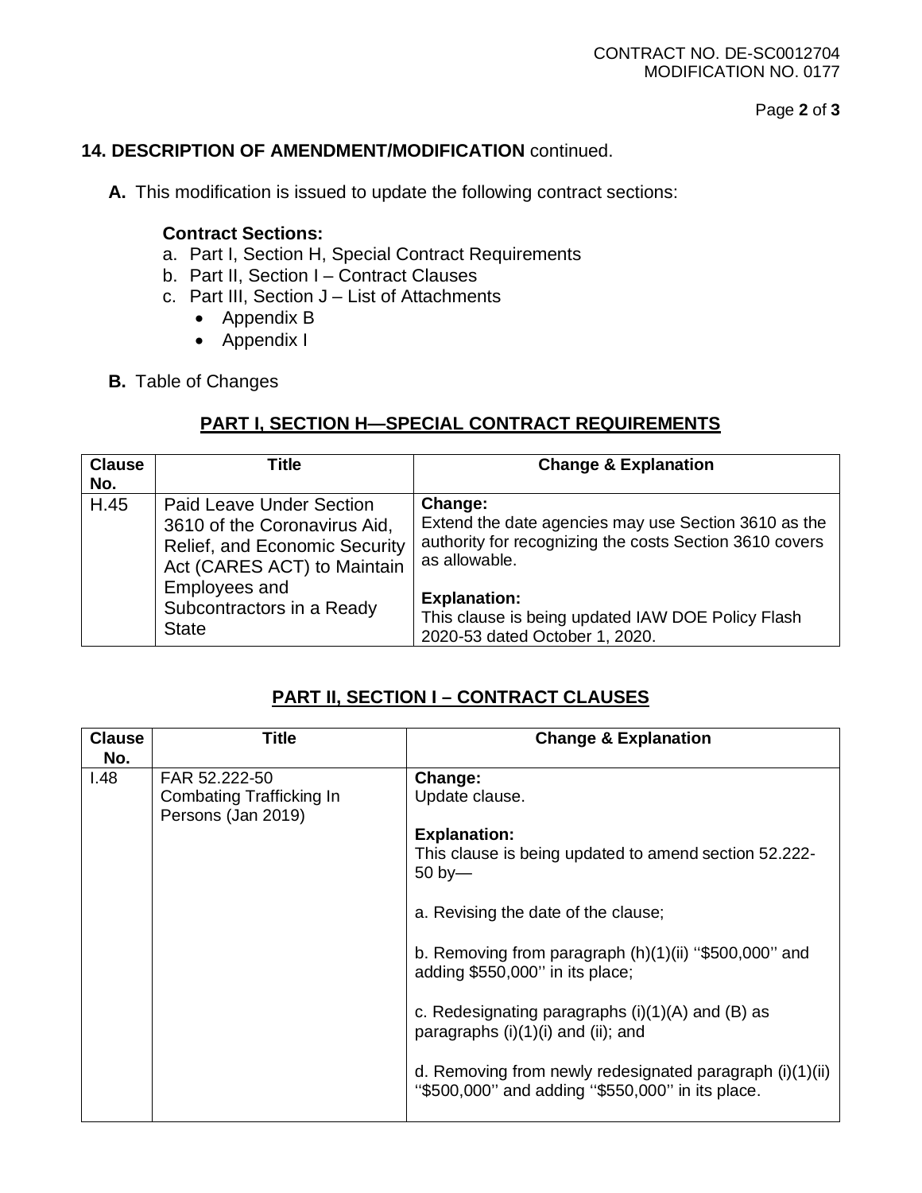## 14. DESCRIPTION OF AMENDMENT/MODIFICATION continued.

**A.** This modification is issued to update the following contract sections:

**Contract Sections:**

a. Part I, Section H, Special Contract Requirements
b. Part II, Section I – Contract Clauses
c. Part III, Section J – List of Attachments
- Appendix B
- Appendix I

**B.** Table of Changes

### PART I, SECTION H—SPECIAL CONTRACT REQUIREMENTS

| Clause No. | Title | Change & Explanation |
|---|---|---|
| H.45 | Paid Leave Under Section 3610 of the Coronavirus Aid, Relief, and Economic Security Act (CARES ACT) to Maintain Employees and Subcontractors in a Ready State | **Change:** Extend the date agencies may use Section 3610 as the authority for recognizing the costs Section 3610 covers as allowable. **Explanation:** This clause is being updated IAW DOE Policy Flash 2020-53 dated October 1, 2020. |

### PART II, SECTION I – CONTRACT CLAUSES

| Clause No. | Title | Change & Explanation |
|---|---|---|
| I.48 | FAR 52.222-50 Combating Trafficking In Persons (Jan 2019) | **Change:** Update clause. **Explanation:** This clause is being updated to amend section 52.222-50 by— a. Revising the date of the clause; b. Removing from paragraph (h)(1)(ii) ''$500,000'' and adding $550,000'' in its place; c. Redesignating paragraphs (i)(1)(A) and (B) as paragraphs (i)(1)(i) and (ii); and d. Removing from newly redesignated paragraph (i)(1)(ii) ''$500,000'' and adding ''$550,000'' in its place. |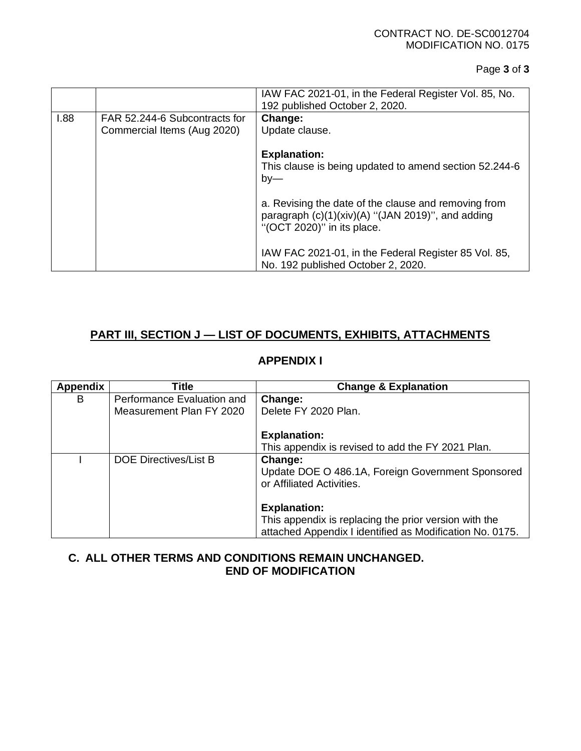| | | IAW FAC 2021-01, in the Federal Register Vol. 85, No. 192 published October 2, 2020. |
|---|---|---|
| I.88 | FAR 52.244-6 Subcontracts for Commercial Items (Aug 2020) | **Change:**<br>Update clause.<br><br>**Explanation:**<br>This clause is being updated to amend section 52.244-6 by—<br><br>a. Revising the date of the clause and removing from paragraph (c)(1)(xiv)(A) ''(JAN 2019)'', and adding ''(OCT 2020)'' in its place.<br><br>IAW FAC 2021-01, in the Federal Register 85 Vol. 85, No. 192 published October 2, 2020. |

## PART III, SECTION J — LIST OF DOCUMENTS, EXHIBITS, ATTACHMENTS

### APPENDIX I

| Appendix | Title | Change & Explanation |
|---|---|---|
| B | Performance Evaluation and Measurement Plan FY 2020 | **Change:**<br>Delete FY 2020 Plan.<br><br>**Explanation:**<br>This appendix is revised to add the FY 2021 Plan. |
| I | DOE Directives/List B | **Change:**<br>Update DOE O 486.1A, Foreign Government Sponsored or Affiliated Activities.<br><br>**Explanation:**<br>This appendix is replacing the prior version with the attached Appendix I identified as Modification No. 0175. |

**C. ALL OTHER TERMS AND CONDITIONS REMAIN UNCHANGED.**

**END OF MODIFICATION**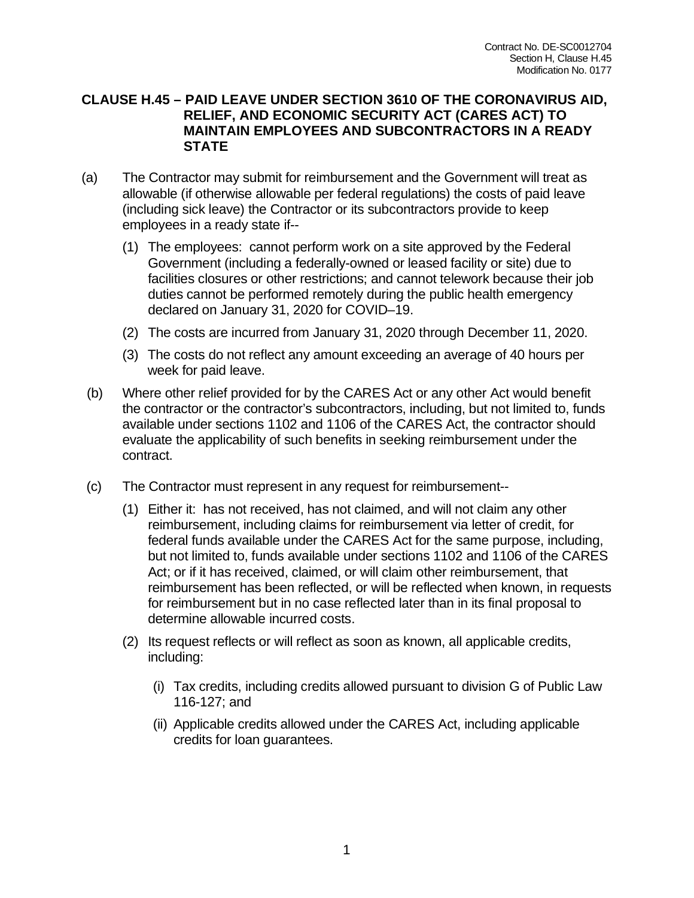## CLAUSE H.45 – PAID LEAVE UNDER SECTION 3610 OF THE CORONAVIRUS AID, RELIEF, AND ECONOMIC SECURITY ACT (CARES ACT) TO MAINTAIN EMPLOYEES AND SUBCONTRACTORS IN A READY STATE

(a) The Contractor may submit for reimbursement and the Government will treat as allowable (if otherwise allowable per federal regulations) the costs of paid leave (including sick leave) the Contractor or its subcontractors provide to keep employees in a ready state if--

(1) The employees: cannot perform work on a site approved by the Federal Government (including a federally-owned or leased facility or site) due to facilities closures or other restrictions; and cannot telework because their job duties cannot be performed remotely during the public health emergency declared on January 31, 2020 for COVID–19.

(2) The costs are incurred from January 31, 2020 through December 11, 2020.

(3) The costs do not reflect any amount exceeding an average of 40 hours per week for paid leave.

(b) Where other relief provided for by the CARES Act or any other Act would benefit the contractor or the contractor's subcontractors, including, but not limited to, funds available under sections 1102 and 1106 of the CARES Act, the contractor should evaluate the applicability of such benefits in seeking reimbursement under the contract.

(c) The Contractor must represent in any request for reimbursement--

(1) Either it: has not received, has not claimed, and will not claim any other reimbursement, including claims for reimbursement via letter of credit, for federal funds available under the CARES Act for the same purpose, including, but not limited to, funds available under sections 1102 and 1106 of the CARES Act; or if it has received, claimed, or will claim other reimbursement, that reimbursement has been reflected, or will be reflected when known, in requests for reimbursement but in no case reflected later than in its final proposal to determine allowable incurred costs.

(2) Its request reflects or will reflect as soon as known, all applicable credits, including:

(i) Tax credits, including credits allowed pursuant to division G of Public Law 116-127; and

(ii) Applicable credits allowed under the CARES Act, including applicable credits for loan guarantees.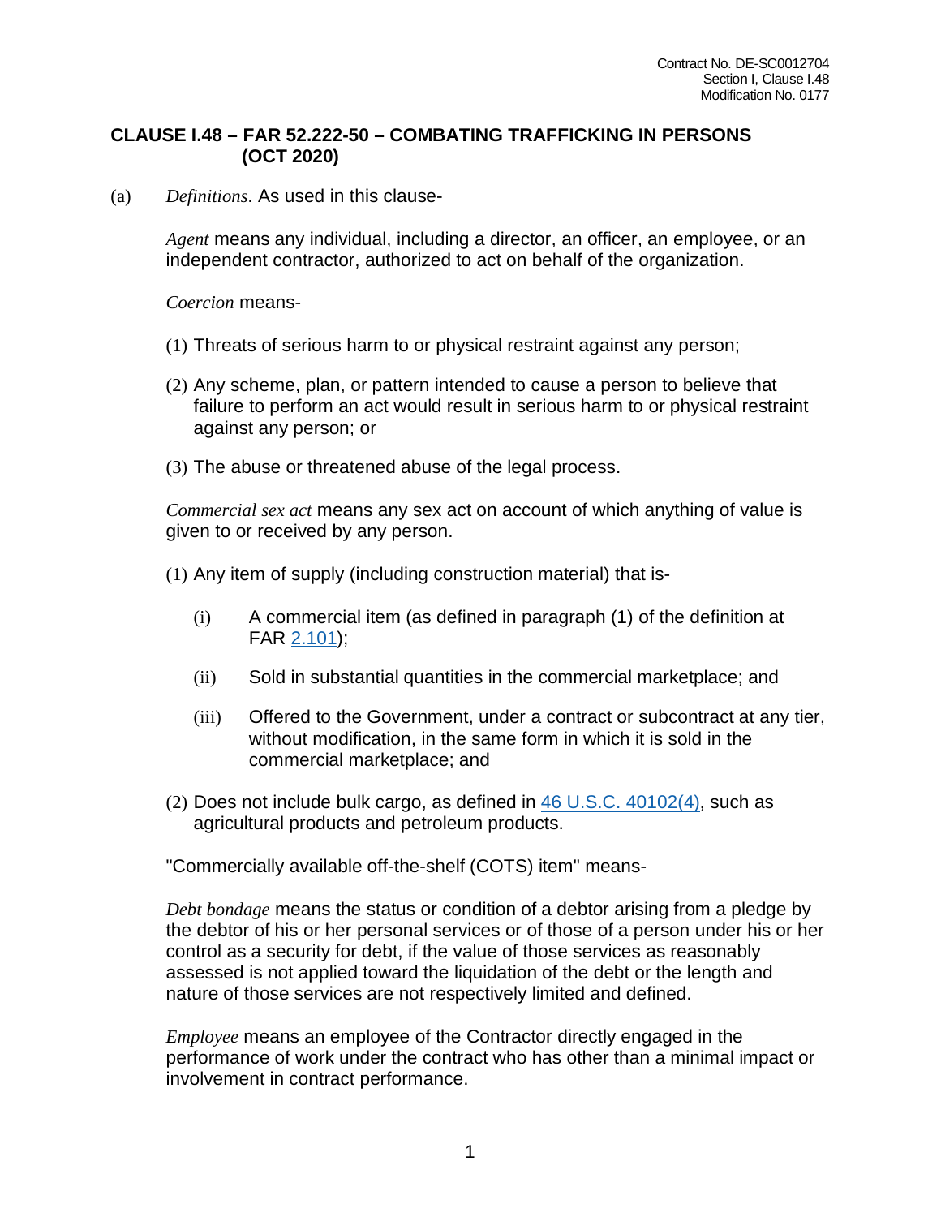# CLAUSE I.48 – FAR 52.222-50 – COMBATING TRAFFICKING IN PERSONS (OCT 2020)

(a) *Definitions*. As used in this clause-

*Agent* means any individual, including a director, an officer, an employee, or an independent contractor, authorized to act on behalf of the organization.

*Coercion* means-

(1) Threats of serious harm to or physical restraint against any person;

(2) Any scheme, plan, or pattern intended to cause a person to believe that failure to perform an act would result in serious harm to or physical restraint against any person; or

(3) The abuse or threatened abuse of the legal process.

*Commercial sex act* means any sex act on account of which anything of value is given to or received by any person.

(1) Any item of supply (including construction material) that is-

- (i) A commercial item (as defined in paragraph (1) of the definition at FAR 2.101);
- (ii) Sold in substantial quantities in the commercial marketplace; and
- (iii) Offered to the Government, under a contract or subcontract at any tier, without modification, in the same form in which it is sold in the commercial marketplace; and

(2) Does not include bulk cargo, as defined in 46 U.S.C. 40102(4), such as agricultural products and petroleum products.

"Commercially available off-the-shelf (COTS) item" means-

*Debt bondage* means the status or condition of a debtor arising from a pledge by the debtor of his or her personal services or of those of a person under his or her control as a security for debt, if the value of those services as reasonably assessed is not applied toward the liquidation of the debt or the length and nature of those services are not respectively limited and defined.

*Employee* means an employee of the Contractor directly engaged in the performance of work under the contract who has other than a minimal impact or involvement in contract performance.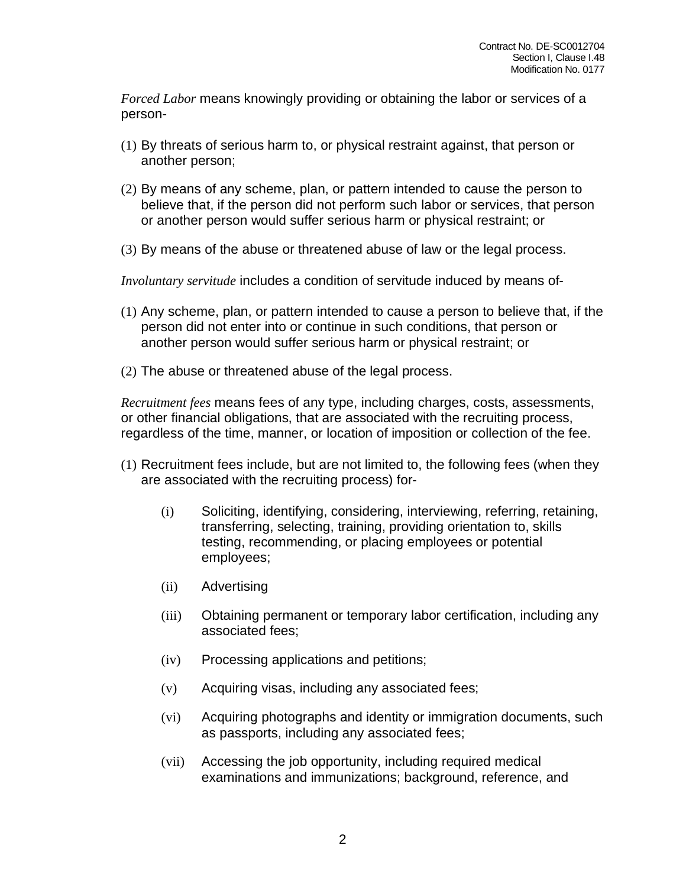*Forced Labor* means knowingly providing or obtaining the labor or services of a person-

(1) By threats of serious harm to, or physical restraint against, that person or another person;

(2) By means of any scheme, plan, or pattern intended to cause the person to believe that, if the person did not perform such labor or services, that person or another person would suffer serious harm or physical restraint; or

(3) By means of the abuse or threatened abuse of law or the legal process.

*Involuntary servitude* includes a condition of servitude induced by means of-

(1) Any scheme, plan, or pattern intended to cause a person to believe that, if the person did not enter into or continue in such conditions, that person or another person would suffer serious harm or physical restraint; or

(2) The abuse or threatened abuse of the legal process.

*Recruitment fees* means fees of any type, including charges, costs, assessments, or other financial obligations, that are associated with the recruiting process, regardless of the time, manner, or location of imposition or collection of the fee.

(1) Recruitment fees include, but are not limited to, the following fees (when they are associated with the recruiting process) for-

   (i) Soliciting, identifying, considering, interviewing, referring, retaining, transferring, selecting, training, providing orientation to, skills testing, recommending, or placing employees or potential employees;

   (ii) Advertising

   (iii) Obtaining permanent or temporary labor certification, including any associated fees;

   (iv) Processing applications and petitions;

   (v) Acquiring visas, including any associated fees;

   (vi) Acquiring photographs and identity or immigration documents, such as passports, including any associated fees;

   (vii) Accessing the job opportunity, including required medical examinations and immunizations; background, reference, and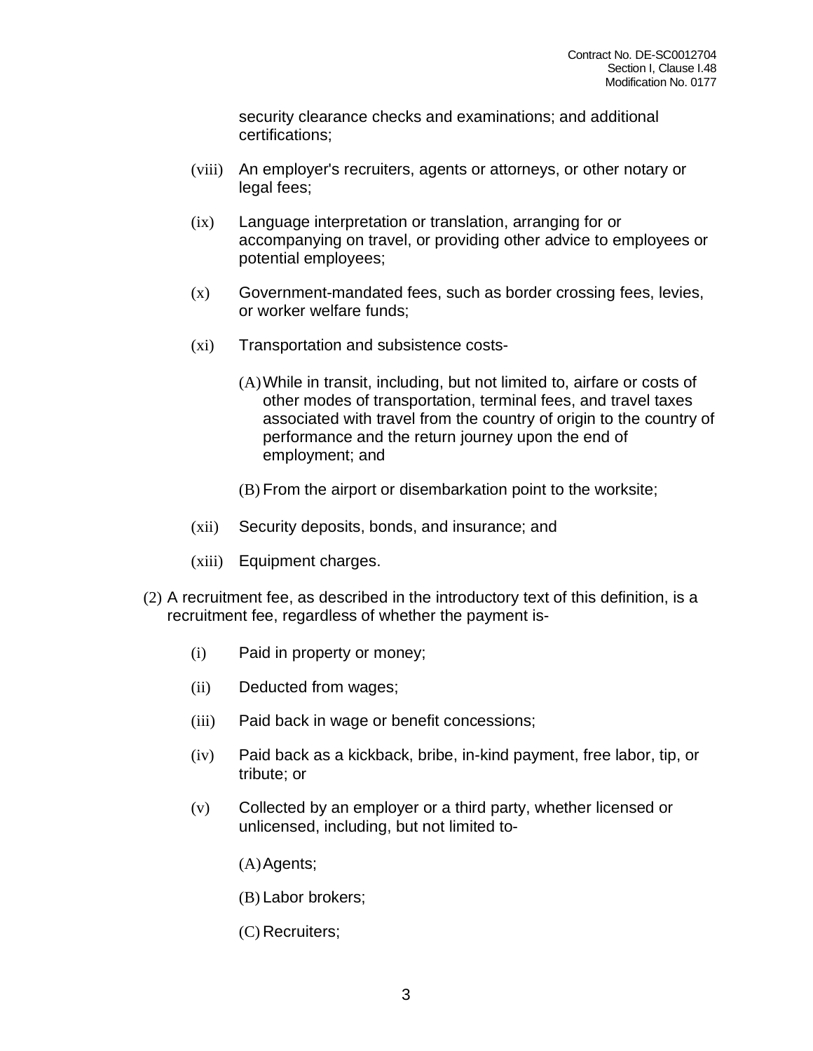security clearance checks and examinations; and additional certifications;

(viii) An employer's recruiters, agents or attorneys, or other notary or legal fees;

(ix) Language interpretation or translation, arranging for or accompanying on travel, or providing other advice to employees or potential employees;

(x) Government-mandated fees, such as border crossing fees, levies, or worker welfare funds;

(xi) Transportation and subsistence costs-

(A) While in transit, including, but not limited to, airfare or costs of other modes of transportation, terminal fees, and travel taxes associated with travel from the country of origin to the country of performance and the return journey upon the end of employment; and

(B) From the airport or disembarkation point to the worksite;

(xii) Security deposits, bonds, and insurance; and

(xiii) Equipment charges.

(2) A recruitment fee, as described in the introductory text of this definition, is a recruitment fee, regardless of whether the payment is-

(i) Paid in property or money;

(ii) Deducted from wages;

(iii) Paid back in wage or benefit concessions;

(iv) Paid back as a kickback, bribe, in-kind payment, free labor, tip, or tribute; or

(v) Collected by an employer or a third party, whether licensed or unlicensed, including, but not limited to-

(A) Agents;

(B) Labor brokers;

(C) Recruiters;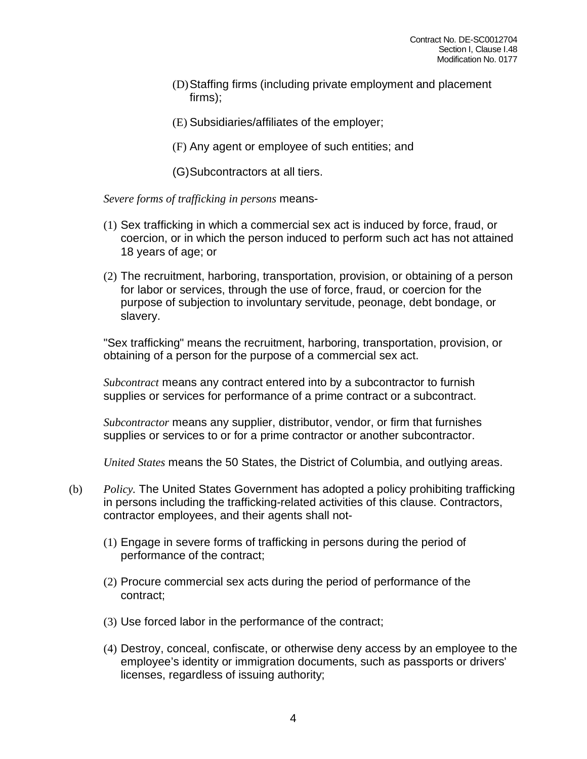(D) Staffing firms (including private employment and placement firms);

(E) Subsidiaries/affiliates of the employer;

(F) Any agent or employee of such entities; and

(G) Subcontractors at all tiers.

*Severe forms of trafficking in persons* means-

(1) Sex trafficking in which a commercial sex act is induced by force, fraud, or coercion, or in which the person induced to perform such act has not attained 18 years of age; or

(2) The recruitment, harboring, transportation, provision, or obtaining of a person for labor or services, through the use of force, fraud, or coercion for the purpose of subjection to involuntary servitude, peonage, debt bondage, or slavery.

"Sex trafficking" means the recruitment, harboring, transportation, provision, or obtaining of a person for the purpose of a commercial sex act.

*Subcontract* means any contract entered into by a subcontractor to furnish supplies or services for performance of a prime contract or a subcontract.

*Subcontractor* means any supplier, distributor, vendor, or firm that furnishes supplies or services to or for a prime contractor or another subcontractor.

*United States* means the 50 States, the District of Columbia, and outlying areas.

(b) *Policy.* The United States Government has adopted a policy prohibiting trafficking in persons including the trafficking-related activities of this clause. Contractors, contractor employees, and their agents shall not-

(1) Engage in severe forms of trafficking in persons during the period of performance of the contract;

(2) Procure commercial sex acts during the period of performance of the contract;

(3) Use forced labor in the performance of the contract;

(4) Destroy, conceal, confiscate, or otherwise deny access by an employee to the employee's identity or immigration documents, such as passports or drivers' licenses, regardless of issuing authority;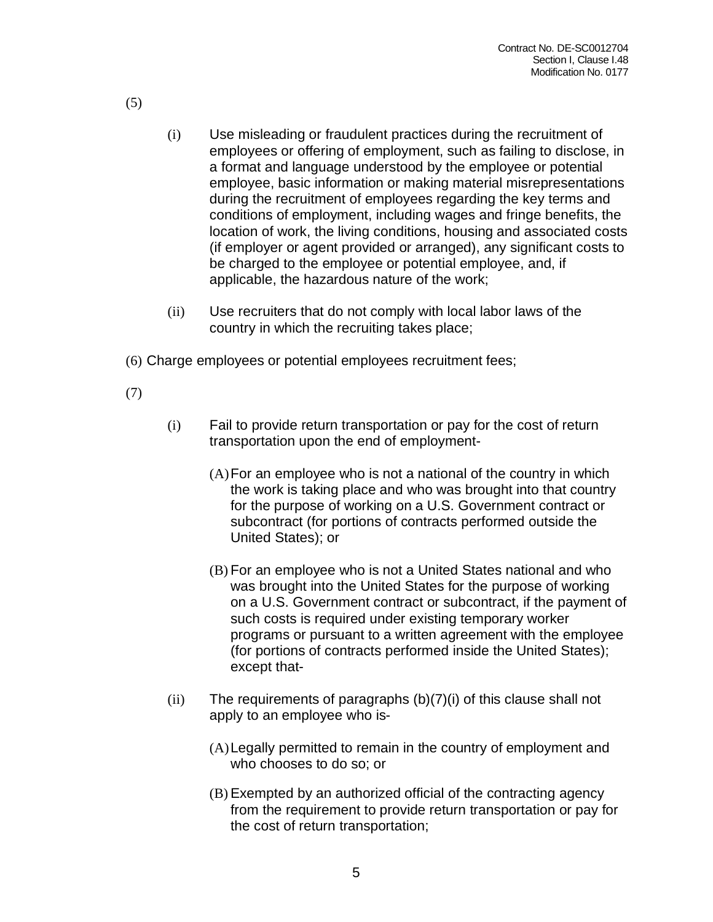(5)

(i) Use misleading or fraudulent practices during the recruitment of employees or offering of employment, such as failing to disclose, in a format and language understood by the employee or potential employee, basic information or making material misrepresentations during the recruitment of employees regarding the key terms and conditions of employment, including wages and fringe benefits, the location of work, the living conditions, housing and associated costs (if employer or agent provided or arranged), any significant costs to be charged to the employee or potential employee, and, if applicable, the hazardous nature of the work;

(ii) Use recruiters that do not comply with local labor laws of the country in which the recruiting takes place;

(6) Charge employees or potential employees recruitment fees;

(7)

(i) Fail to provide return transportation or pay for the cost of return transportation upon the end of employment-

(A) For an employee who is not a national of the country in which the work is taking place and who was brought into that country for the purpose of working on a U.S. Government contract or subcontract (for portions of contracts performed outside the United States); or

(B) For an employee who is not a United States national and who was brought into the United States for the purpose of working on a U.S. Government contract or subcontract, if the payment of such costs is required under existing temporary worker programs or pursuant to a written agreement with the employee (for portions of contracts performed inside the United States); except that-

(ii) The requirements of paragraphs (b)(7)(i) of this clause shall not apply to an employee who is-

(A) Legally permitted to remain in the country of employment and who chooses to do so; or

(B) Exempted by an authorized official of the contracting agency from the requirement to provide return transportation or pay for the cost of return transportation;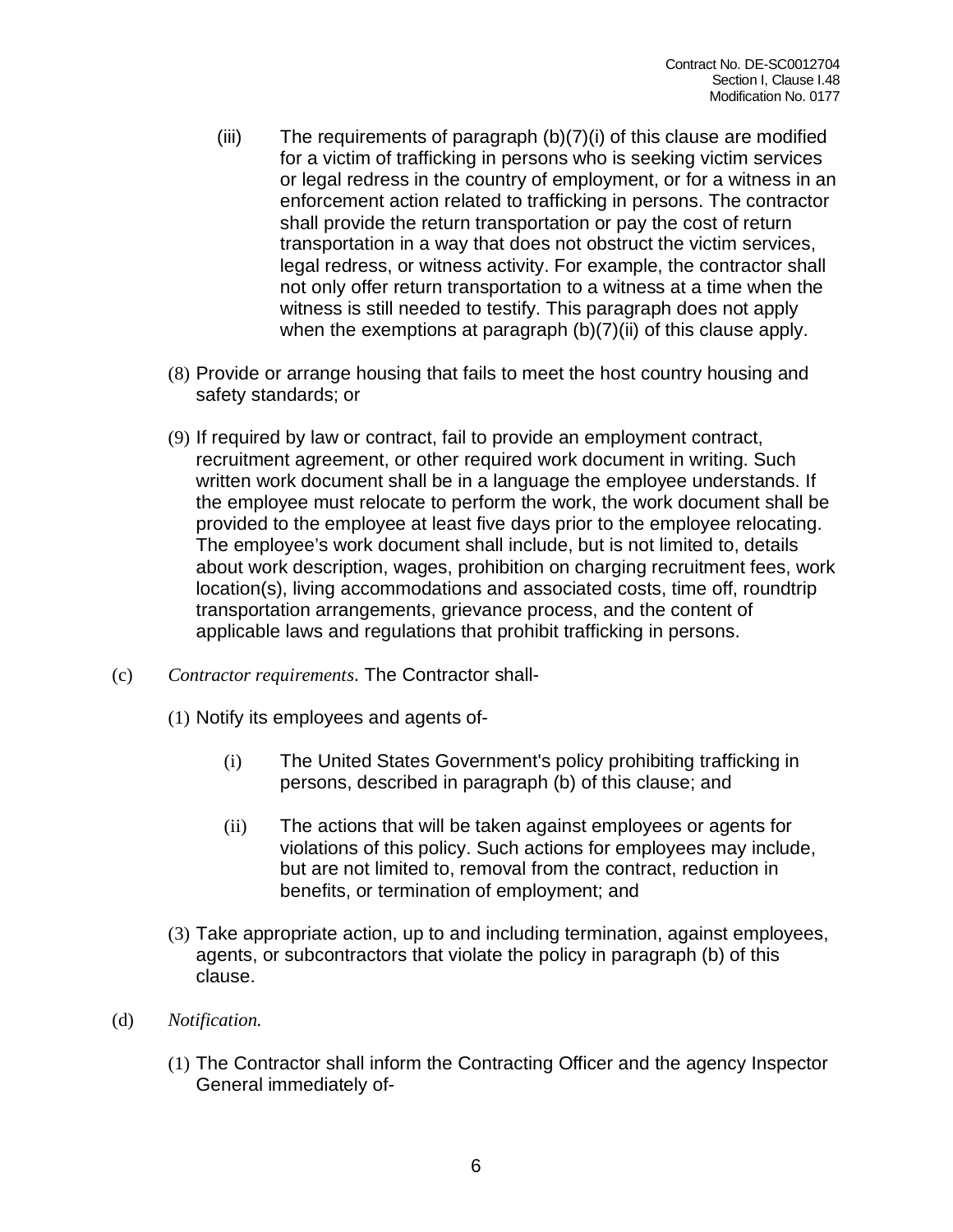(iii) The requirements of paragraph (b)(7)(i) of this clause are modified for a victim of trafficking in persons who is seeking victim services or legal redress in the country of employment, or for a witness in an enforcement action related to trafficking in persons. The contractor shall provide the return transportation or pay the cost of return transportation in a way that does not obstruct the victim services, legal redress, or witness activity. For example, the contractor shall not only offer return transportation to a witness at a time when the witness is still needed to testify. This paragraph does not apply when the exemptions at paragraph (b)(7)(ii) of this clause apply.

(8) Provide or arrange housing that fails to meet the host country housing and safety standards; or

(9) If required by law or contract, fail to provide an employment contract, recruitment agreement, or other required work document in writing. Such written work document shall be in a language the employee understands. If the employee must relocate to perform the work, the work document shall be provided to the employee at least five days prior to the employee relocating. The employee's work document shall include, but is not limited to, details about work description, wages, prohibition on charging recruitment fees, work location(s), living accommodations and associated costs, time off, roundtrip transportation arrangements, grievance process, and the content of applicable laws and regulations that prohibit trafficking in persons.

(c) *Contractor requirements*. The Contractor shall-

(1) Notify its employees and agents of-

(i) The United States Government's policy prohibiting trafficking in persons, described in paragraph (b) of this clause; and

(ii) The actions that will be taken against employees or agents for violations of this policy. Such actions for employees may include, but are not limited to, removal from the contract, reduction in benefits, or termination of employment; and

(3) Take appropriate action, up to and including termination, against employees, agents, or subcontractors that violate the policy in paragraph (b) of this clause.

(d) *Notification.*

(1) The Contractor shall inform the Contracting Officer and the agency Inspector General immediately of-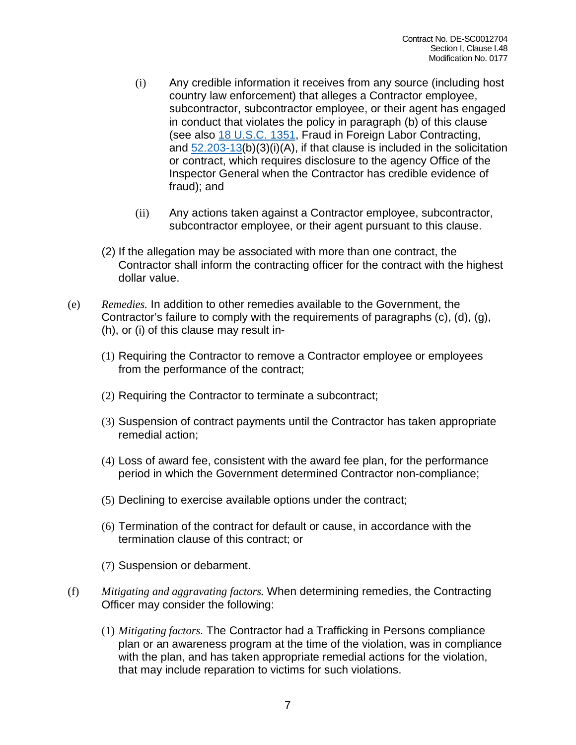(i) Any credible information it receives from any source (including host country law enforcement) that alleges a Contractor employee, subcontractor, subcontractor employee, or their agent has engaged in conduct that violates the policy in paragraph (b) of this clause (see also [18 U.S.C. 1351](), Fraud in Foreign Labor Contracting, and [52.203-13]()(b)(3)(i)(A), if that clause is included in the solicitation or contract, which requires disclosure to the agency Office of the Inspector General when the Contractor has credible evidence of fraud); and

(ii) Any actions taken against a Contractor employee, subcontractor, subcontractor employee, or their agent pursuant to this clause.

(2) If the allegation may be associated with more than one contract, the Contractor shall inform the contracting officer for the contract with the highest dollar value.

(e) *Remedies.* In addition to other remedies available to the Government, the Contractor's failure to comply with the requirements of paragraphs (c), (d), (g), (h), or (i) of this clause may result in-

(1) Requiring the Contractor to remove a Contractor employee or employees from the performance of the contract;

(2) Requiring the Contractor to terminate a subcontract;

(3) Suspension of contract payments until the Contractor has taken appropriate remedial action;

(4) Loss of award fee, consistent with the award fee plan, for the performance period in which the Government determined Contractor non-compliance;

(5) Declining to exercise available options under the contract;

(6) Termination of the contract for default or cause, in accordance with the termination clause of this contract; or

(7) Suspension or debarment.

(f) *Mitigating and aggravating factors.* When determining remedies, the Contracting Officer may consider the following:

(1) *Mitigating factors.* The Contractor had a Trafficking in Persons compliance plan or an awareness program at the time of the violation, was in compliance with the plan, and has taken appropriate remedial actions for the violation, that may include reparation to victims for such violations.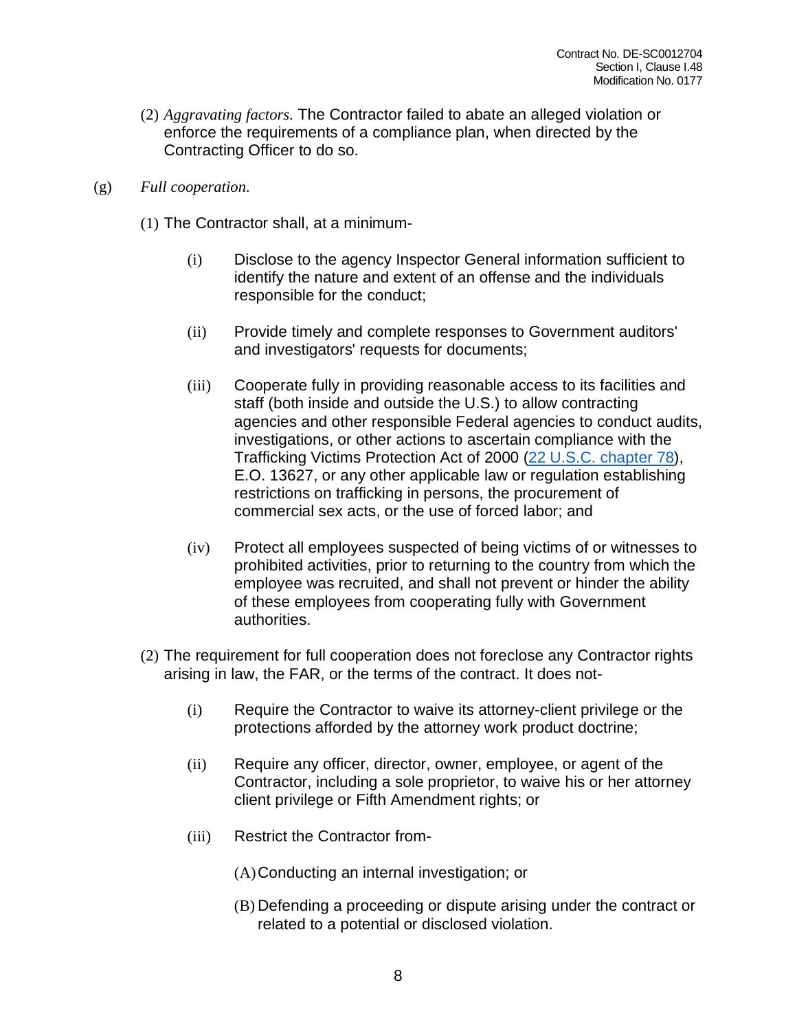(2) *Aggravating factors*. The Contractor failed to abate an alleged violation or enforce the requirements of a compliance plan, when directed by the Contracting Officer to do so.

(g) *Full cooperation.*

(1) The Contractor shall, at a minimum-

(i) Disclose to the agency Inspector General information sufficient to identify the nature and extent of an offense and the individuals responsible for the conduct;

(ii) Provide timely and complete responses to Government auditors' and investigators' requests for documents;

(iii) Cooperate fully in providing reasonable access to its facilities and staff (both inside and outside the U.S.) to allow contracting agencies and other responsible Federal agencies to conduct audits, investigations, or other actions to ascertain compliance with the Trafficking Victims Protection Act of 2000 (22 U.S.C. chapter 78), E.O. 13627, or any other applicable law or regulation establishing restrictions on trafficking in persons, the procurement of commercial sex acts, or the use of forced labor; and

(iv) Protect all employees suspected of being victims of or witnesses to prohibited activities, prior to returning to the country from which the employee was recruited, and shall not prevent or hinder the ability of these employees from cooperating fully with Government authorities.

(2) The requirement for full cooperation does not foreclose any Contractor rights arising in law, the FAR, or the terms of the contract. It does not-

(i) Require the Contractor to waive its attorney-client privilege or the protections afforded by the attorney work product doctrine;

(ii) Require any officer, director, owner, employee, or agent of the Contractor, including a sole proprietor, to waive his or her attorney client privilege or Fifth Amendment rights; or

(iii) Restrict the Contractor from-

(A) Conducting an internal investigation; or

(B) Defending a proceeding or dispute arising under the contract or related to a potential or disclosed violation.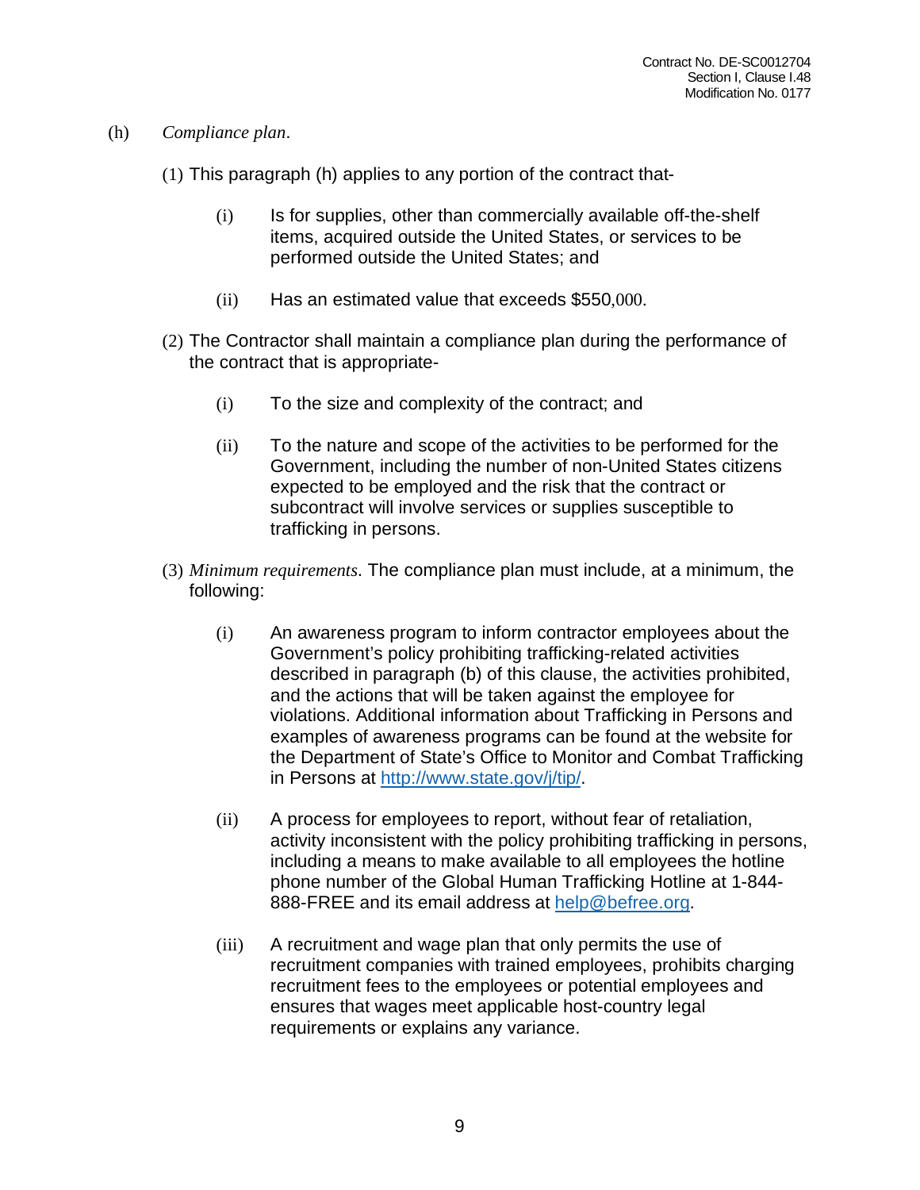(h) *Compliance plan*.

(1) This paragraph (h) applies to any portion of the contract that-

(i) Is for supplies, other than commercially available off-the-shelf items, acquired outside the United States, or services to be performed outside the United States; and

(ii) Has an estimated value that exceeds $550,000.

(2) The Contractor shall maintain a compliance plan during the performance of the contract that is appropriate-

(i) To the size and complexity of the contract; and

(ii) To the nature and scope of the activities to be performed for the Government, including the number of non-United States citizens expected to be employed and the risk that the contract or subcontract will involve services or supplies susceptible to trafficking in persons.

(3) *Minimum requirements*. The compliance plan must include, at a minimum, the following:

(i) An awareness program to inform contractor employees about the Government's policy prohibiting trafficking-related activities described in paragraph (b) of this clause, the activities prohibited, and the actions that will be taken against the employee for violations. Additional information about Trafficking in Persons and examples of awareness programs can be found at the website for the Department of State's Office to Monitor and Combat Trafficking in Persons at http://www.state.gov/j/tip/.

(ii) A process for employees to report, without fear of retaliation, activity inconsistent with the policy prohibiting trafficking in persons, including a means to make available to all employees the hotline phone number of the Global Human Trafficking Hotline at 1-844-888-FREE and its email address at help@befree.org.

(iii) A recruitment and wage plan that only permits the use of recruitment companies with trained employees, prohibits charging recruitment fees to the employees or potential employees and ensures that wages meet applicable host-country legal requirements or explains any variance.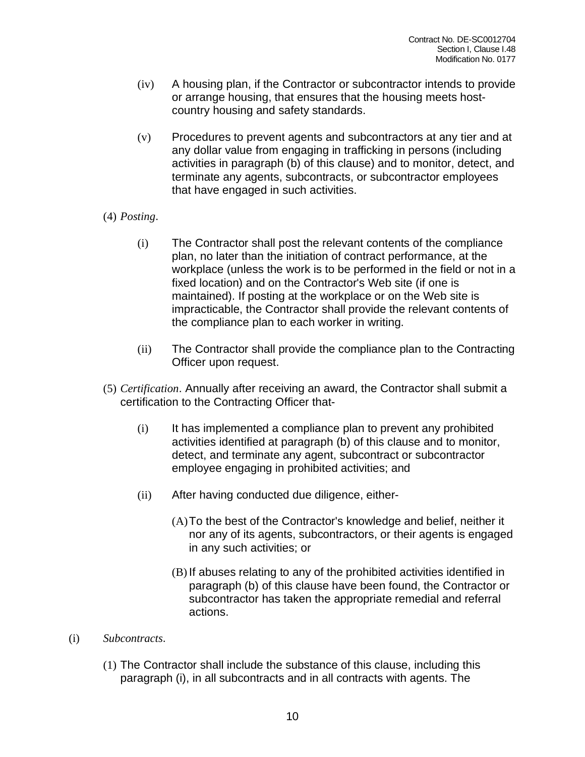(iv) A housing plan, if the Contractor or subcontractor intends to provide or arrange housing, that ensures that the housing meets host-country housing and safety standards.

(v) Procedures to prevent agents and subcontractors at any tier and at any dollar value from engaging in trafficking in persons (including activities in paragraph (b) of this clause) and to monitor, detect, and terminate any agents, subcontracts, or subcontractor employees that have engaged in such activities.

(4) *Posting*.

(i) The Contractor shall post the relevant contents of the compliance plan, no later than the initiation of contract performance, at the workplace (unless the work is to be performed in the field or not in a fixed location) and on the Contractor's Web site (if one is maintained). If posting at the workplace or on the Web site is impracticable, the Contractor shall provide the relevant contents of the compliance plan to each worker in writing.

(ii) The Contractor shall provide the compliance plan to the Contracting Officer upon request.

(5) *Certification*. Annually after receiving an award, the Contractor shall submit a certification to the Contracting Officer that-

(i) It has implemented a compliance plan to prevent any prohibited activities identified at paragraph (b) of this clause and to monitor, detect, and terminate any agent, subcontract or subcontractor employee engaging in prohibited activities; and

(ii) After having conducted due diligence, either-

(A) To the best of the Contractor's knowledge and belief, neither it nor any of its agents, subcontractors, or their agents is engaged in any such activities; or

(B) If abuses relating to any of the prohibited activities identified in paragraph (b) of this clause have been found, the Contractor or subcontractor has taken the appropriate remedial and referral actions.

(i) *Subcontracts*.

(1) The Contractor shall include the substance of this clause, including this paragraph (i), in all subcontracts and in all contracts with agents. The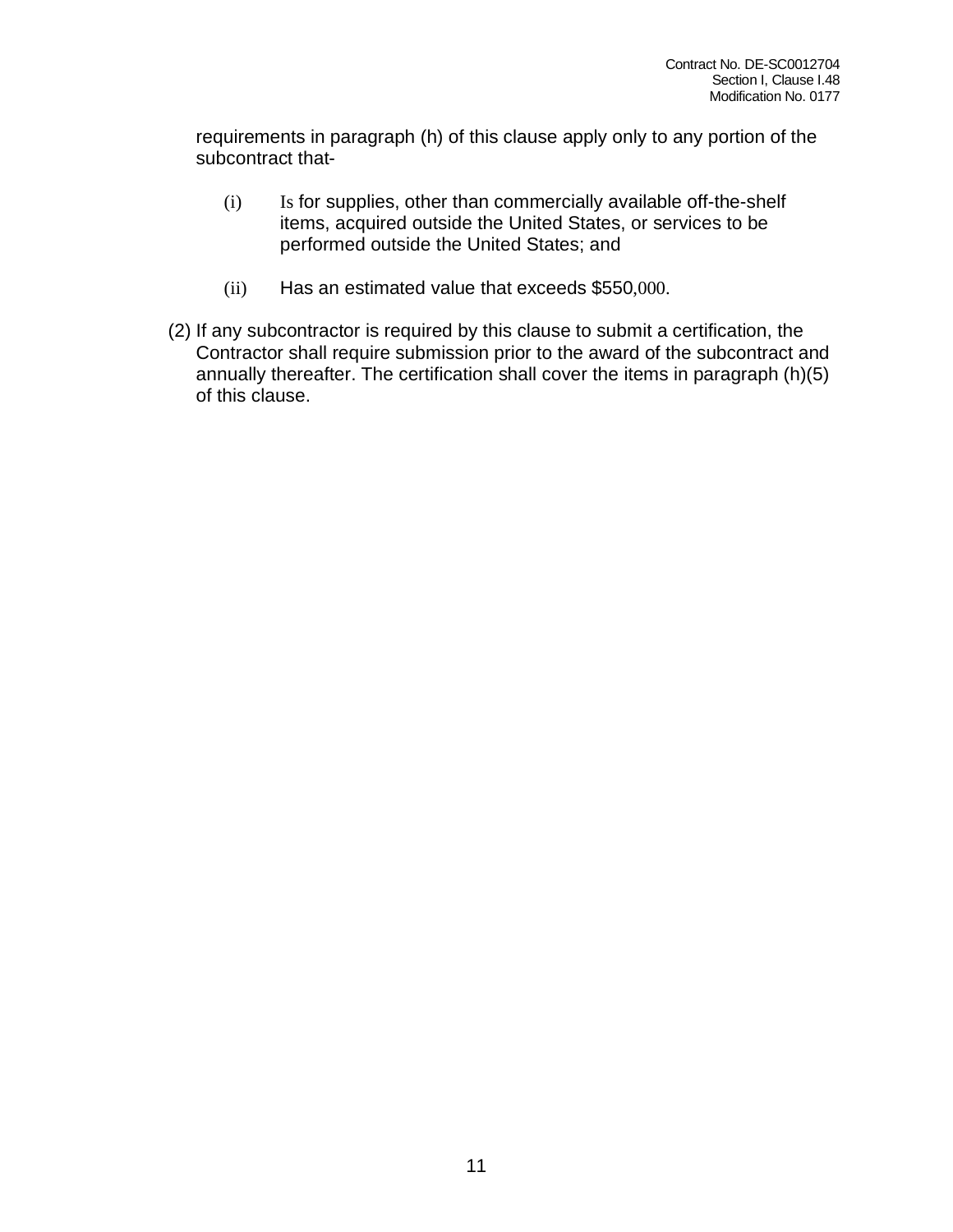requirements in paragraph (h) of this clause apply only to any portion of the subcontract that-

  (i) Is for supplies, other than commercially available off-the-shelf items, acquired outside the United States, or services to be performed outside the United States; and

  (ii) Has an estimated value that exceeds $550,000.

(2) If any subcontractor is required by this clause to submit a certification, the Contractor shall require submission prior to the award of the subcontract and annually thereafter. The certification shall cover the items in paragraph (h)(5) of this clause.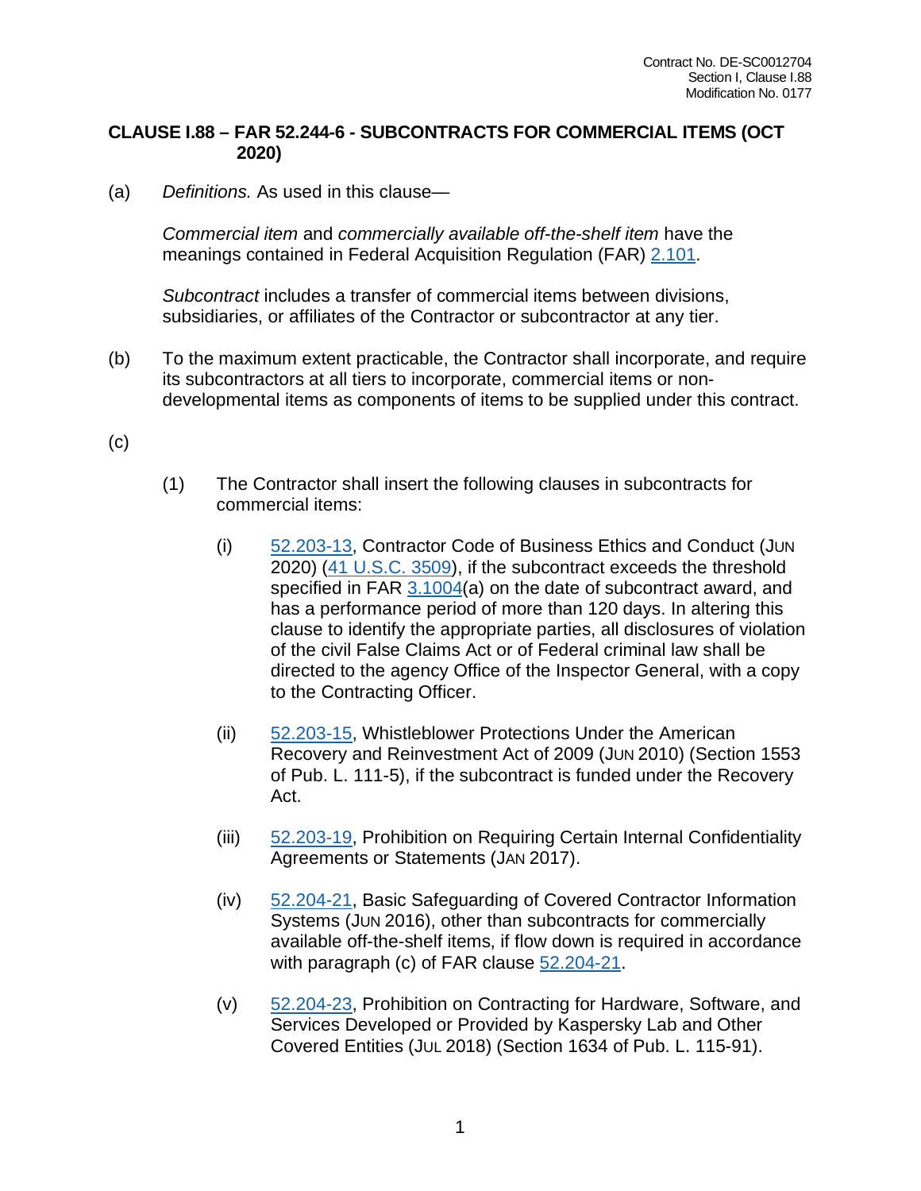**CLAUSE I.88 – FAR 52.244-6 - SUBCONTRACTS FOR COMMERCIAL ITEMS (OCT 2020)**

(a) *Definitions.* As used in this clause—

*Commercial item* and *commercially available off-the-shelf item* have the meanings contained in Federal Acquisition Regulation (FAR) 2.101.

*Subcontract* includes a transfer of commercial items between divisions, subsidiaries, or affiliates of the Contractor or subcontractor at any tier.

(b) To the maximum extent practicable, the Contractor shall incorporate, and require its subcontractors at all tiers to incorporate, commercial items or non-developmental items as components of items to be supplied under this contract.

(c)

(1) The Contractor shall insert the following clauses in subcontracts for commercial items:

(i) 52.203-13, Contractor Code of Business Ethics and Conduct (JUN 2020) (41 U.S.C. 3509), if the subcontract exceeds the threshold specified in FAR 3.1004(a) on the date of subcontract award, and has a performance period of more than 120 days. In altering this clause to identify the appropriate parties, all disclosures of violation of the civil False Claims Act or of Federal criminal law shall be directed to the agency Office of the Inspector General, with a copy to the Contracting Officer.

(ii) 52.203-15, Whistleblower Protections Under the American Recovery and Reinvestment Act of 2009 (JUN 2010) (Section 1553 of Pub. L. 111-5), if the subcontract is funded under the Recovery Act.

(iii) 52.203-19, Prohibition on Requiring Certain Internal Confidentiality Agreements or Statements (JAN 2017).

(iv) 52.204-21, Basic Safeguarding of Covered Contractor Information Systems (JUN 2016), other than subcontracts for commercially available off-the-shelf items, if flow down is required in accordance with paragraph (c) of FAR clause 52.204-21.

(v) 52.204-23, Prohibition on Contracting for Hardware, Software, and Services Developed or Provided by Kaspersky Lab and Other Covered Entities (JUL 2018) (Section 1634 of Pub. L. 115-91).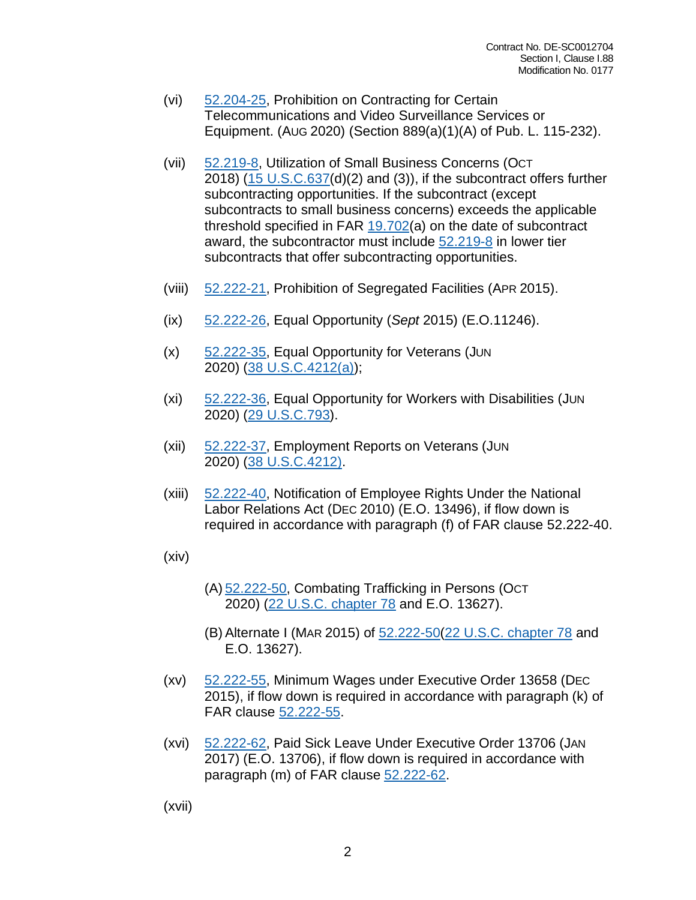(vi) 52.204-25, Prohibition on Contracting for Certain Telecommunications and Video Surveillance Services or Equipment. (AUG 2020) (Section 889(a)(1)(A) of Pub. L. 115-232).

(vii) 52.219-8, Utilization of Small Business Concerns (OCT 2018) (15 U.S.C.637(d)(2) and (3)), if the subcontract offers further subcontracting opportunities. If the subcontract (except subcontracts to small business concerns) exceeds the applicable threshold specified in FAR 19.702(a) on the date of subcontract award, the subcontractor must include 52.219-8 in lower tier subcontracts that offer subcontracting opportunities.

(viii) 52.222-21, Prohibition of Segregated Facilities (APR 2015).

(ix) 52.222-26, Equal Opportunity (*Sept* 2015) (E.O.11246).

(x) 52.222-35, Equal Opportunity for Veterans (JUN 2020) (38 U.S.C.4212(a));

(xi) 52.222-36, Equal Opportunity for Workers with Disabilities (JUN 2020) (29 U.S.C.793).

(xii) 52.222-37, Employment Reports on Veterans (JUN 2020) (38 U.S.C.4212).

(xiii) 52.222-40, Notification of Employee Rights Under the National Labor Relations Act (DEC 2010) (E.O. 13496), if flow down is required in accordance with paragraph (f) of FAR clause 52.222-40.

(xiv)

(A) 52.222-50, Combating Trafficking in Persons (OCT 2020) (22 U.S.C. chapter 78 and E.O. 13627).

(B) Alternate I (MAR 2015) of 52.222-50(22 U.S.C. chapter 78 and E.O. 13627).

(xv) 52.222-55, Minimum Wages under Executive Order 13658 (DEC 2015), if flow down is required in accordance with paragraph (k) of FAR clause 52.222-55.

(xvi) 52.222-62, Paid Sick Leave Under Executive Order 13706 (JAN 2017) (E.O. 13706), if flow down is required in accordance with paragraph (m) of FAR clause 52.222-62.

(xvii)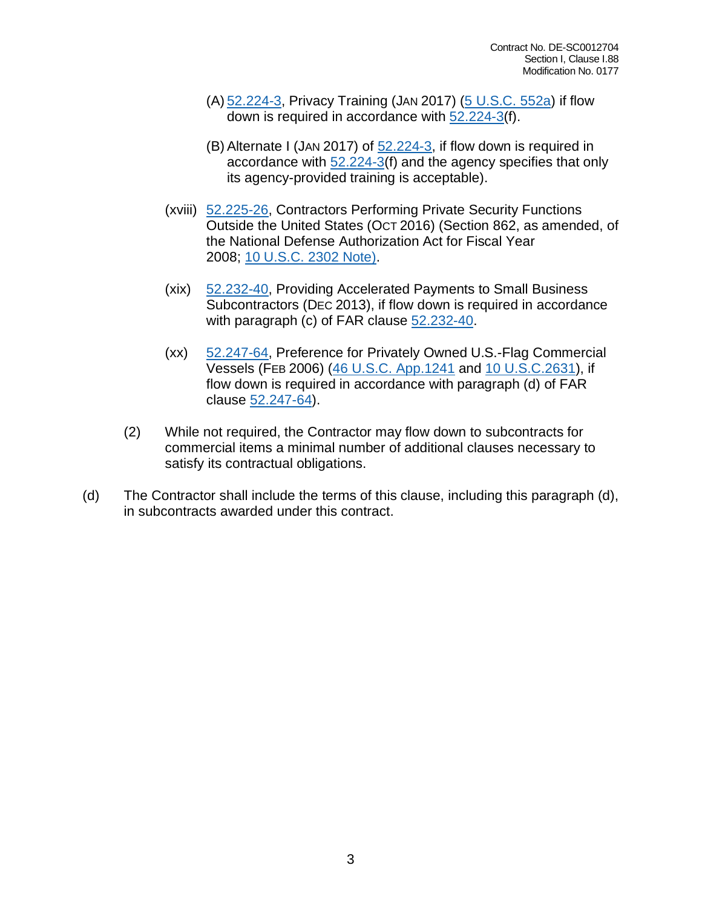(A) 52.224-3, Privacy Training (JAN 2017) (5 U.S.C. 552a) if flow down is required in accordance with 52.224-3(f).

(B) Alternate I (JAN 2017) of 52.224-3, if flow down is required in accordance with 52.224-3(f) and the agency specifies that only its agency-provided training is acceptable).

(xviii) 52.225-26, Contractors Performing Private Security Functions Outside the United States (OCT 2016) (Section 862, as amended, of the National Defense Authorization Act for Fiscal Year 2008; 10 U.S.C. 2302 Note).

(xix) 52.232-40, Providing Accelerated Payments to Small Business Subcontractors (DEC 2013), if flow down is required in accordance with paragraph (c) of FAR clause 52.232-40.

(xx) 52.247-64, Preference for Privately Owned U.S.-Flag Commercial Vessels (FEB 2006) (46 U.S.C. App.1241 and 10 U.S.C.2631), if flow down is required in accordance with paragraph (d) of FAR clause 52.247-64).

(2) While not required, the Contractor may flow down to subcontracts for commercial items a minimal number of additional clauses necessary to satisfy its contractual obligations.

(d) The Contractor shall include the terms of this clause, including this paragraph (d), in subcontracts awarded under this contract.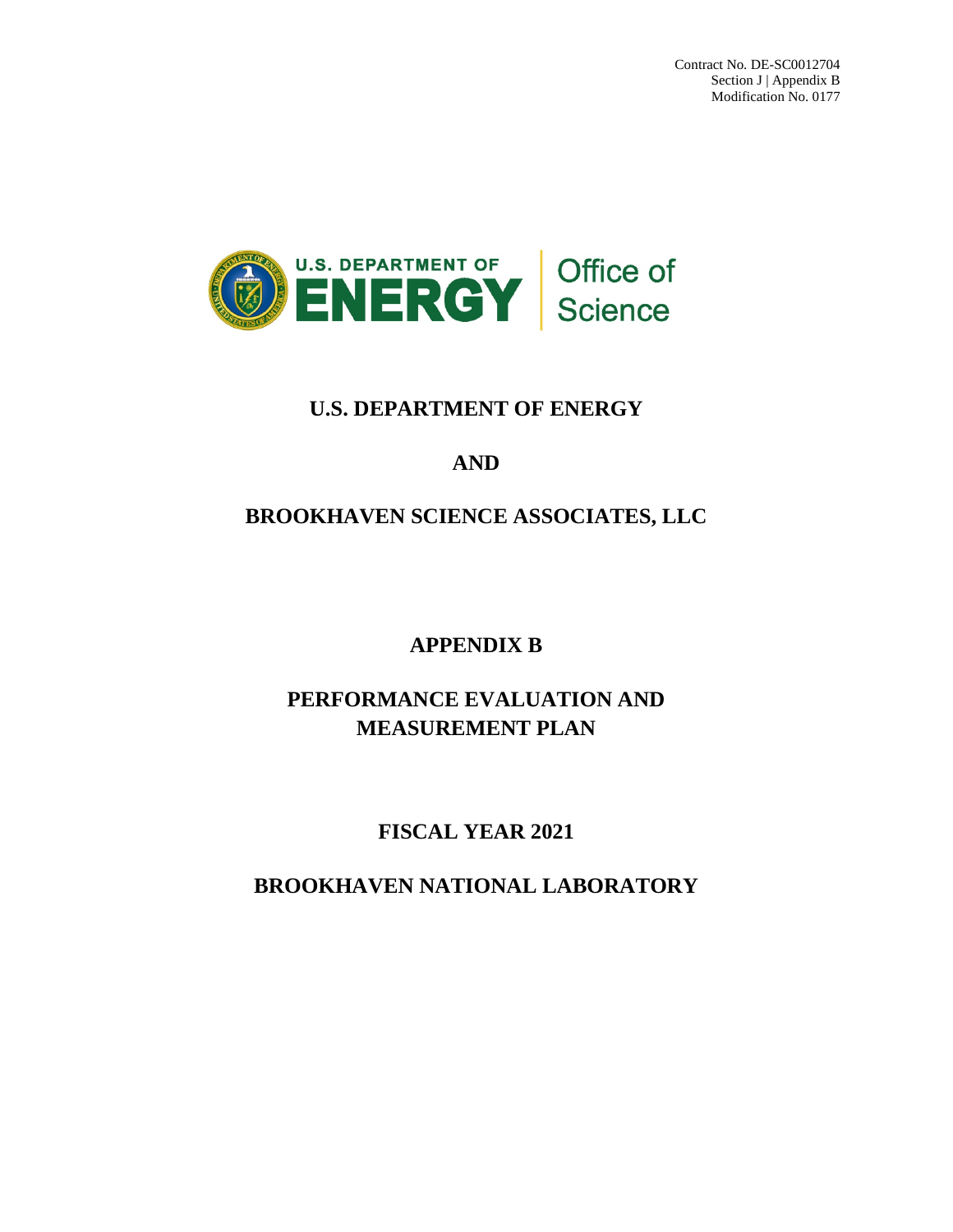Contract No. DE-SC0012704
Section J | Appendix B
Modification No. 0177

# U.S. DEPARTMENT OF ENERGY

# AND

# BROOKHAVEN SCIENCE ASSOCIATES, LLC

# APPENDIX B

# PERFORMANCE EVALUATION AND MEASUREMENT PLAN

# FISCAL YEAR 2021

# BROOKHAVEN NATIONAL LABORATORY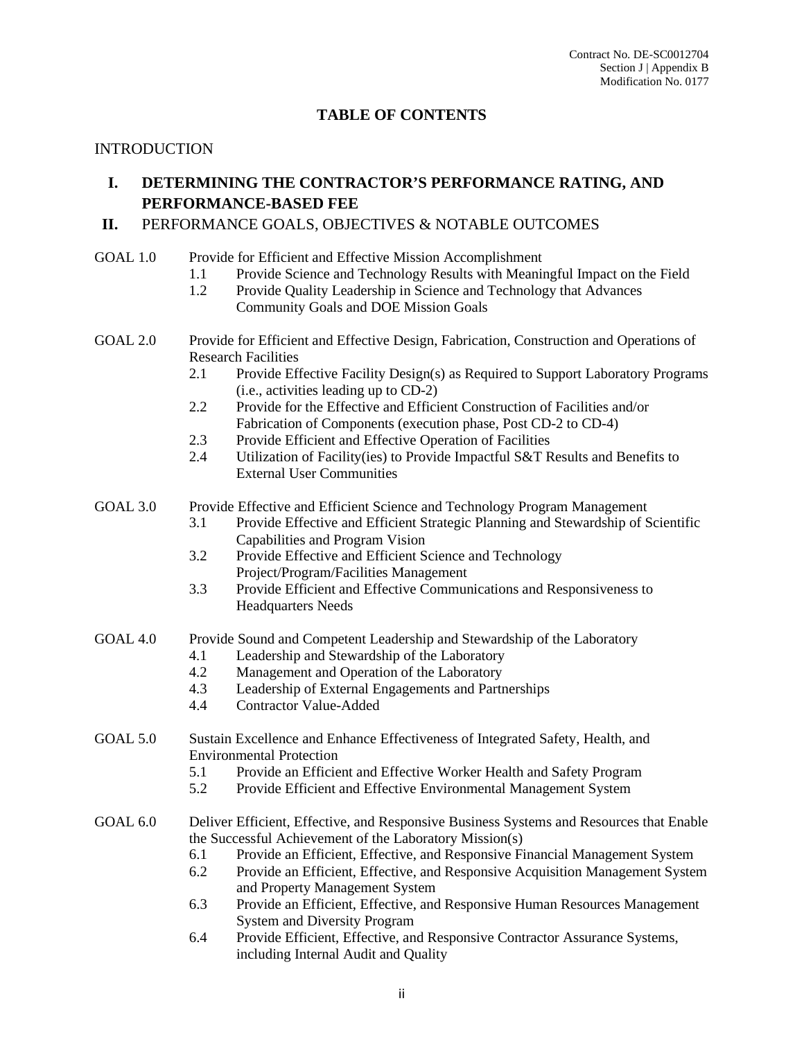# TABLE OF CONTENTS

INTRODUCTION

**I. DETERMINING THE CONTRACTOR'S PERFORMANCE RATING, AND PERFORMANCE-BASED FEE**

**II.** PERFORMANCE GOALS, OBJECTIVES & NOTABLE OUTCOMES

GOAL 1.0 Provide for Efficient and Effective Mission Accomplishment
- 1.1 Provide Science and Technology Results with Meaningful Impact on the Field
- 1.2 Provide Quality Leadership in Science and Technology that Advances Community Goals and DOE Mission Goals

GOAL 2.0 Provide for Efficient and Effective Design, Fabrication, Construction and Operations of Research Facilities
- 2.1 Provide Effective Facility Design(s) as Required to Support Laboratory Programs (i.e., activities leading up to CD-2)
- 2.2 Provide for the Effective and Efficient Construction of Facilities and/or Fabrication of Components (execution phase, Post CD-2 to CD-4)
- 2.3 Provide Efficient and Effective Operation of Facilities
- 2.4 Utilization of Facility(ies) to Provide Impactful S&T Results and Benefits to External User Communities

GOAL 3.0 Provide Effective and Efficient Science and Technology Program Management
- 3.1 Provide Effective and Efficient Strategic Planning and Stewardship of Scientific Capabilities and Program Vision
- 3.2 Provide Effective and Efficient Science and Technology Project/Program/Facilities Management
- 3.3 Provide Efficient and Effective Communications and Responsiveness to Headquarters Needs

GOAL 4.0 Provide Sound and Competent Leadership and Stewardship of the Laboratory
- 4.1 Leadership and Stewardship of the Laboratory
- 4.2 Management and Operation of the Laboratory
- 4.3 Leadership of External Engagements and Partnerships
- 4.4 Contractor Value-Added

GOAL 5.0 Sustain Excellence and Enhance Effectiveness of Integrated Safety, Health, and Environmental Protection
- 5.1 Provide an Efficient and Effective Worker Health and Safety Program
- 5.2 Provide Efficient and Effective Environmental Management System

GOAL 6.0 Deliver Efficient, Effective, and Responsive Business Systems and Resources that Enable the Successful Achievement of the Laboratory Mission(s)
- 6.1 Provide an Efficient, Effective, and Responsive Financial Management System
- 6.2 Provide an Efficient, Effective, and Responsive Acquisition Management System and Property Management System
- 6.3 Provide an Efficient, Effective, and Responsive Human Resources Management System and Diversity Program
- 6.4 Provide Efficient, Effective, and Responsive Contractor Assurance Systems, including Internal Audit and Quality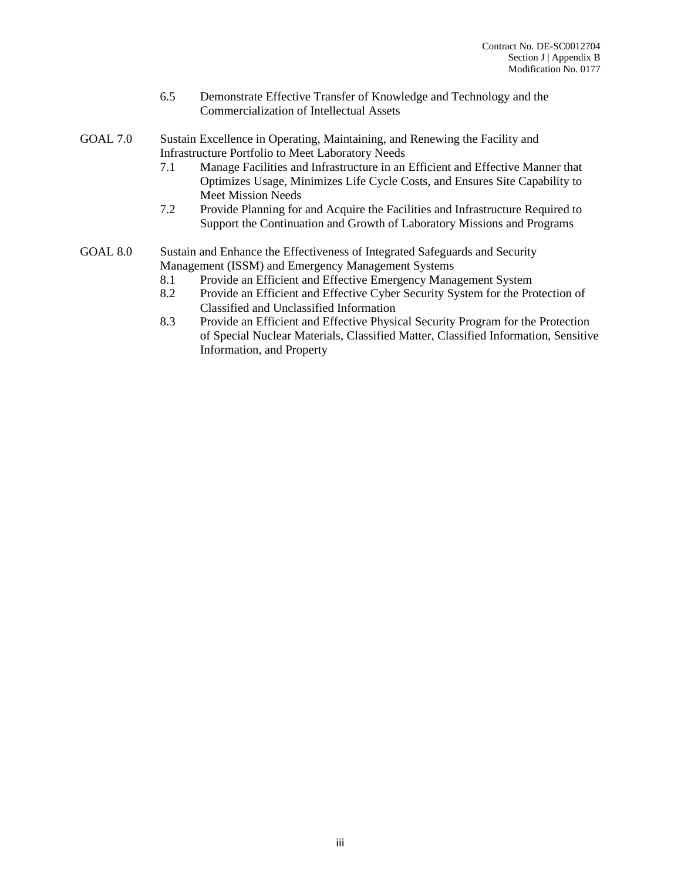6.5 Demonstrate Effective Transfer of Knowledge and Technology and the Commercialization of Intellectual Assets

GOAL 7.0 Sustain Excellence in Operating, Maintaining, and Renewing the Facility and Infrastructure Portfolio to Meet Laboratory Needs

7.1 Manage Facilities and Infrastructure in an Efficient and Effective Manner that Optimizes Usage, Minimizes Life Cycle Costs, and Ensures Site Capability to Meet Mission Needs

7.2 Provide Planning for and Acquire the Facilities and Infrastructure Required to Support the Continuation and Growth of Laboratory Missions and Programs

GOAL 8.0 Sustain and Enhance the Effectiveness of Integrated Safeguards and Security Management (ISSM) and Emergency Management Systems

8.1 Provide an Efficient and Effective Emergency Management System

8.2 Provide an Efficient and Effective Cyber Security System for the Protection of Classified and Unclassified Information

8.3 Provide an Efficient and Effective Physical Security Program for the Protection of Special Nuclear Materials, Classified Matter, Classified Information, Sensitive Information, and Property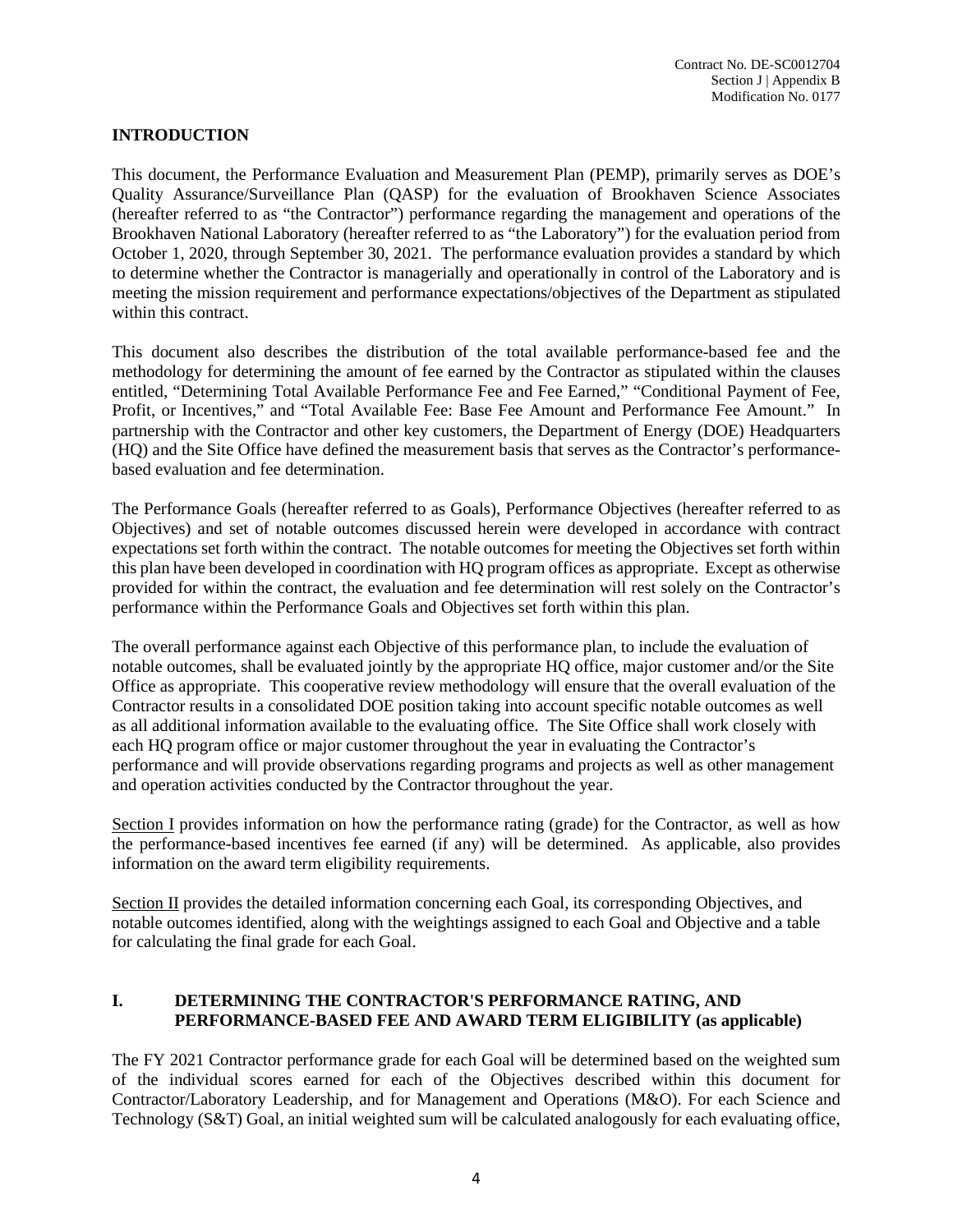## INTRODUCTION

This document, the Performance Evaluation and Measurement Plan (PEMP), primarily serves as DOE's Quality Assurance/Surveillance Plan (QASP) for the evaluation of Brookhaven Science Associates (hereafter referred to as "the Contractor") performance regarding the management and operations of the Brookhaven National Laboratory (hereafter referred to as "the Laboratory") for the evaluation period from October 1, 2020, through September 30, 2021. The performance evaluation provides a standard by which to determine whether the Contractor is managerially and operationally in control of the Laboratory and is meeting the mission requirement and performance expectations/objectives of the Department as stipulated within this contract.

This document also describes the distribution of the total available performance-based fee and the methodology for determining the amount of fee earned by the Contractor as stipulated within the clauses entitled, "Determining Total Available Performance Fee and Fee Earned," "Conditional Payment of Fee, Profit, or Incentives," and "Total Available Fee: Base Fee Amount and Performance Fee Amount." In partnership with the Contractor and other key customers, the Department of Energy (DOE) Headquarters (HQ) and the Site Office have defined the measurement basis that serves as the Contractor's performance-based evaluation and fee determination.

The Performance Goals (hereafter referred to as Goals), Performance Objectives (hereafter referred to as Objectives) and set of notable outcomes discussed herein were developed in accordance with contract expectations set forth within the contract. The notable outcomes for meeting the Objectives set forth within this plan have been developed in coordination with HQ program offices as appropriate. Except as otherwise provided for within the contract, the evaluation and fee determination will rest solely on the Contractor's performance within the Performance Goals and Objectives set forth within this plan.

The overall performance against each Objective of this performance plan, to include the evaluation of notable outcomes, shall be evaluated jointly by the appropriate HQ office, major customer and/or the Site Office as appropriate. This cooperative review methodology will ensure that the overall evaluation of the Contractor results in a consolidated DOE position taking into account specific notable outcomes as well as all additional information available to the evaluating office. The Site Office shall work closely with each HQ program office or major customer throughout the year in evaluating the Contractor's performance and will provide observations regarding programs and projects as well as other management and operation activities conducted by the Contractor throughout the year.

Section I provides information on how the performance rating (grade) for the Contractor, as well as how the performance-based incentives fee earned (if any) will be determined. As applicable, also provides information on the award term eligibility requirements.

Section II provides the detailed information concerning each Goal, its corresponding Objectives, and notable outcomes identified, along with the weightings assigned to each Goal and Objective and a table for calculating the final grade for each Goal.

## I. DETERMINING THE CONTRACTOR'S PERFORMANCE RATING, AND PERFORMANCE-BASED FEE AND AWARD TERM ELIGIBILITY (as applicable)

The FY 2021 Contractor performance grade for each Goal will be determined based on the weighted sum of the individual scores earned for each of the Objectives described within this document for Contractor/Laboratory Leadership, and for Management and Operations (M&O). For each Science and Technology (S&T) Goal, an initial weighted sum will be calculated analogously for each evaluating office,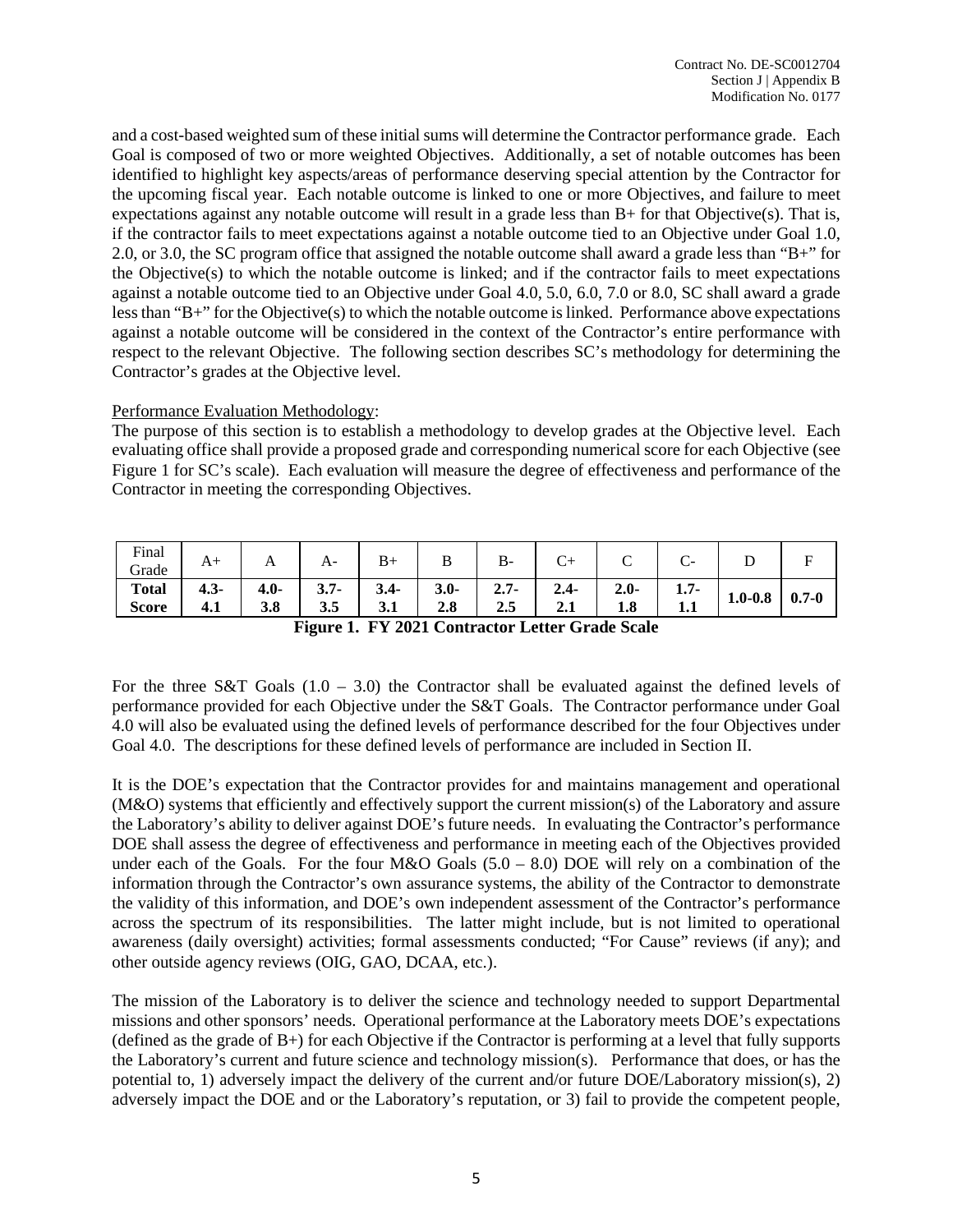and a cost-based weighted sum of these initial sums will determine the Contractor performance grade. Each Goal is composed of two or more weighted Objectives. Additionally, a set of notable outcomes has been identified to highlight key aspects/areas of performance deserving special attention by the Contractor for the upcoming fiscal year. Each notable outcome is linked to one or more Objectives, and failure to meet expectations against any notable outcome will result in a grade less than B+ for that Objective(s). That is, if the contractor fails to meet expectations against a notable outcome tied to an Objective under Goal 1.0, 2.0, or 3.0, the SC program office that assigned the notable outcome shall award a grade less than "B+" for the Objective(s) to which the notable outcome is linked; and if the contractor fails to meet expectations against a notable outcome tied to an Objective under Goal 4.0, 5.0, 6.0, 7.0 or 8.0, SC shall award a grade less than "B+" for the Objective(s) to which the notable outcome is linked. Performance above expectations against a notable outcome will be considered in the context of the Contractor's entire performance with respect to the relevant Objective. The following section describes SC's methodology for determining the Contractor's grades at the Objective level.

Performance Evaluation Methodology:

The purpose of this section is to establish a methodology to develop grades at the Objective level. Each evaluating office shall provide a proposed grade and corresponding numerical score for each Objective (see Figure 1 for SC's scale). Each evaluation will measure the degree of effectiveness and performance of the Contractor in meeting the corresponding Objectives.

| Final Grade | A+ | A | A- | B+ | B | B- | C+ | C | C- | D | F |
|---|---|---|---|---|---|---|---|---|---|---|---|
| **Total Score** | **4.3-4.1** | **4.0-3.8** | **3.7-3.5** | **3.4-3.1** | **3.0-2.8** | **2.7-2.5** | **2.4-2.1** | **2.0-1.8** | **1.7-1.1** | **1.0-0.8** | **0.7-0** |

**Figure 1. FY 2021 Contractor Letter Grade Scale**

For the three S&T Goals (1.0 – 3.0) the Contractor shall be evaluated against the defined levels of performance provided for each Objective under the S&T Goals. The Contractor performance under Goal 4.0 will also be evaluated using the defined levels of performance described for the four Objectives under Goal 4.0. The descriptions for these defined levels of performance are included in Section II.

It is the DOE's expectation that the Contractor provides for and maintains management and operational (M&O) systems that efficiently and effectively support the current mission(s) of the Laboratory and assure the Laboratory's ability to deliver against DOE's future needs. In evaluating the Contractor's performance DOE shall assess the degree of effectiveness and performance in meeting each of the Objectives provided under each of the Goals. For the four M&O Goals (5.0 – 8.0) DOE will rely on a combination of the information through the Contractor's own assurance systems, the ability of the Contractor to demonstrate the validity of this information, and DOE's own independent assessment of the Contractor's performance across the spectrum of its responsibilities. The latter might include, but is not limited to operational awareness (daily oversight) activities; formal assessments conducted; "For Cause" reviews (if any); and other outside agency reviews (OIG, GAO, DCAA, etc.).

The mission of the Laboratory is to deliver the science and technology needed to support Departmental missions and other sponsors' needs. Operational performance at the Laboratory meets DOE's expectations (defined as the grade of B+) for each Objective if the Contractor is performing at a level that fully supports the Laboratory's current and future science and technology mission(s). Performance that does, or has the potential to, 1) adversely impact the delivery of the current and/or future DOE/Laboratory mission(s), 2) adversely impact the DOE and or the Laboratory's reputation, or 3) fail to provide the competent people,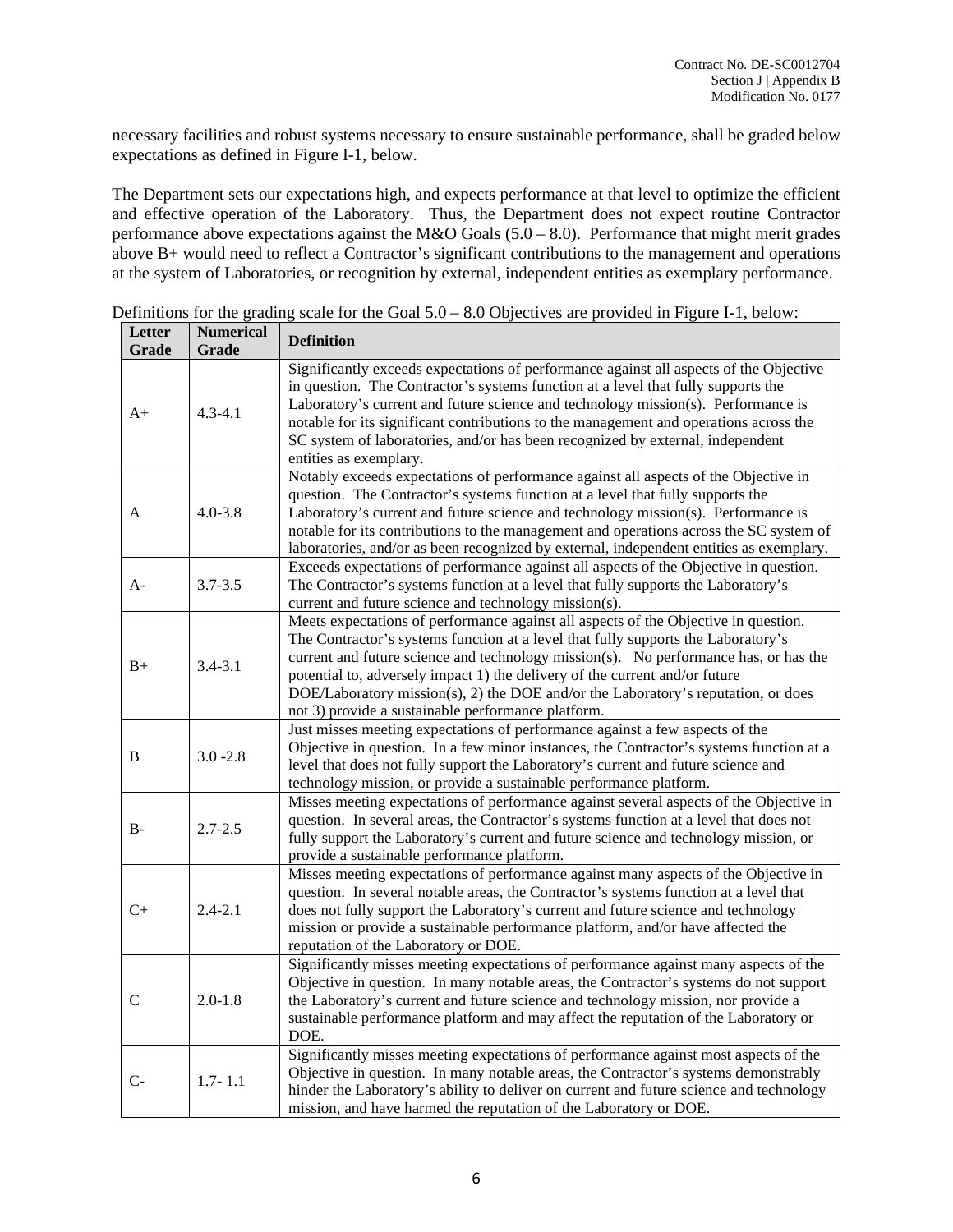necessary facilities and robust systems necessary to ensure sustainable performance, shall be graded below expectations as defined in Figure I-1, below.

The Department sets our expectations high, and expects performance at that level to optimize the efficient and effective operation of the Laboratory. Thus, the Department does not expect routine Contractor performance above expectations against the M&O Goals (5.0 – 8.0). Performance that might merit grades above B+ would need to reflect a Contractor's significant contributions to the management and operations at the system of Laboratories, or recognition by external, independent entities as exemplary performance.

Definitions for the grading scale for the Goal 5.0 – 8.0 Objectives are provided in Figure I-1, below:

| Letter Grade | Numerical Grade | Definition |
|---|---|---|
| A+ | 4.3-4.1 | Significantly exceeds expectations of performance against all aspects of the Objective in question. The Contractor's systems function at a level that fully supports the Laboratory's current and future science and technology mission(s). Performance is notable for its significant contributions to the management and operations across the SC system of laboratories, and/or has been recognized by external, independent entities as exemplary. |
| A | 4.0-3.8 | Notably exceeds expectations of performance against all aspects of the Objective in question. The Contractor's systems function at a level that fully supports the Laboratory's current and future science and technology mission(s). Performance is notable for its contributions to the management and operations across the SC system of laboratories, and/or as been recognized by external, independent entities as exemplary. |
| A- | 3.7-3.5 | Exceeds expectations of performance against all aspects of the Objective in question. The Contractor's systems function at a level that fully supports the Laboratory's current and future science and technology mission(s). |
| B+ | 3.4-3.1 | Meets expectations of performance against all aspects of the Objective in question. The Contractor's systems function at a level that fully supports the Laboratory's current and future science and technology mission(s). No performance has, or has the potential to, adversely impact 1) the delivery of the current and/or future DOE/Laboratory mission(s), 2) the DOE and/or the Laboratory's reputation, or does not 3) provide a sustainable performance platform. |
| B | 3.0 -2.8 | Just misses meeting expectations of performance against a few aspects of the Objective in question. In a few minor instances, the Contractor's systems function at a level that does not fully support the Laboratory's current and future science and technology mission, or provide a sustainable performance platform. |
| B- | 2.7-2.5 | Misses meeting expectations of performance against several aspects of the Objective in question. In several areas, the Contractor's systems function at a level that does not fully support the Laboratory's current and future science and technology mission, or provide a sustainable performance platform. |
| C+ | 2.4-2.1 | Misses meeting expectations of performance against many aspects of the Objective in question. In several notable areas, the Contractor's systems function at a level that does not fully support the Laboratory's current and future science and technology mission or provide a sustainable performance platform, and/or have affected the reputation of the Laboratory or DOE. |
| C | 2.0-1.8 | Significantly misses meeting expectations of performance against many aspects of the Objective in question. In many notable areas, the Contractor's systems do not support the Laboratory's current and future science and technology mission, nor provide a sustainable performance platform and may affect the reputation of the Laboratory or DOE. |
| C- | 1.7- 1.1 | Significantly misses meeting expectations of performance against most aspects of the Objective in question. In many notable areas, the Contractor's systems demonstrably hinder the Laboratory's ability to deliver on current and future science and technology mission, and have harmed the reputation of the Laboratory or DOE. |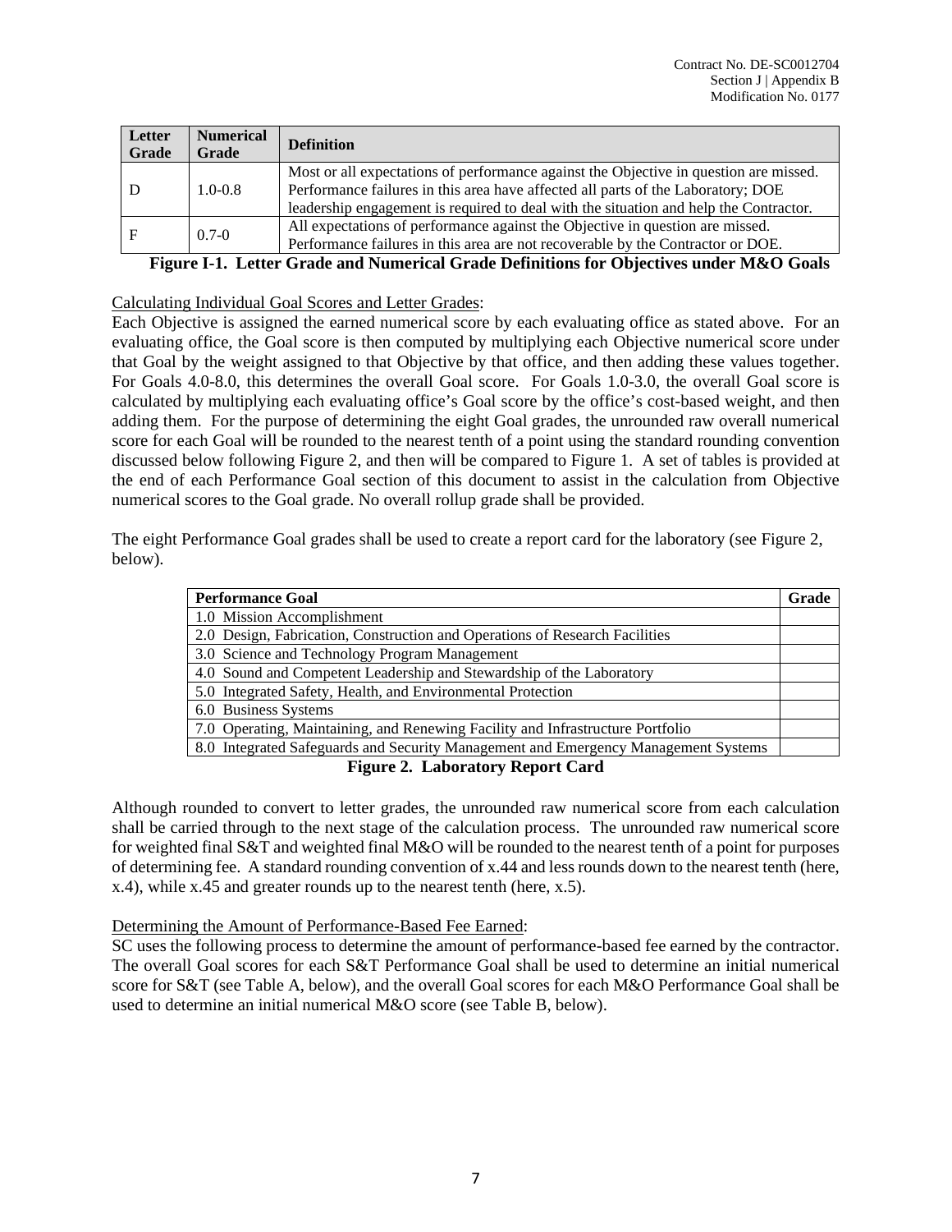| Letter Grade | Numerical Grade | Definition |
|---|---|---|
| D | 1.0-0.8 | Most or all expectations of performance against the Objective in question are missed. Performance failures in this area have affected all parts of the Laboratory; DOE leadership engagement is required to deal with the situation and help the Contractor. |
| F | 0.7-0 | All expectations of performance against the Objective in question are missed. Performance failures in this area are not recoverable by the Contractor or DOE. |

**Figure I-1. Letter Grade and Numerical Grade Definitions for Objectives under M&O Goals**

Calculating Individual Goal Scores and Letter Grades:

Each Objective is assigned the earned numerical score by each evaluating office as stated above. For an evaluating office, the Goal score is then computed by multiplying each Objective numerical score under that Goal by the weight assigned to that Objective by that office, and then adding these values together. For Goals 4.0-8.0, this determines the overall Goal score. For Goals 1.0-3.0, the overall Goal score is calculated by multiplying each evaluating office's Goal score by the office's cost-based weight, and then adding them. For the purpose of determining the eight Goal grades, the unrounded raw overall numerical score for each Goal will be rounded to the nearest tenth of a point using the standard rounding convention discussed below following Figure 2, and then will be compared to Figure 1. A set of tables is provided at the end of each Performance Goal section of this document to assist in the calculation from Objective numerical scores to the Goal grade. No overall rollup grade shall be provided.

The eight Performance Goal grades shall be used to create a report card for the laboratory (see Figure 2, below).

| Performance Goal | Grade |
|---|---|
| 1.0 Mission Accomplishment | |
| 2.0 Design, Fabrication, Construction and Operations of Research Facilities | |
| 3.0 Science and Technology Program Management | |
| 4.0 Sound and Competent Leadership and Stewardship of the Laboratory | |
| 5.0 Integrated Safety, Health, and Environmental Protection | |
| 6.0 Business Systems | |
| 7.0 Operating, Maintaining, and Renewing Facility and Infrastructure Portfolio | |
| 8.0 Integrated Safeguards and Security Management and Emergency Management Systems | |

**Figure 2. Laboratory Report Card**

Although rounded to convert to letter grades, the unrounded raw numerical score from each calculation shall be carried through to the next stage of the calculation process. The unrounded raw numerical score for weighted final S&T and weighted final M&O will be rounded to the nearest tenth of a point for purposes of determining fee. A standard rounding convention of x.44 and less rounds down to the nearest tenth (here, x.4), while x.45 and greater rounds up to the nearest tenth (here, x.5).

Determining the Amount of Performance-Based Fee Earned:

SC uses the following process to determine the amount of performance-based fee earned by the contractor. The overall Goal scores for each S&T Performance Goal shall be used to determine an initial numerical score for S&T (see Table A, below), and the overall Goal scores for each M&O Performance Goal shall be used to determine an initial numerical M&O score (see Table B, below).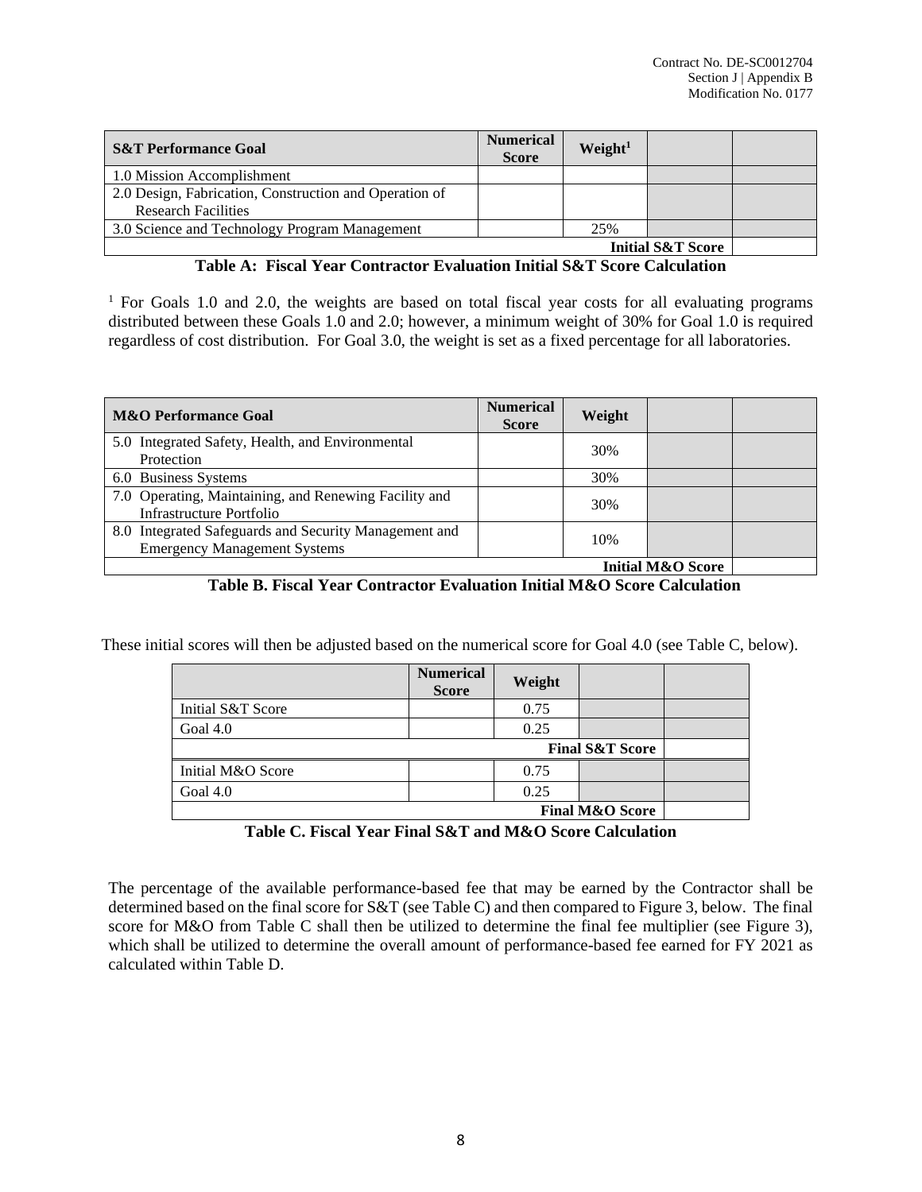| S&T Performance Goal | Numerical Score | Weight[1] | | |
|---|---|---|---|---|
| 1.0 Mission Accomplishment | | | | |
| 2.0 Design, Fabrication, Construction and Operation of Research Facilities | | | | |
| 3.0 Science and Technology Program Management | | 25% | | |
| | | | **Initial S&T Score** | |

**Table A: Fiscal Year Contractor Evaluation Initial S&T Score Calculation**

[1] For Goals 1.0 and 2.0, the weights are based on total fiscal year costs for all evaluating programs distributed between these Goals 1.0 and 2.0; however, a minimum weight of 30% for Goal 1.0 is required regardless of cost distribution. For Goal 3.0, the weight is set as a fixed percentage for all laboratories.

| M&O Performance Goal | Numerical Score | Weight | | |
|---|---|---|---|---|
| 5.0 Integrated Safety, Health, and Environmental Protection | | 30% | | |
| 6.0 Business Systems | | 30% | | |
| 7.0 Operating, Maintaining, and Renewing Facility and Infrastructure Portfolio | | 30% | | |
| 8.0 Integrated Safeguards and Security Management and Emergency Management Systems | | 10% | | |
| | | | **Initial M&O Score** | |

**Table B. Fiscal Year Contractor Evaluation Initial M&O Score Calculation**

These initial scores will then be adjusted based on the numerical score for Goal 4.0 (see Table C, below).

| | Numerical Score | Weight | | |
|---|---|---|---|---|
| Initial S&T Score | | 0.75 | | |
| Goal 4.0 | | 0.25 | | |
| | | | **Final S&T Score** | |
| Initial M&O Score | | 0.75 | | |
| Goal 4.0 | | 0.25 | | |
| | | | **Final M&O Score** | |

**Table C. Fiscal Year Final S&T and M&O Score Calculation**

The percentage of the available performance-based fee that may be earned by the Contractor shall be determined based on the final score for S&T (see Table C) and then compared to Figure 3, below. The final score for M&O from Table C shall then be utilized to determine the final fee multiplier (see Figure 3), which shall be utilized to determine the overall amount of performance-based fee earned for FY 2021 as calculated within Table D.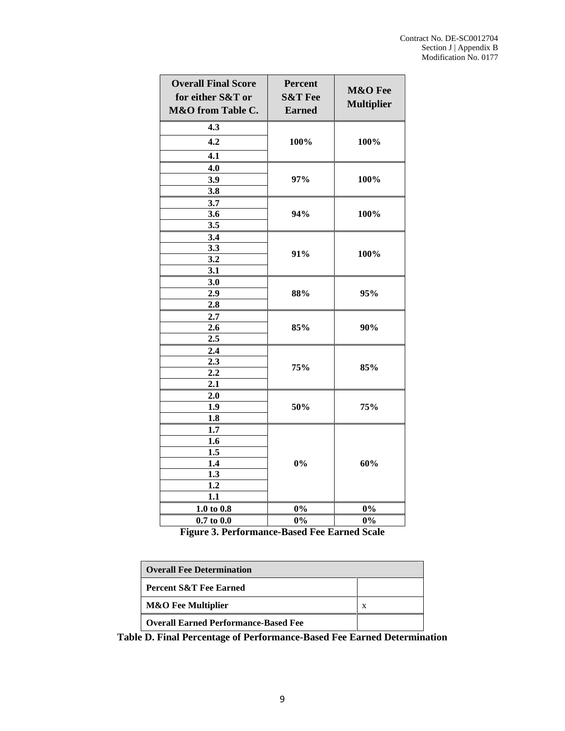| Overall Final Score for either S&T or M&O from Table C. | Percent S&T Fee Earned | M&O Fee Multiplier |
|---|---|---|
| 4.3 | 100% | 100% |
| 4.2 | | |
| 4.1 | | |
| 4.0 | 97% | 100% |
| 3.9 | | |
| 3.8 | | |
| 3.7 | 94% | 100% |
| 3.6 | | |
| 3.5 | | |
| 3.4 | 91% | 100% |
| 3.3 | | |
| 3.2 | | |
| 3.1 | | |
| 3.0 | 88% | 95% |
| 2.9 | | |
| 2.8 | | |
| 2.7 | 85% | 90% |
| 2.6 | | |
| 2.5 | | |
| 2.4 | 75% | 85% |
| 2.3 | | |
| 2.2 | | |
| 2.1 | | |
| 2.0 | 50% | 75% |
| 1.9 | | |
| 1.8 | | |
| 1.7 | 0% | 60% |
| 1.6 | | |
| 1.5 | | |
| 1.4 | | |
| 1.3 | | |
| 1.2 | | |
| 1.1 | | |
| 1.0 to 0.8 | 0% | 0% |
| 0.7 to 0.0 | 0% | 0% |

**Figure 3. Performance-Based Fee Earned Scale**

| Overall Fee Determination | |
|---|---|
| **Percent S&T Fee Earned** | |
| **M&O Fee Multiplier** | x |
| **Overall Earned Performance-Based Fee** | |

**Table D. Final Percentage of Performance-Based Fee Earned Determination**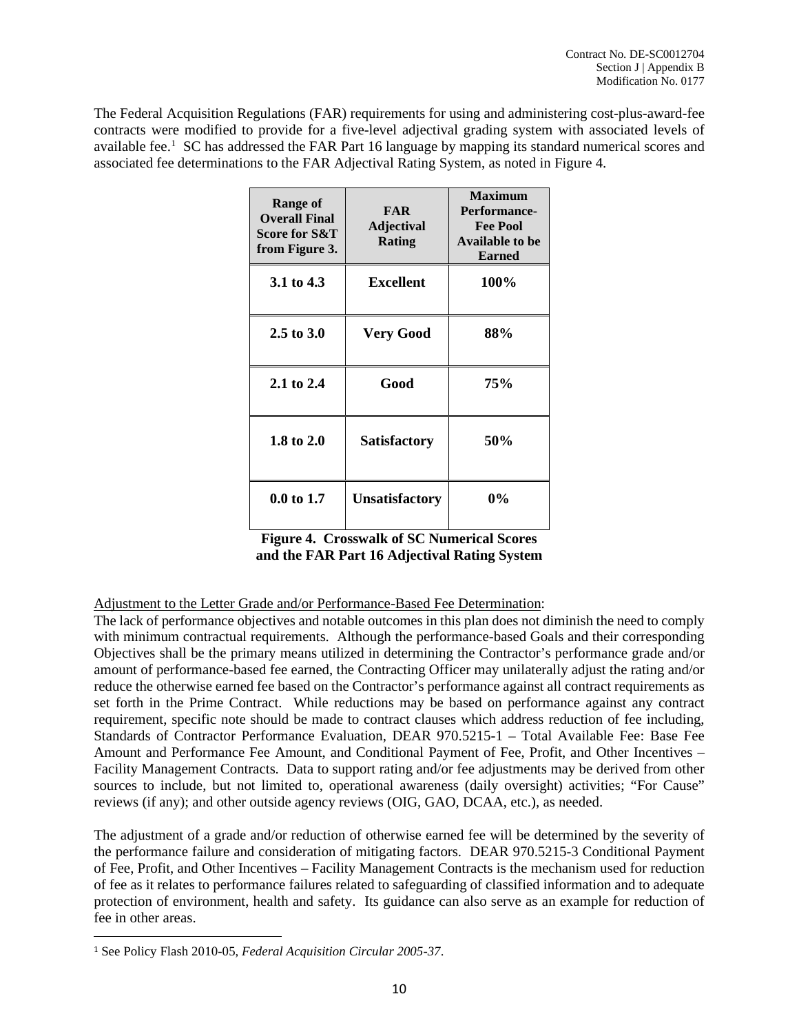The Federal Acquisition Regulations (FAR) requirements for using and administering cost-plus-award-fee contracts were modified to provide for a five-level adjectival grading system with associated levels of available fee.[1] SC has addressed the FAR Part 16 language by mapping its standard numerical scores and associated fee determinations to the FAR Adjectival Rating System, as noted in Figure 4.

| Range of Overall Final Score for S&T from Figure 3. | FAR Adjectival Rating | Maximum Performance-Fee Pool Available to be Earned |
|---|---|---|
| **3.1 to 4.3** | **Excellent** | **100%** |
| **2.5 to 3.0** | **Very Good** | **88%** |
| **2.1 to 2.4** | **Good** | **75%** |
| **1.8 to 2.0** | **Satisfactory** | **50%** |
| **0.0 to 1.7** | **Unsatisfactory** | **0%** |

**Figure 4. Crosswalk of SC Numerical Scores and the FAR Part 16 Adjectival Rating System**

Adjustment to the Letter Grade and/or Performance-Based Fee Determination:

The lack of performance objectives and notable outcomes in this plan does not diminish the need to comply with minimum contractual requirements. Although the performance-based Goals and their corresponding Objectives shall be the primary means utilized in determining the Contractor's performance grade and/or amount of performance-based fee earned, the Contracting Officer may unilaterally adjust the rating and/or reduce the otherwise earned fee based on the Contractor's performance against all contract requirements as set forth in the Prime Contract. While reductions may be based on performance against any contract requirement, specific note should be made to contract clauses which address reduction of fee including, Standards of Contractor Performance Evaluation, DEAR 970.5215-1 – Total Available Fee: Base Fee Amount and Performance Fee Amount, and Conditional Payment of Fee, Profit, and Other Incentives – Facility Management Contracts. Data to support rating and/or fee adjustments may be derived from other sources to include, but not limited to, operational awareness (daily oversight) activities; "For Cause" reviews (if any); and other outside agency reviews (OIG, GAO, DCAA, etc.), as needed.

The adjustment of a grade and/or reduction of otherwise earned fee will be determined by the severity of the performance failure and consideration of mitigating factors. DEAR 970.5215-3 Conditional Payment of Fee, Profit, and Other Incentives – Facility Management Contracts is the mechanism used for reduction of fee as it relates to performance failures related to safeguarding of classified information and to adequate protection of environment, health and safety. Its guidance can also serve as an example for reduction of fee in other areas.

[1] See Policy Flash 2010-05, *Federal Acquisition Circular 2005-37*.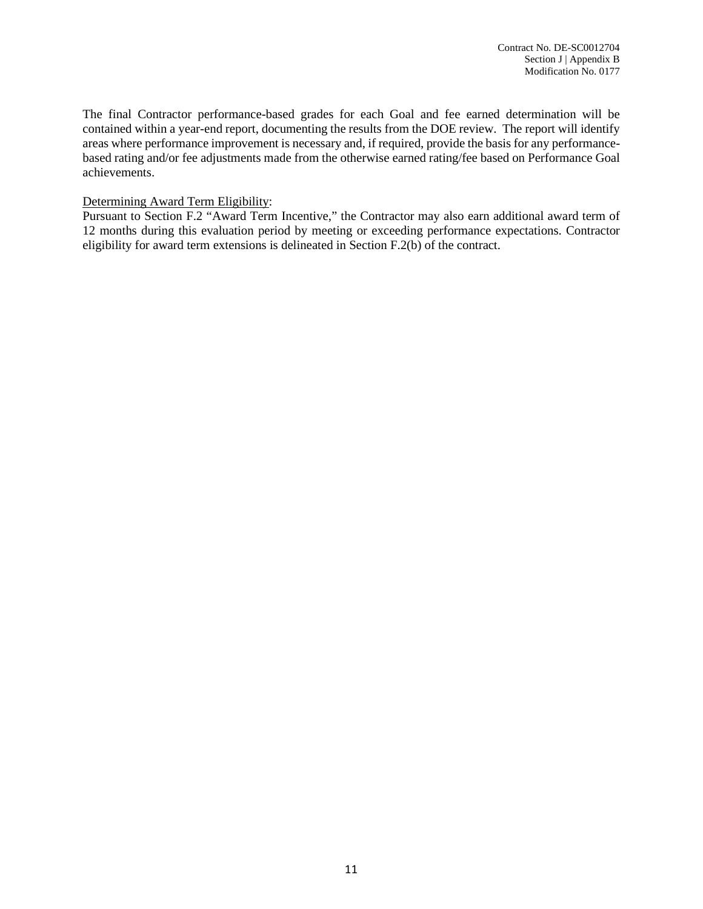The final Contractor performance-based grades for each Goal and fee earned determination will be contained within a year-end report, documenting the results from the DOE review. The report will identify areas where performance improvement is necessary and, if required, provide the basis for any performance-based rating and/or fee adjustments made from the otherwise earned rating/fee based on Performance Goal achievements.

Determining Award Term Eligibility:

Pursuant to Section F.2 "Award Term Incentive," the Contractor may also earn additional award term of 12 months during this evaluation period by meeting or exceeding performance expectations. Contractor eligibility for award term extensions is delineated in Section F.2(b) of the contract.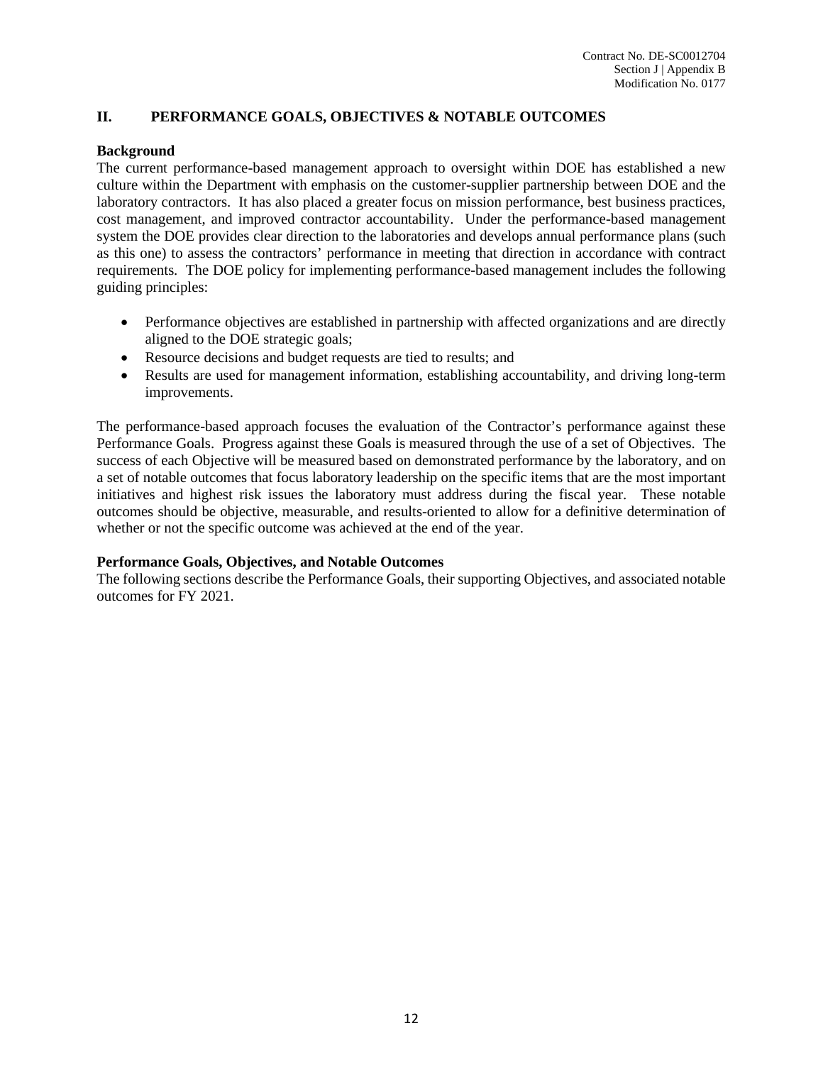## II. PERFORMANCE GOALS, OBJECTIVES & NOTABLE OUTCOMES

**Background**

The current performance-based management approach to oversight within DOE has established a new culture within the Department with emphasis on the customer-supplier partnership between DOE and the laboratory contractors. It has also placed a greater focus on mission performance, best business practices, cost management, and improved contractor accountability. Under the performance-based management system the DOE provides clear direction to the laboratories and develops annual performance plans (such as this one) to assess the contractors' performance in meeting that direction in accordance with contract requirements. The DOE policy for implementing performance-based management includes the following guiding principles:

- Performance objectives are established in partnership with affected organizations and are directly aligned to the DOE strategic goals;
- Resource decisions and budget requests are tied to results; and
- Results are used for management information, establishing accountability, and driving long-term improvements.

The performance-based approach focuses the evaluation of the Contractor's performance against these Performance Goals. Progress against these Goals is measured through the use of a set of Objectives. The success of each Objective will be measured based on demonstrated performance by the laboratory, and on a set of notable outcomes that focus laboratory leadership on the specific items that are the most important initiatives and highest risk issues the laboratory must address during the fiscal year. These notable outcomes should be objective, measurable, and results-oriented to allow for a definitive determination of whether or not the specific outcome was achieved at the end of the year.

**Performance Goals, Objectives, and Notable Outcomes**

The following sections describe the Performance Goals, their supporting Objectives, and associated notable outcomes for FY 2021.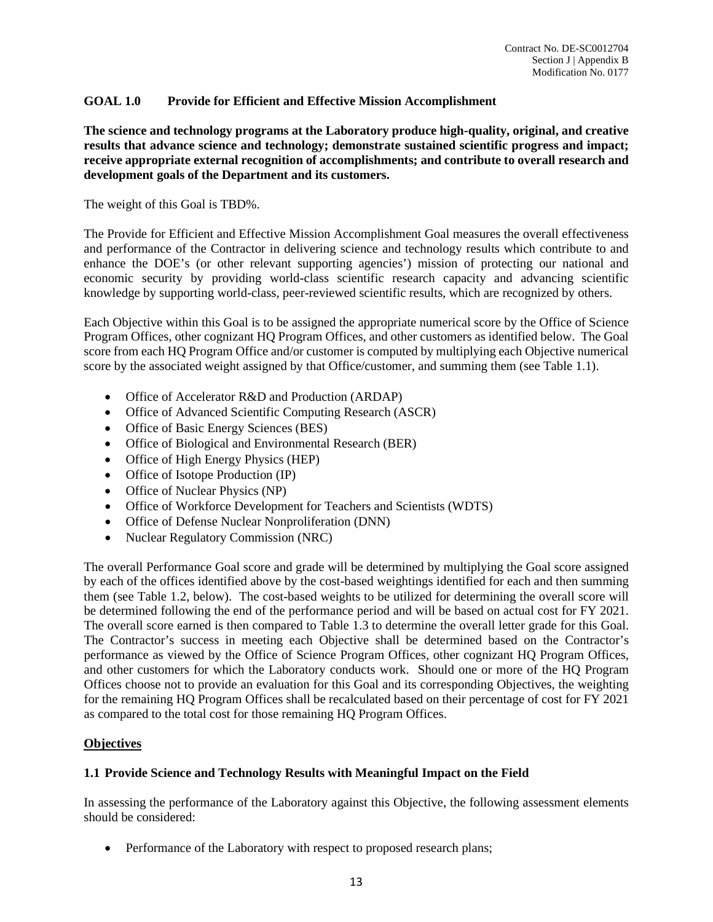## GOAL 1.0 Provide for Efficient and Effective Mission Accomplishment

**The science and technology programs at the Laboratory produce high-quality, original, and creative results that advance science and technology; demonstrate sustained scientific progress and impact; receive appropriate external recognition of accomplishments; and contribute to overall research and development goals of the Department and its customers.**

The weight of this Goal is TBD%.

The Provide for Efficient and Effective Mission Accomplishment Goal measures the overall effectiveness and performance of the Contractor in delivering science and technology results which contribute to and enhance the DOE's (or other relevant supporting agencies') mission of protecting our national and economic security by providing world-class scientific research capacity and advancing scientific knowledge by supporting world-class, peer-reviewed scientific results, which are recognized by others.

Each Objective within this Goal is to be assigned the appropriate numerical score by the Office of Science Program Offices, other cognizant HQ Program Offices, and other customers as identified below. The Goal score from each HQ Program Office and/or customer is computed by multiplying each Objective numerical score by the associated weight assigned by that Office/customer, and summing them (see Table 1.1).

- Office of Accelerator R&D and Production (ARDAP)
- Office of Advanced Scientific Computing Research (ASCR)
- Office of Basic Energy Sciences (BES)
- Office of Biological and Environmental Research (BER)
- Office of High Energy Physics (HEP)
- Office of Isotope Production (IP)
- Office of Nuclear Physics (NP)
- Office of Workforce Development for Teachers and Scientists (WDTS)
- Office of Defense Nuclear Nonproliferation (DNN)
- Nuclear Regulatory Commission (NRC)

The overall Performance Goal score and grade will be determined by multiplying the Goal score assigned by each of the offices identified above by the cost-based weightings identified for each and then summing them (see Table 1.2, below). The cost-based weights to be utilized for determining the overall score will be determined following the end of the performance period and will be based on actual cost for FY 2021. The overall score earned is then compared to Table 1.3 to determine the overall letter grade for this Goal. The Contractor's success in meeting each Objective shall be determined based on the Contractor's performance as viewed by the Office of Science Program Offices, other cognizant HQ Program Offices, and other customers for which the Laboratory conducts work. Should one or more of the HQ Program Offices choose not to provide an evaluation for this Goal and its corresponding Objectives, the weighting for the remaining HQ Program Offices shall be recalculated based on their percentage of cost for FY 2021 as compared to the total cost for those remaining HQ Program Offices.

**Objectives**

### 1.1 Provide Science and Technology Results with Meaningful Impact on the Field

In assessing the performance of the Laboratory against this Objective, the following assessment elements should be considered:

- Performance of the Laboratory with respect to proposed research plans;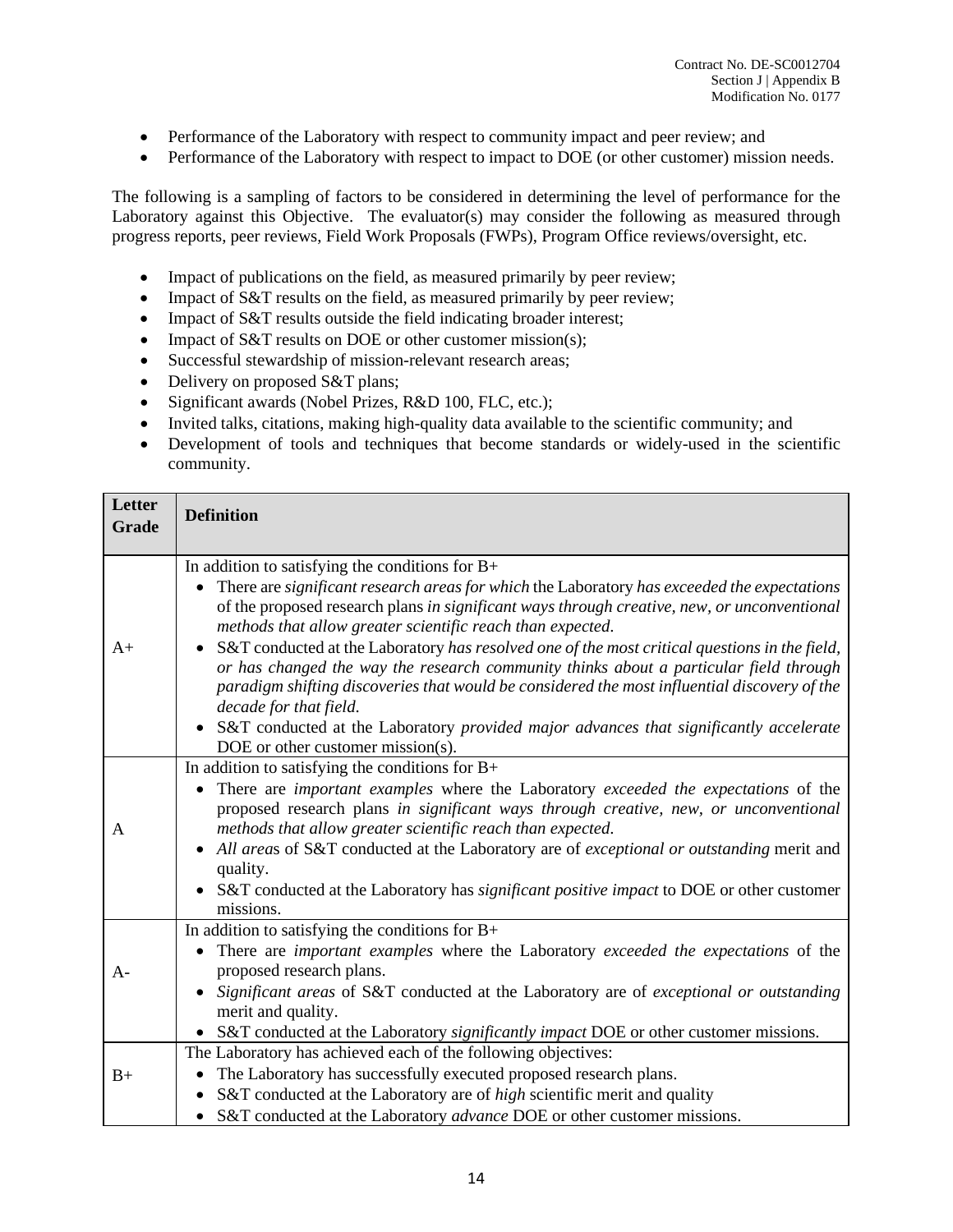- Performance of the Laboratory with respect to community impact and peer review; and
- Performance of the Laboratory with respect to impact to DOE (or other customer) mission needs.

The following is a sampling of factors to be considered in determining the level of performance for the Laboratory against this Objective. The evaluator(s) may consider the following as measured through progress reports, peer reviews, Field Work Proposals (FWPs), Program Office reviews/oversight, etc.

- Impact of publications on the field, as measured primarily by peer review;
- Impact of S&T results on the field, as measured primarily by peer review;
- Impact of S&T results outside the field indicating broader interest;
- Impact of S&T results on DOE or other customer mission(s);
- Successful stewardship of mission-relevant research areas;
- Delivery on proposed S&T plans;
- Significant awards (Nobel Prizes, R&D 100, FLC, etc.);
- Invited talks, citations, making high-quality data available to the scientific community; and
- Development of tools and techniques that become standards or widely-used in the scientific community.

| Letter Grade | Definition |
|---|---|
| A+ | In addition to satisfying the conditions for B+<br>• There are *significant research areas for which* the Laboratory *has exceeded the expectations* of the proposed research plans *in significant ways through creative, new, or unconventional methods that allow greater scientific reach than expected*.<br>• S&T conducted at the Laboratory *has resolved one of the most critical questions in the field, or has changed the way the research community thinks about a particular field through paradigm shifting discoveries that would be considered the most influential discovery of the decade for that field*.<br>• S&T conducted at the Laboratory *provided major advances that significantly accelerate* DOE or other customer mission(s). |
| A | In addition to satisfying the conditions for B+<br>• There are *important examples* where the Laboratory *exceeded the expectations* of the proposed research plans *in significant ways through creative, new, or unconventional methods that allow greater scientific reach than expected*.<br>• *All area*s of S&T conducted at the Laboratory are of *exceptional or outstanding* merit and quality.<br>• S&T conducted at the Laboratory has *significant positive impact* to DOE or other customer missions. |
| A- | In addition to satisfying the conditions for B+<br>• There are *important examples* where the Laboratory *exceeded the expectations* of the proposed research plans.<br>• *Significant areas* of S&T conducted at the Laboratory are of *exceptional or outstanding* merit and quality.<br>• S&T conducted at the Laboratory *significantly impact* DOE or other customer missions. |
| B+ | The Laboratory has achieved each of the following objectives:<br>• The Laboratory has successfully executed proposed research plans.<br>• S&T conducted at the Laboratory are of *high* scientific merit and quality<br>• S&T conducted at the Laboratory *advance* DOE or other customer missions. |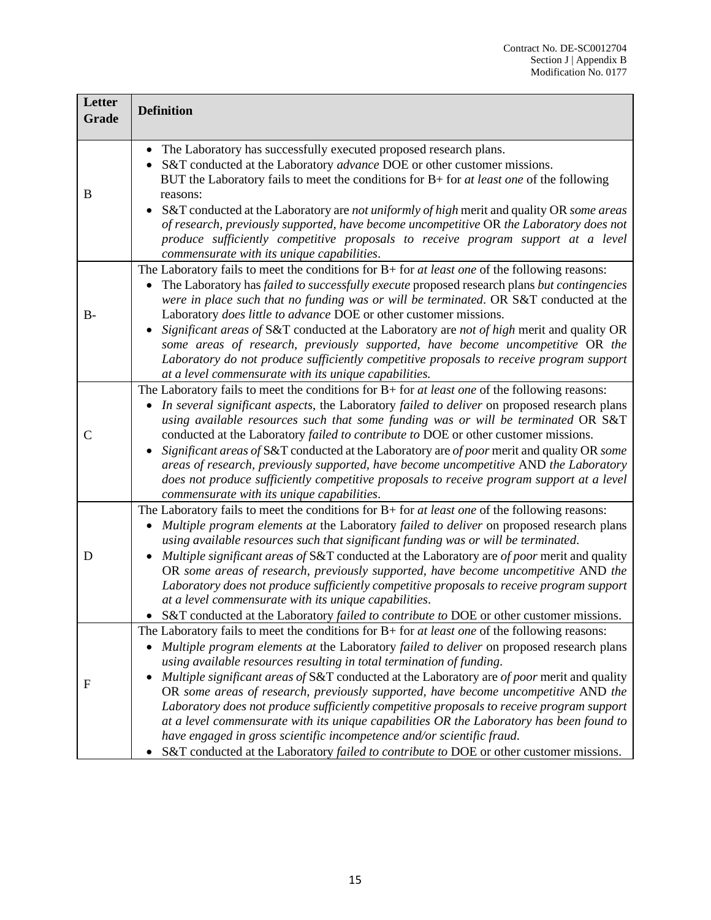| Letter Grade | Definition |
|---|---|
| B | • The Laboratory has successfully executed proposed research plans.<br>• S&T conducted at the Laboratory *advance* DOE or other customer missions.<br>BUT the Laboratory fails to meet the conditions for B+ for *at least one* of the following reasons:<br>• S&T conducted at the Laboratory are *not uniformly of high* merit and quality OR *some areas of research, previously supported, have become uncompetitive* OR *the Laboratory does not produce sufficiently competitive proposals to receive program support at a level commensurate with its unique capabilities*. |
| B- | The Laboratory fails to meet the conditions for B+ for *at least one* of the following reasons:<br>• The Laboratory has *failed to successfully execute* proposed research plans *but contingencies were in place such that no funding was or will be terminated*. OR S&T conducted at the Laboratory *does little to advance* DOE or other customer missions.<br>• *Significant areas of* S&T conducted at the Laboratory are *not of high* merit and quality OR *some areas of research, previously supported, have become uncompetitive* OR *the Laboratory do not produce sufficiently competitive proposals to receive program support at a level commensurate with its unique capabilities.* |
| C | The Laboratory fails to meet the conditions for B+ for *at least one* of the following reasons:<br>• *In several significant aspects*, the Laboratory *failed to deliver* on proposed research plans *using available resources such that some funding was or will be terminated* OR S&T conducted at the Laboratory *failed to contribute to* DOE or other customer missions.<br>• *Significant areas of* S&T conducted at the Laboratory are *of poor* merit and quality OR *some areas of research, previously supported, have become uncompetitive* AND *the Laboratory does not produce sufficiently competitive proposals to receive program support at a level commensurate with its unique capabilities*. |
| D | The Laboratory fails to meet the conditions for B+ for *at least one* of the following reasons:<br>• *Multiple program elements at* the Laboratory *failed to deliver* on proposed research plans *using available resources such that significant funding was or will be terminated*.<br>• *Multiple significant areas of* S&T conducted at the Laboratory are *of poor* merit and quality OR *some areas of research, previously supported, have become uncompetitive* AND *the Laboratory does not produce sufficiently competitive proposals to receive program support at a level commensurate with its unique capabilities*.<br>• S&T conducted at the Laboratory *failed to contribute to* DOE or other customer missions. |
| F | The Laboratory fails to meet the conditions for B+ for *at least one* of the following reasons:<br>• *Multiple program elements at* the Laboratory *failed to deliver* on proposed research plans *using available resources resulting in total termination of funding*.<br>• *Multiple significant areas of* S&T conducted at the Laboratory are *of poor* merit and quality OR *some areas of research, previously supported, have become uncompetitive* AND *the Laboratory does not produce sufficiently competitive proposals to receive program support at a level commensurate with its unique capabilities OR the Laboratory has been found to have engaged in gross scientific incompetence and/or scientific fraud*.<br>• S&T conducted at the Laboratory *failed to contribute to* DOE or other customer missions. |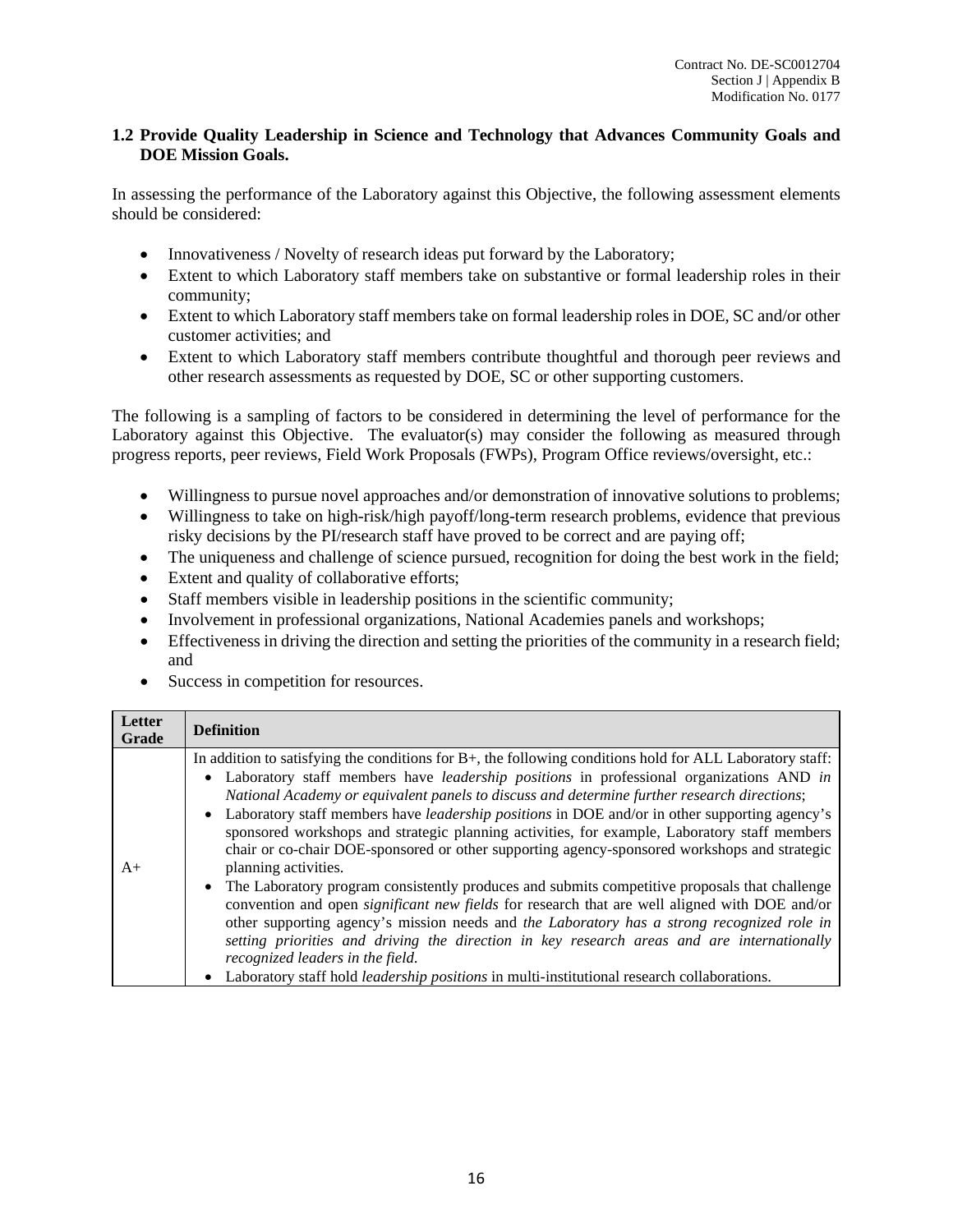### 1.2 Provide Quality Leadership in Science and Technology that Advances Community Goals and DOE Mission Goals.

In assessing the performance of the Laboratory against this Objective, the following assessment elements should be considered:

- Innovativeness / Novelty of research ideas put forward by the Laboratory;
- Extent to which Laboratory staff members take on substantive or formal leadership roles in their community;
- Extent to which Laboratory staff members take on formal leadership roles in DOE, SC and/or other customer activities; and
- Extent to which Laboratory staff members contribute thoughtful and thorough peer reviews and other research assessments as requested by DOE, SC or other supporting customers.

The following is a sampling of factors to be considered in determining the level of performance for the Laboratory against this Objective. The evaluator(s) may consider the following as measured through progress reports, peer reviews, Field Work Proposals (FWPs), Program Office reviews/oversight, etc.:

- Willingness to pursue novel approaches and/or demonstration of innovative solutions to problems;
- Willingness to take on high-risk/high payoff/long-term research problems, evidence that previous risky decisions by the PI/research staff have proved to be correct and are paying off;
- The uniqueness and challenge of science pursued, recognition for doing the best work in the field;
- Extent and quality of collaborative efforts;
- Staff members visible in leadership positions in the scientific community;
- Involvement in professional organizations, National Academies panels and workshops;
- Effectiveness in driving the direction and setting the priorities of the community in a research field; and
- Success in competition for resources.

| Letter Grade | Definition |
|---|---|
| A+ | In addition to satisfying the conditions for B+, the following conditions hold for ALL Laboratory staff: • Laboratory staff members have *leadership positions* in professional organizations AND *in National Academy or equivalent panels to discuss and determine further research directions*; • Laboratory staff members have *leadership positions* in DOE and/or in other supporting agency's sponsored workshops and strategic planning activities, for example, Laboratory staff members chair or co-chair DOE-sponsored or other supporting agency-sponsored workshops and strategic planning activities. • The Laboratory program consistently produces and submits competitive proposals that challenge convention and open *significant new fields* for research that are well aligned with DOE and/or other supporting agency's mission needs and *the Laboratory has a strong recognized role in setting priorities and driving the direction in key research areas and are internationally recognized leaders in the field.* • Laboratory staff hold *leadership positions* in multi-institutional research collaborations. |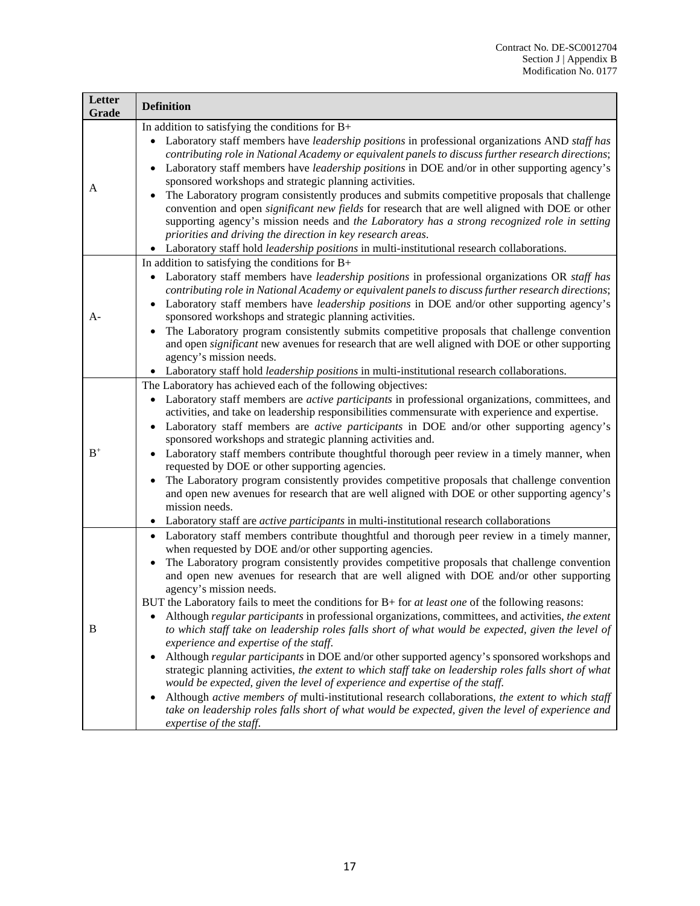| Letter Grade | Definition |
|---|---|
| A | In addition to satisfying the conditions for B+<br>• Laboratory staff members have *leadership positions* in professional organizations AND *staff has contributing role in National Academy or equivalent panels to discuss further research directions*;<br>• Laboratory staff members have *leadership positions* in DOE and/or in other supporting agency's sponsored workshops and strategic planning activities.<br>• The Laboratory program consistently produces and submits competitive proposals that challenge convention and open *significant new fields* for research that are well aligned with DOE or other supporting agency's mission needs and *the Laboratory has a strong recognized role in setting priorities and driving the direction in key research areas*.<br>• Laboratory staff hold *leadership positions* in multi-institutional research collaborations. |
| A- | In addition to satisfying the conditions for B+<br>• Laboratory staff members have *leadership positions* in professional organizations OR *staff has contributing role in National Academy or equivalent panels to discuss further research directions*;<br>• Laboratory staff members have *leadership positions* in DOE and/or other supporting agency's sponsored workshops and strategic planning activities.<br>• The Laboratory program consistently submits competitive proposals that challenge convention and open *significant* new avenues for research that are well aligned with DOE or other supporting agency's mission needs.<br>• Laboratory staff hold *leadership positions* in multi-institutional research collaborations. |
| B+ | The Laboratory has achieved each of the following objectives:<br>• Laboratory staff members are *active participants* in professional organizations, committees, and activities, and take on leadership responsibilities commensurate with experience and expertise.<br>• Laboratory staff members are *active participants* in DOE and/or other supporting agency's sponsored workshops and strategic planning activities and.<br>• Laboratory staff members contribute thoughtful thorough peer review in a timely manner, when requested by DOE or other supporting agencies.<br>• The Laboratory program consistently provides competitive proposals that challenge convention and open new avenues for research that are well aligned with DOE or other supporting agency's mission needs.<br>• Laboratory staff are *active participants* in multi-institutional research collaborations |
| B | • Laboratory staff members contribute thoughtful and thorough peer review in a timely manner, when requested by DOE and/or other supporting agencies.<br>• The Laboratory program consistently provides competitive proposals that challenge convention and open new avenues for research that are well aligned with DOE and/or other supporting agency's mission needs.<br>BUT the Laboratory fails to meet the conditions for B+ for *at least one* of the following reasons:<br>• Although *regular participants* in professional organizations, committees, and activities, *the extent to which staff take on leadership roles falls short of what would be expected, given the level of experience and expertise of the staff.*<br>• Although *regular participants* in DOE and/or other supported agency's sponsored workshops and strategic planning activities, *the extent to which staff take on leadership roles falls short of what would be expected, given the level of experience and expertise of the staff.*<br>• Although *active members of* multi-institutional research collaborations, *the extent to which staff take on leadership roles falls short of what would be expected, given the level of experience and expertise of the staff.* |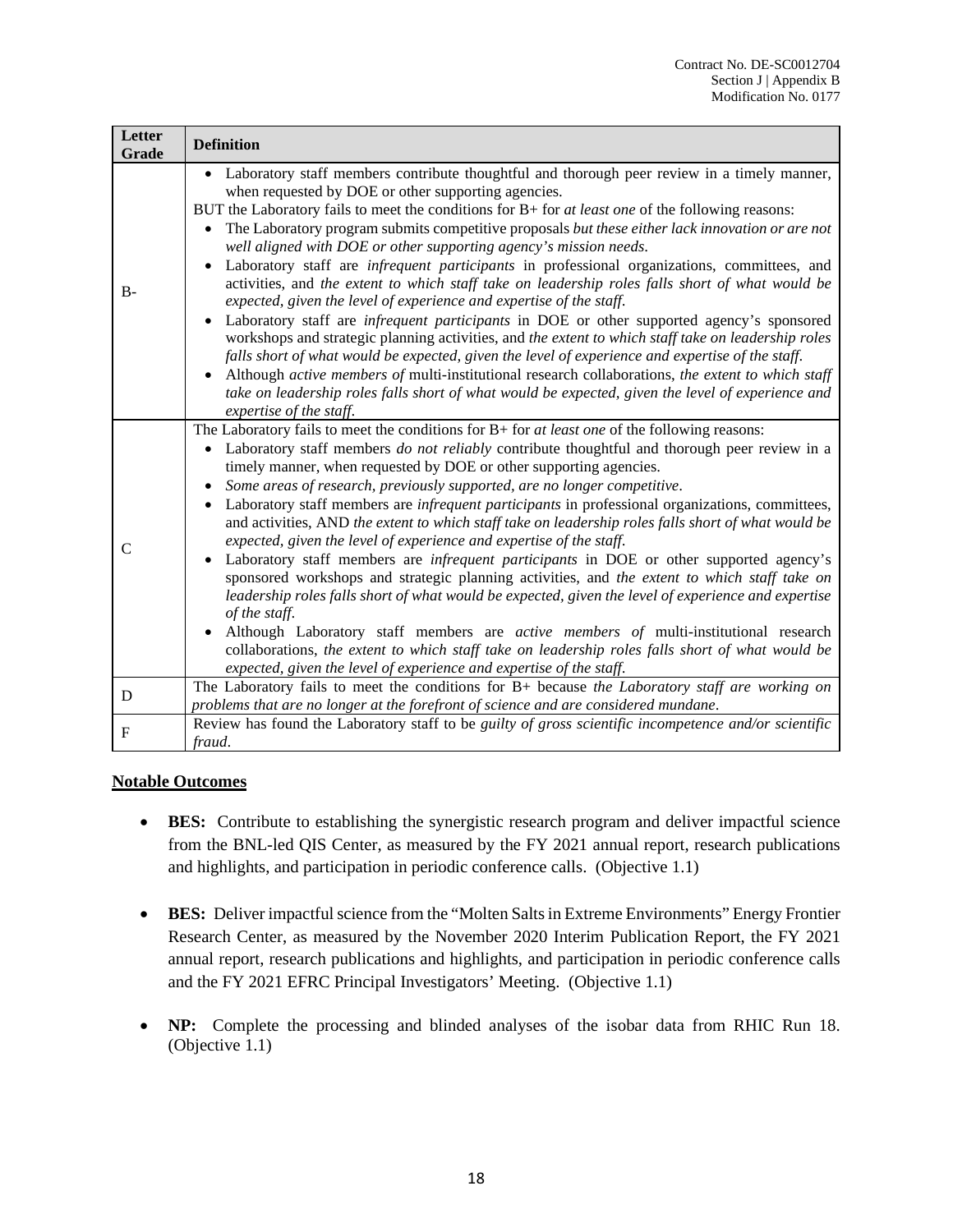| Letter Grade | Definition |
|---|---|
| B- | • Laboratory staff members contribute thoughtful and thorough peer review in a timely manner, when requested by DOE or other supporting agencies.<br>BUT the Laboratory fails to meet the conditions for B+ for *at least one* of the following reasons:<br>• The Laboratory program submits competitive proposals *but these either lack innovation or are not well aligned with DOE or other supporting agency's mission needs*.<br>• Laboratory staff are *infrequent participants* in professional organizations, committees, and activities, and *the extent to which staff take on leadership roles falls short of what would be expected, given the level of experience and expertise of the staff.*<br>• Laboratory staff are *infrequent participants* in DOE or other supported agency's sponsored workshops and strategic planning activities, and *the extent to which staff take on leadership roles falls short of what would be expected, given the level of experience and expertise of the staff.*<br>• Although *active members of* multi-institutional research collaborations, *the extent to which staff take on leadership roles falls short of what would be expected, given the level of experience and expertise of the staff.* |
| C | The Laboratory fails to meet the conditions for B+ for *at least one* of the following reasons:<br>• Laboratory staff members *do not reliably* contribute thoughtful and thorough peer review in a timely manner, when requested by DOE or other supporting agencies.<br>• *Some areas of research, previously supported, are no longer competitive*.<br>• Laboratory staff members are *infrequent participants* in professional organizations, committees, and activities, AND *the extent to which staff take on leadership roles falls short of what would be expected, given the level of experience and expertise of the staff.*<br>• Laboratory staff members are *infrequent participants* in DOE or other supported agency's sponsored workshops and strategic planning activities, and *the extent to which staff take on leadership roles falls short of what would be expected, given the level of experience and expertise of the staff.*<br>• Although Laboratory staff members are *active members of* multi-institutional research collaborations, *the extent to which staff take on leadership roles falls short of what would be expected, given the level of experience and expertise of the staff.* |
| D | The Laboratory fails to meet the conditions for B+ because *the Laboratory staff are working on problems that are no longer at the forefront of science and are considered mundane*. |
| F | Review has found the Laboratory staff to be *guilty of gross scientific incompetence and/or scientific fraud*. |

**Notable Outcomes**

- **BES:** Contribute to establishing the synergistic research program and deliver impactful science from the BNL-led QIS Center, as measured by the FY 2021 annual report, research publications and highlights, and participation in periodic conference calls. (Objective 1.1)

- **BES:** Deliver impactful science from the "Molten Salts in Extreme Environments" Energy Frontier Research Center, as measured by the November 2020 Interim Publication Report, the FY 2021 annual report, research publications and highlights, and participation in periodic conference calls and the FY 2021 EFRC Principal Investigators' Meeting. (Objective 1.1)

- **NP:** Complete the processing and blinded analyses of the isobar data from RHIC Run 18. (Objective 1.1)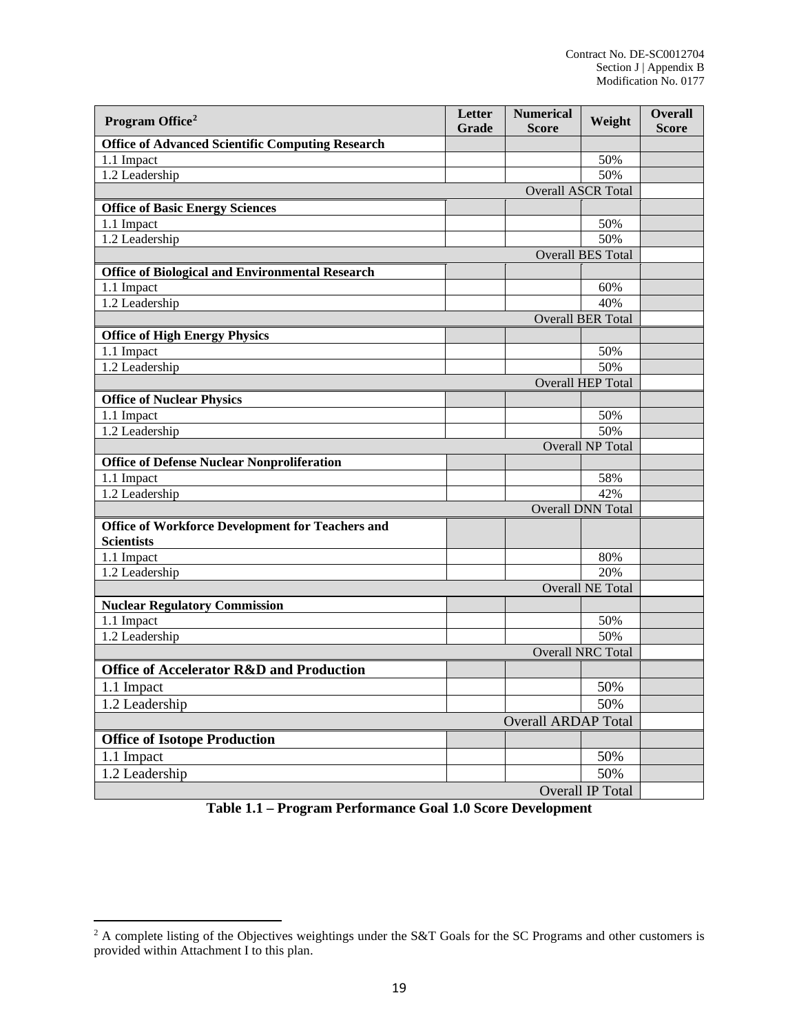| Program Office[2] | Letter Grade | Numerical Score | Weight | Overall Score |
|---|---|---|---|---|
| **Office of Advanced Scientific Computing Research** | | | | |
| 1.1 Impact | | | 50% | |
| 1.2 Leadership | | | 50% | |
| Overall ASCR Total | | | | |
| **Office of Basic Energy Sciences** | | | | |
| 1.1 Impact | | | 50% | |
| 1.2 Leadership | | | 50% | |
| Overall BES Total | | | | |
| **Office of Biological and Environmental Research** | | | | |
| 1.1 Impact | | | 60% | |
| 1.2 Leadership | | | 40% | |
| Overall BER Total | | | | |
| **Office of High Energy Physics** | | | | |
| 1.1 Impact | | | 50% | |
| 1.2 Leadership | | | 50% | |
| Overall HEP Total | | | | |
| **Office of Nuclear Physics** | | | | |
| 1.1 Impact | | | 50% | |
| 1.2 Leadership | | | 50% | |
| Overall NP Total | | | | |
| **Office of Defense Nuclear Nonproliferation** | | | | |
| 1.1 Impact | | | 58% | |
| 1.2 Leadership | | | 42% | |
| Overall DNN Total | | | | |
| **Office of Workforce Development for Teachers and Scientists** | | | | |
| 1.1 Impact | | | 80% | |
| 1.2 Leadership | | | 20% | |
| Overall NE Total | | | | |
| **Nuclear Regulatory Commission** | | | | |
| 1.1 Impact | | | 50% | |
| 1.2 Leadership | | | 50% | |
| Overall NRC Total | | | | |
| **Office of Accelerator R&D and Production** | | | | |
| 1.1 Impact | | | 50% | |
| 1.2 Leadership | | | 50% | |
| Overall ARDAP Total | | | | |
| **Office of Isotope Production** | | | | |
| 1.1 Impact | | | 50% | |
| 1.2 Leadership | | | 50% | |
| Overall IP Total | | | | |

**Table 1.1 – Program Performance Goal 1.0 Score Development**

[2] A complete listing of the Objectives weightings under the S&T Goals for the SC Programs and other customers is provided within Attachment I to this plan.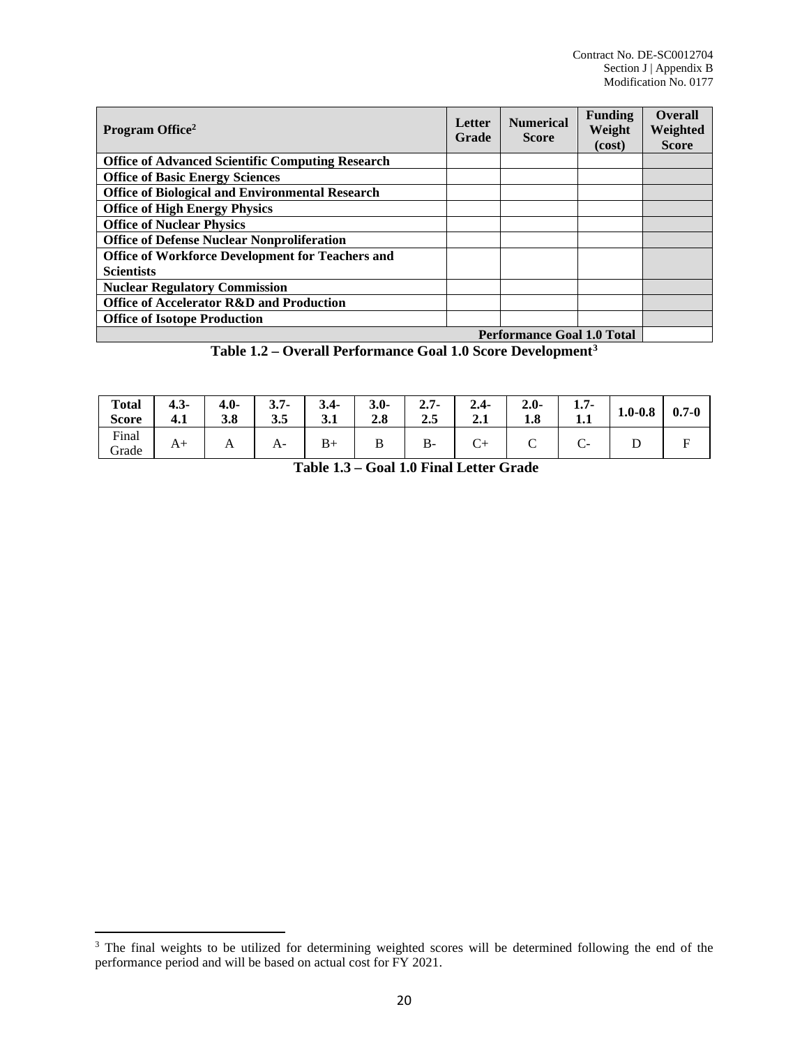| Program Office[2] | Letter Grade | Numerical Score | Funding Weight (cost) | Overall Weighted Score |
|---|---|---|---|---|
| **Office of Advanced Scientific Computing Research** | | | | |
| **Office of Basic Energy Sciences** | | | | |
| **Office of Biological and Environmental Research** | | | | |
| **Office of High Energy Physics** | | | | |
| **Office of Nuclear Physics** | | | | |
| **Office of Defense Nuclear Nonproliferation** | | | | |
| **Office of Workforce Development for Teachers and Scientists** | | | | |
| **Nuclear Regulatory Commission** | | | | |
| **Office of Accelerator R&D and Production** | | | | |
| **Office of Isotope Production** | | | | |
| | | | **Performance Goal 1.0 Total** | |

**Table 1.2 – Overall Performance Goal 1.0 Score Development[3]**

| **Total Score** | **4.3-4.1** | **4.0-3.8** | **3.7-3.5** | **3.4-3.1** | **3.0-2.8** | **2.7-2.5** | **2.4-2.1** | **2.0-1.8** | **1.7-1.1** | **1.0-0.8** | **0.7-0** |
|---|---|---|---|---|---|---|---|---|---|---|---|
| Final Grade | A+ | A | A- | B+ | B | B- | C+ | C | C- | D | F |

**Table 1.3 – Goal 1.0 Final Letter Grade**

---

[3] The final weights to be utilized for determining weighted scores will be determined following the end of the performance period and will be based on actual cost for FY 2021.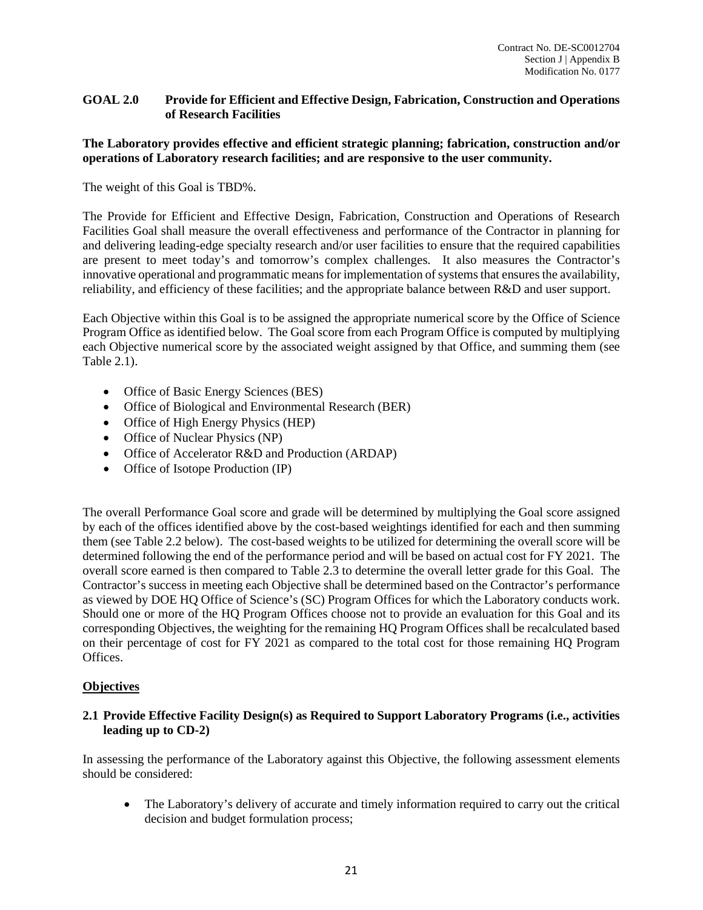## GOAL 2.0 Provide for Efficient and Effective Design, Fabrication, Construction and Operations of Research Facilities

**The Laboratory provides effective and efficient strategic planning; fabrication, construction and/or operations of Laboratory research facilities; and are responsive to the user community.**

The weight of this Goal is TBD%.

The Provide for Efficient and Effective Design, Fabrication, Construction and Operations of Research Facilities Goal shall measure the overall effectiveness and performance of the Contractor in planning for and delivering leading-edge specialty research and/or user facilities to ensure that the required capabilities are present to meet today's and tomorrow's complex challenges. It also measures the Contractor's innovative operational and programmatic means for implementation of systems that ensures the availability, reliability, and efficiency of these facilities; and the appropriate balance between R&D and user support.

Each Objective within this Goal is to be assigned the appropriate numerical score by the Office of Science Program Office as identified below. The Goal score from each Program Office is computed by multiplying each Objective numerical score by the associated weight assigned by that Office, and summing them (see Table 2.1).

- Office of Basic Energy Sciences (BES)
- Office of Biological and Environmental Research (BER)
- Office of High Energy Physics (HEP)
- Office of Nuclear Physics (NP)
- Office of Accelerator R&D and Production (ARDAP)
- Office of Isotope Production (IP)

The overall Performance Goal score and grade will be determined by multiplying the Goal score assigned by each of the offices identified above by the cost-based weightings identified for each and then summing them (see Table 2.2 below). The cost-based weights to be utilized for determining the overall score will be determined following the end of the performance period and will be based on actual cost for FY 2021. The overall score earned is then compared to Table 2.3 to determine the overall letter grade for this Goal. The Contractor's success in meeting each Objective shall be determined based on the Contractor's performance as viewed by DOE HQ Office of Science's (SC) Program Offices for which the Laboratory conducts work. Should one or more of the HQ Program Offices choose not to provide an evaluation for this Goal and its corresponding Objectives, the weighting for the remaining HQ Program Offices shall be recalculated based on their percentage of cost for FY 2021 as compared to the total cost for those remaining HQ Program Offices.

### Objectives

#### 2.1 Provide Effective Facility Design(s) as Required to Support Laboratory Programs (i.e., activities leading up to CD-2)

In assessing the performance of the Laboratory against this Objective, the following assessment elements should be considered:

- The Laboratory's delivery of accurate and timely information required to carry out the critical decision and budget formulation process;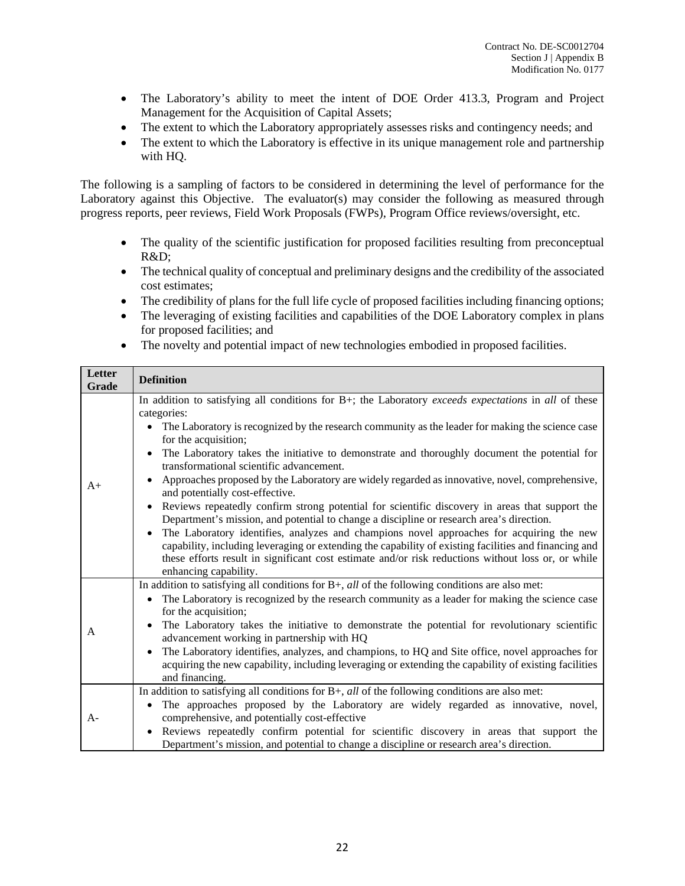- The Laboratory's ability to meet the intent of DOE Order 413.3, Program and Project Management for the Acquisition of Capital Assets;
- The extent to which the Laboratory appropriately assesses risks and contingency needs; and
- The extent to which the Laboratory is effective in its unique management role and partnership with HQ.

The following is a sampling of factors to be considered in determining the level of performance for the Laboratory against this Objective. The evaluator(s) may consider the following as measured through progress reports, peer reviews, Field Work Proposals (FWPs), Program Office reviews/oversight, etc.

- The quality of the scientific justification for proposed facilities resulting from preconceptual R&D;
- The technical quality of conceptual and preliminary designs and the credibility of the associated cost estimates;
- The credibility of plans for the full life cycle of proposed facilities including financing options;
- The leveraging of existing facilities and capabilities of the DOE Laboratory complex in plans for proposed facilities; and
- The novelty and potential impact of new technologies embodied in proposed facilities.

| Letter Grade | Definition |
|---|---|
| A+ | In addition to satisfying all conditions for B+; the Laboratory *exceeds expectations* in *all* of these categories: <br>• The Laboratory is recognized by the research community as the leader for making the science case for the acquisition; <br>• The Laboratory takes the initiative to demonstrate and thoroughly document the potential for transformational scientific advancement. <br>• Approaches proposed by the Laboratory are widely regarded as innovative, novel, comprehensive, and potentially cost-effective. <br>• Reviews repeatedly confirm strong potential for scientific discovery in areas that support the Department's mission, and potential to change a discipline or research area's direction. <br>• The Laboratory identifies, analyzes and champions novel approaches for acquiring the new capability, including leveraging or extending the capability of existing facilities and financing and these efforts result in significant cost estimate and/or risk reductions without loss or, or while enhancing capability. |
| A | In addition to satisfying all conditions for B+, *all* of the following conditions are also met: <br>• The Laboratory is recognized by the research community as a leader for making the science case for the acquisition; <br>• The Laboratory takes the initiative to demonstrate the potential for revolutionary scientific advancement working in partnership with HQ <br>• The Laboratory identifies, analyzes, and champions, to HQ and Site office, novel approaches for acquiring the new capability, including leveraging or extending the capability of existing facilities and financing. |
| A- | In addition to satisfying all conditions for B+, *all* of the following conditions are also met: <br>• The approaches proposed by the Laboratory are widely regarded as innovative, novel, comprehensive, and potentially cost-effective <br>• Reviews repeatedly confirm potential for scientific discovery in areas that support the Department's mission, and potential to change a discipline or research area's direction. |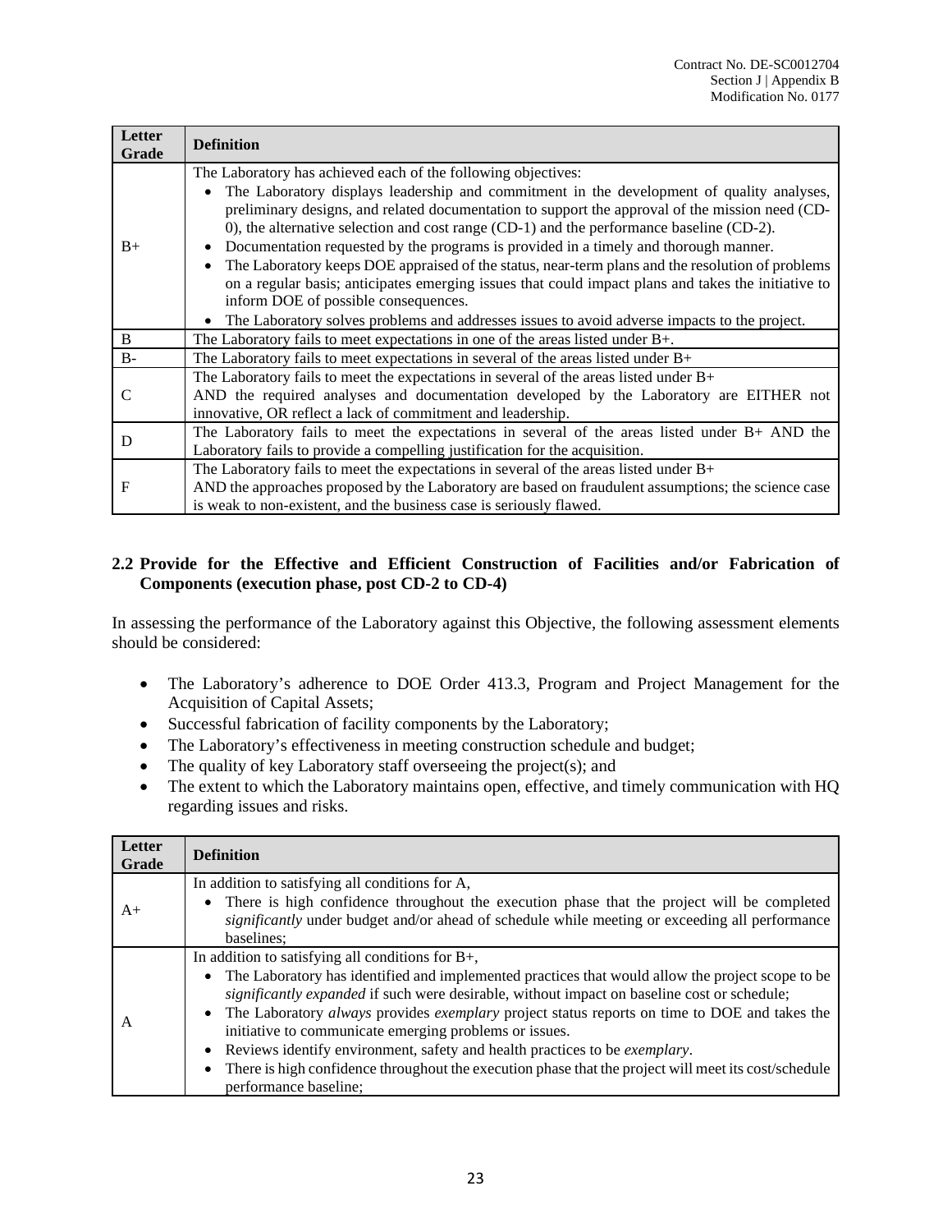| Letter Grade | Definition |
|---|---|
| B+ | The Laboratory has achieved each of the following objectives:<br>• The Laboratory displays leadership and commitment in the development of quality analyses, preliminary designs, and related documentation to support the approval of the mission need (CD-0), the alternative selection and cost range (CD-1) and the performance baseline (CD-2).<br>• Documentation requested by the programs is provided in a timely and thorough manner.<br>• The Laboratory keeps DOE appraised of the status, near-term plans and the resolution of problems on a regular basis; anticipates emerging issues that could impact plans and takes the initiative to inform DOE of possible consequences.<br>• The Laboratory solves problems and addresses issues to avoid adverse impacts to the project. |
| B | The Laboratory fails to meet expectations in one of the areas listed under B+. |
| B- | The Laboratory fails to meet expectations in several of the areas listed under B+ |
| C | The Laboratory fails to meet the expectations in several of the areas listed under B+<br>AND the required analyses and documentation developed by the Laboratory are EITHER not innovative, OR reflect a lack of commitment and leadership. |
| D | The Laboratory fails to meet the expectations in several of the areas listed under B+ AND the Laboratory fails to provide a compelling justification for the acquisition. |
| F | The Laboratory fails to meet the expectations in several of the areas listed under B+<br>AND the approaches proposed by the Laboratory are based on fraudulent assumptions; the science case is weak to non-existent, and the business case is seriously flawed. |

### 2.2 Provide for the Effective and Efficient Construction of Facilities and/or Fabrication of Components (execution phase, post CD-2 to CD-4)

In assessing the performance of the Laboratory against this Objective, the following assessment elements should be considered:

- The Laboratory's adherence to DOE Order 413.3, Program and Project Management for the Acquisition of Capital Assets;
- Successful fabrication of facility components by the Laboratory;
- The Laboratory's effectiveness in meeting construction schedule and budget;
- The quality of key Laboratory staff overseeing the project(s); and
- The extent to which the Laboratory maintains open, effective, and timely communication with HQ regarding issues and risks.

| Letter Grade | Definition |
|---|---|
| A+ | In addition to satisfying all conditions for A,<br>• There is high confidence throughout the execution phase that the project will be completed *significantly* under budget and/or ahead of schedule while meeting or exceeding all performance baselines; |
| A | In addition to satisfying all conditions for B+,<br>• The Laboratory has identified and implemented practices that would allow the project scope to be *significantly expanded* if such were desirable, without impact on baseline cost or schedule;<br>• The Laboratory *always* provides *exemplary* project status reports on time to DOE and takes the initiative to communicate emerging problems or issues.<br>• Reviews identify environment, safety and health practices to be *exemplary*.<br>• There is high confidence throughout the execution phase that the project will meet its cost/schedule performance baseline; |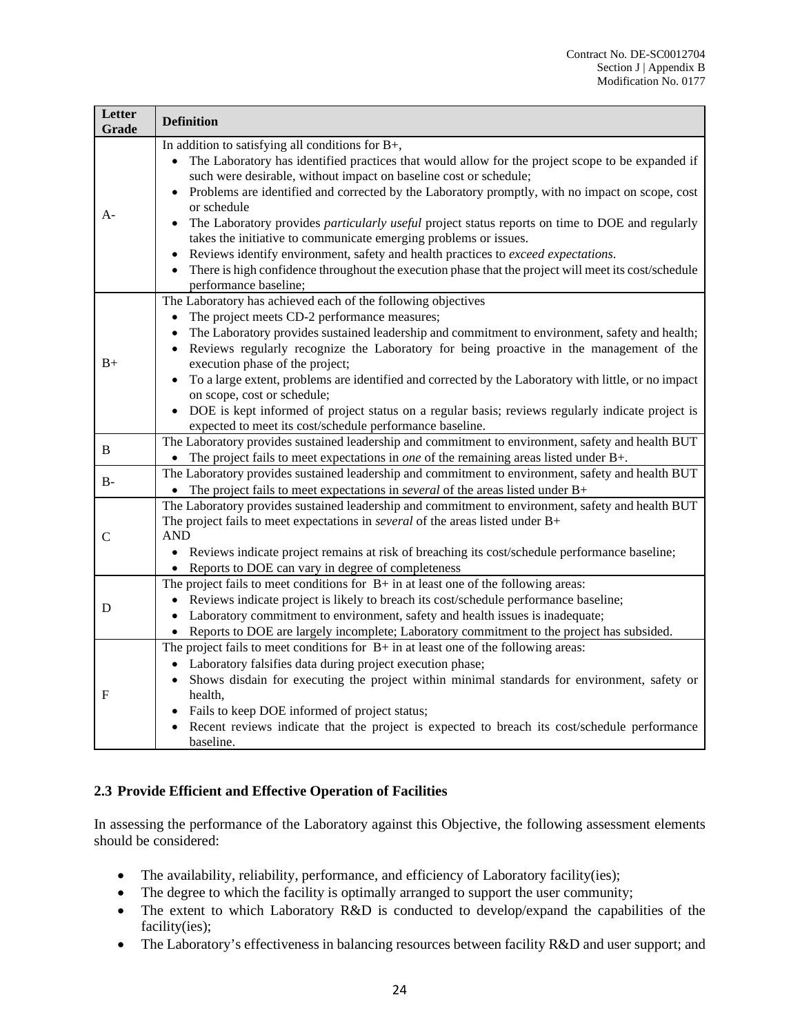| Letter Grade | Definition |
|---|---|
| A- | In addition to satisfying all conditions for B+,<br>• The Laboratory has identified practices that would allow for the project scope to be expanded if such were desirable, without impact on baseline cost or schedule;<br>• Problems are identified and corrected by the Laboratory promptly, with no impact on scope, cost or schedule<br>• The Laboratory provides *particularly useful* project status reports on time to DOE and regularly takes the initiative to communicate emerging problems or issues.<br>• Reviews identify environment, safety and health practices to *exceed expectations*.<br>• There is high confidence throughout the execution phase that the project will meet its cost/schedule performance baseline; |
| B+ | The Laboratory has achieved each of the following objectives<br>• The project meets CD-2 performance measures;<br>• The Laboratory provides sustained leadership and commitment to environment, safety and health;<br>• Reviews regularly recognize the Laboratory for being proactive in the management of the execution phase of the project;<br>• To a large extent, problems are identified and corrected by the Laboratory with little, or no impact on scope, cost or schedule;<br>• DOE is kept informed of project status on a regular basis; reviews regularly indicate project is expected to meet its cost/schedule performance baseline. |
| B | The Laboratory provides sustained leadership and commitment to environment, safety and health BUT<br>• The project fails to meet expectations in *one* of the remaining areas listed under B+. |
| B- | The Laboratory provides sustained leadership and commitment to environment, safety and health BUT<br>• The project fails to meet expectations in *several* of the areas listed under B+ |
| C | The Laboratory provides sustained leadership and commitment to environment, safety and health BUT<br>The project fails to meet expectations in *several* of the areas listed under B+<br>AND<br>• Reviews indicate project remains at risk of breaching its cost/schedule performance baseline;<br>• Reports to DOE can vary in degree of completeness |
| D | The project fails to meet conditions for B+ in at least one of the following areas:<br>• Reviews indicate project is likely to breach its cost/schedule performance baseline;<br>• Laboratory commitment to environment, safety and health issues is inadequate;<br>• Reports to DOE are largely incomplete; Laboratory commitment to the project has subsided. |
| F | The project fails to meet conditions for B+ in at least one of the following areas:<br>• Laboratory falsifies data during project execution phase;<br>• Shows disdain for executing the project within minimal standards for environment, safety or health,<br>• Fails to keep DOE informed of project status;<br>• Recent reviews indicate that the project is expected to breach its cost/schedule performance baseline. |

### 2.3 Provide Efficient and Effective Operation of Facilities

In assessing the performance of the Laboratory against this Objective, the following assessment elements should be considered:

- The availability, reliability, performance, and efficiency of Laboratory facility(ies);
- The degree to which the facility is optimally arranged to support the user community;
- The extent to which Laboratory R&D is conducted to develop/expand the capabilities of the facility(ies);
- The Laboratory's effectiveness in balancing resources between facility R&D and user support; and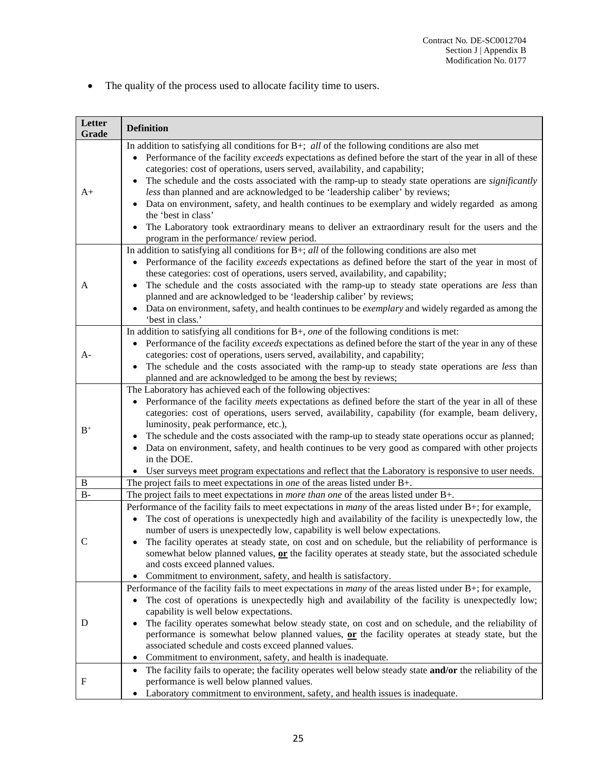- The quality of the process used to allocate facility time to users.

| Letter Grade | Definition |
|---|---|
| A+ | In addition to satisfying all conditions for B+; *all* of the following conditions are also met<br>• Performance of the facility *exceeds* expectations as defined before the start of the year in all of these categories: cost of operations, users served, availability, and capability;<br>• The schedule and the costs associated with the ramp-up to steady state operations are *significantly less* than planned and are acknowledged to be 'leadership caliber' by reviews;<br>• Data on environment, safety, and health continues to be exemplary and widely regarded as among the 'best in class'<br>• The Laboratory took extraordinary means to deliver an extraordinary result for the users and the program in the performance/ review period. |
| A | In addition to satisfying all conditions for B+; *all* of the following conditions are also met<br>• Performance of the facility *exceeds* expectations as defined before the start of the year in most of these categories: cost of operations, users served, availability, and capability;<br>• The schedule and the costs associated with the ramp-up to steady state operations are *less* than planned and are acknowledged to be 'leadership caliber' by reviews;<br>• Data on environment, safety, and health continues to be *exemplary* and widely regarded as among the 'best in class.' |
| A- | In addition to satisfying all conditions for B+, *one* of the following conditions is met:<br>• Performance of the facility *exceeds* expectations as defined before the start of the year in any of these categories: cost of operations, users served, availability, and capability;<br>• The schedule and the costs associated with the ramp-up to steady state operations are *less* than planned and are acknowledged to be among the best by reviews; |
| B+ | The Laboratory has achieved each of the following objectives:<br>• Performance of the facility *meets* expectations as defined before the start of the year in all of these categories: cost of operations, users served, availability, capability (for example, beam delivery, luminosity, peak performance, etc.),<br>• The schedule and the costs associated with the ramp-up to steady state operations occur as planned;<br>• Data on environment, safety, and health continues to be very good as compared with other projects in the DOE.<br>• User surveys meet program expectations and reflect that the Laboratory is responsive to user needs. |
| B | The project fails to meet expectations in *one* of the areas listed under B+. |
| B- | The project fails to meet expectations in *more than one* of the areas listed under B+. |
| C | Performance of the facility fails to meet expectations in *many* of the areas listed under B+; for example,<br>• The cost of operations is unexpectedly high and availability of the facility is unexpectedly low, the number of users is unexpectedly low, capability is well below expectations.<br>• The facility operates at steady state, on cost and on schedule, but the reliability of performance is somewhat below planned values, **<u>or</u>** the facility operates at steady state, but the associated schedule and costs exceed planned values.<br>• Commitment to environment, safety, and health is satisfactory. |
| D | Performance of the facility fails to meet expectations in *many* of the areas listed under B+; for example,<br>• The cost of operations is unexpectedly high and availability of the facility is unexpectedly low; capability is well below expectations.<br>• The facility operates somewhat below steady state, on cost and on schedule, and the reliability of performance is somewhat below planned values, **<u>or</u>** the facility operates at steady state, but the associated schedule and costs exceed planned values.<br>• Commitment to environment, safety, and health is inadequate. |
| F | • The facility fails to operate; the facility operates well below steady state **and/or** the reliability of the performance is well below planned values.<br>• Laboratory commitment to environment, safety, and health issues is inadequate. |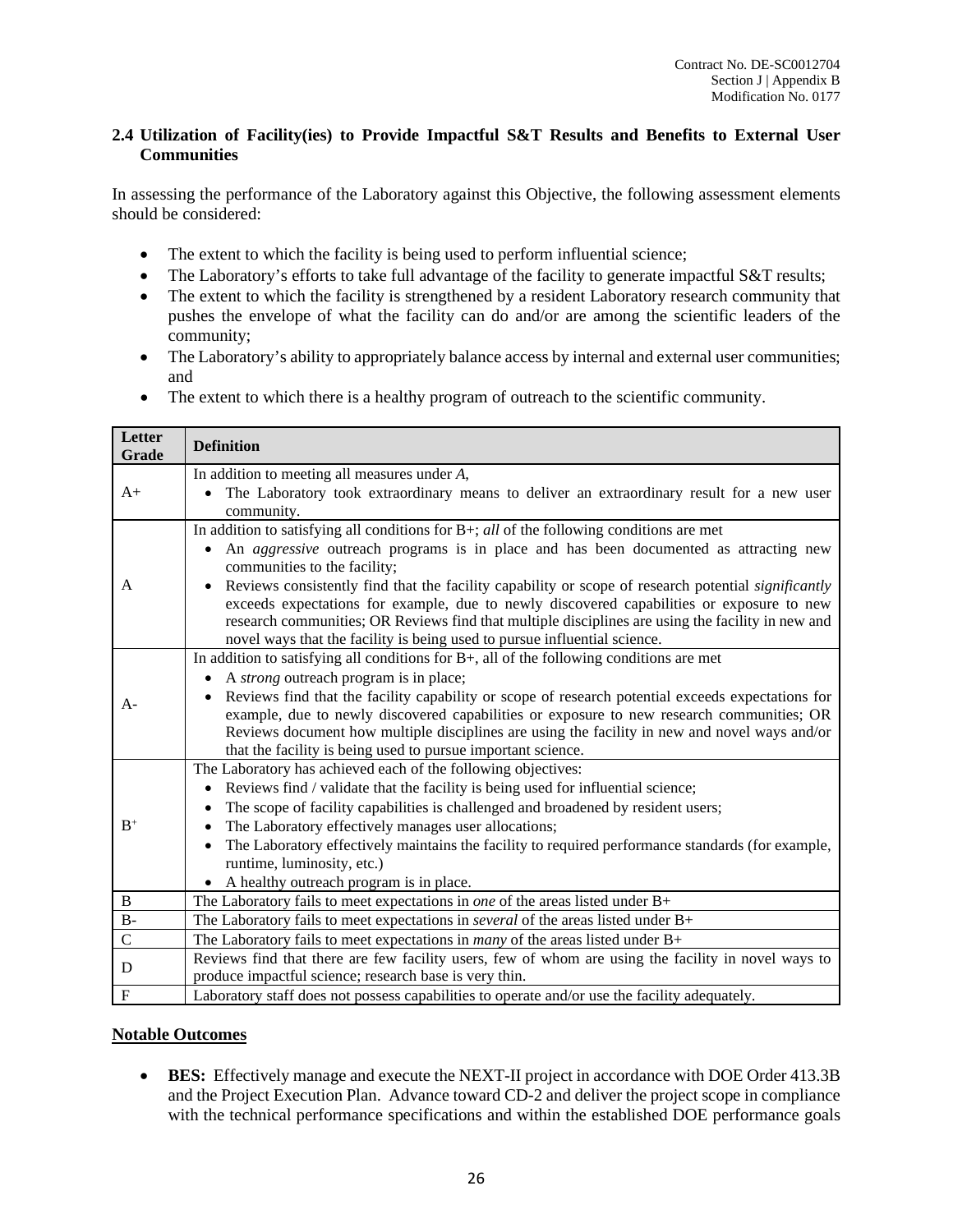### 2.4 Utilization of Facility(ies) to Provide Impactful S&T Results and Benefits to External User Communities

In assessing the performance of the Laboratory against this Objective, the following assessment elements should be considered:

- The extent to which the facility is being used to perform influential science;
- The Laboratory's efforts to take full advantage of the facility to generate impactful S&T results;
- The extent to which the facility is strengthened by a resident Laboratory research community that pushes the envelope of what the facility can do and/or are among the scientific leaders of the community;
- The Laboratory's ability to appropriately balance access by internal and external user communities; and
- The extent to which there is a healthy program of outreach to the scientific community.

| Letter Grade | Definition |
|---|---|
| A+ | In addition to meeting all measures under *A*, <br>• The Laboratory took extraordinary means to deliver an extraordinary result for a new user community. |
| A | In addition to satisfying all conditions for B+; *all* of the following conditions are met <br>• An *aggressive* outreach programs is in place and has been documented as attracting new communities to the facility; <br>• Reviews consistently find that the facility capability or scope of research potential *significantly* exceeds expectations for example, due to newly discovered capabilities or exposure to new research communities; OR Reviews find that multiple disciplines are using the facility in new and novel ways that the facility is being used to pursue influential science. |
| A- | In addition to satisfying all conditions for B+, all of the following conditions are met <br>• A *strong* outreach program is in place; <br>• Reviews find that the facility capability or scope of research potential exceeds expectations for example, due to newly discovered capabilities or exposure to new research communities; OR Reviews document how multiple disciplines are using the facility in new and novel ways and/or that the facility is being used to pursue important science. |
| B+ | The Laboratory has achieved each of the following objectives: <br>• Reviews find / validate that the facility is being used for influential science; <br>• The scope of facility capabilities is challenged and broadened by resident users; <br>• The Laboratory effectively manages user allocations; <br>• The Laboratory effectively maintains the facility to required performance standards (for example, runtime, luminosity, etc.) <br>• A healthy outreach program is in place. |
| B | The Laboratory fails to meet expectations in *one* of the areas listed under B+ |
| B- | The Laboratory fails to meet expectations in *several* of the areas listed under B+ |
| C | The Laboratory fails to meet expectations in *many* of the areas listed under B+ |
| D | Reviews find that there are few facility users, few of whom are using the facility in novel ways to produce impactful science; research base is very thin. |
| F | Laboratory staff does not possess capabilities to operate and/or use the facility adequately. |

**Notable Outcomes**

- **BES:** Effectively manage and execute the NEXT-II project in accordance with DOE Order 413.3B and the Project Execution Plan. Advance toward CD-2 and deliver the project scope in compliance with the technical performance specifications and within the established DOE performance goals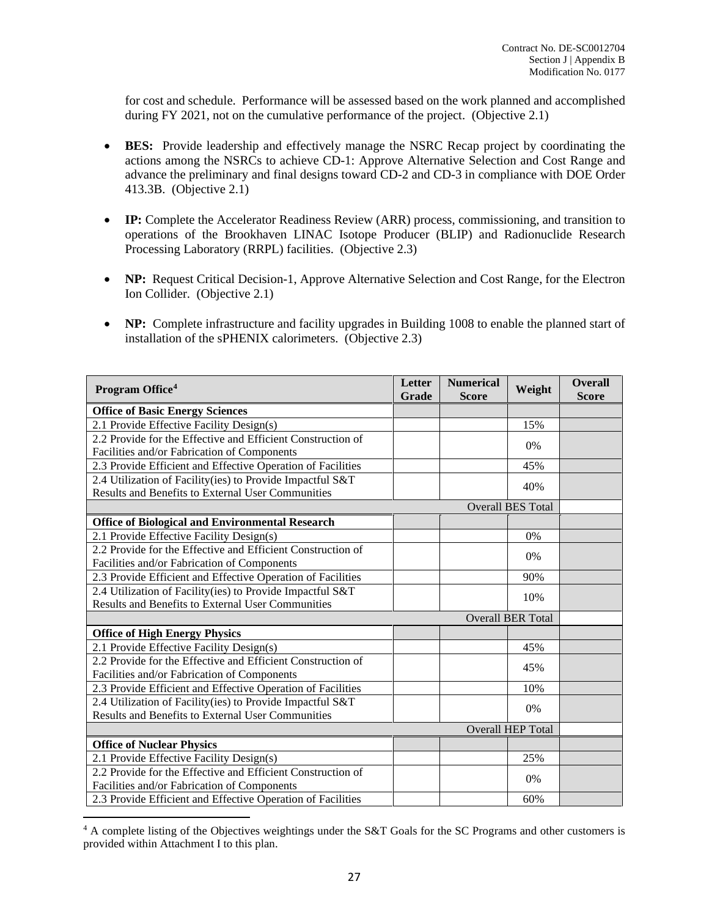for cost and schedule. Performance will be assessed based on the work planned and accomplished during FY 2021, not on the cumulative performance of the project. (Objective 2.1)

- **BES:** Provide leadership and effectively manage the NSRC Recap project by coordinating the actions among the NSRCs to achieve CD-1: Approve Alternative Selection and Cost Range and advance the preliminary and final designs toward CD-2 and CD-3 in compliance with DOE Order 413.3B. (Objective 2.1)

- **IP:** Complete the Accelerator Readiness Review (ARR) process, commissioning, and transition to operations of the Brookhaven LINAC Isotope Producer (BLIP) and Radionuclide Research Processing Laboratory (RRPL) facilities. (Objective 2.3)

- **NP:** Request Critical Decision-1, Approve Alternative Selection and Cost Range, for the Electron Ion Collider. (Objective 2.1)

- **NP:** Complete infrastructure and facility upgrades in Building 1008 to enable the planned start of installation of the sPHENIX calorimeters. (Objective 2.3)

| Program Office[4] | Letter Grade | Numerical Score | Weight | Overall Score |
|---|---|---|---|---|
| **Office of Basic Energy Sciences** | | | | |
| 2.1 Provide Effective Facility Design(s) | | | 15% | |
| 2.2 Provide for the Effective and Efficient Construction of Facilities and/or Fabrication of Components | | | 0% | |
| 2.3 Provide Efficient and Effective Operation of Facilities | | | 45% | |
| 2.4 Utilization of Facility(ies) to Provide Impactful S&T Results and Benefits to External User Communities | | | 40% | |
| | | | Overall BES Total | |
| **Office of Biological and Environmental Research** | | | | |
| 2.1 Provide Effective Facility Design(s) | | | 0% | |
| 2.2 Provide for the Effective and Efficient Construction of Facilities and/or Fabrication of Components | | | 0% | |
| 2.3 Provide Efficient and Effective Operation of Facilities | | | 90% | |
| 2.4 Utilization of Facility(ies) to Provide Impactful S&T Results and Benefits to External User Communities | | | 10% | |
| | | | Overall BER Total | |
| **Office of High Energy Physics** | | | | |
| 2.1 Provide Effective Facility Design(s) | | | 45% | |
| 2.2 Provide for the Effective and Efficient Construction of Facilities and/or Fabrication of Components | | | 45% | |
| 2.3 Provide Efficient and Effective Operation of Facilities | | | 10% | |
| 2.4 Utilization of Facility(ies) to Provide Impactful S&T Results and Benefits to External User Communities | | | 0% | |
| | | | Overall HEP Total | |
| **Office of Nuclear Physics** | | | | |
| 2.1 Provide Effective Facility Design(s) | | | 25% | |
| 2.2 Provide for the Effective and Efficient Construction of Facilities and/or Fabrication of Components | | | 0% | |
| 2.3 Provide Efficient and Effective Operation of Facilities | | | 60% | |

[4] A complete listing of the Objectives weightings under the S&T Goals for the SC Programs and other customers is provided within Attachment I to this plan.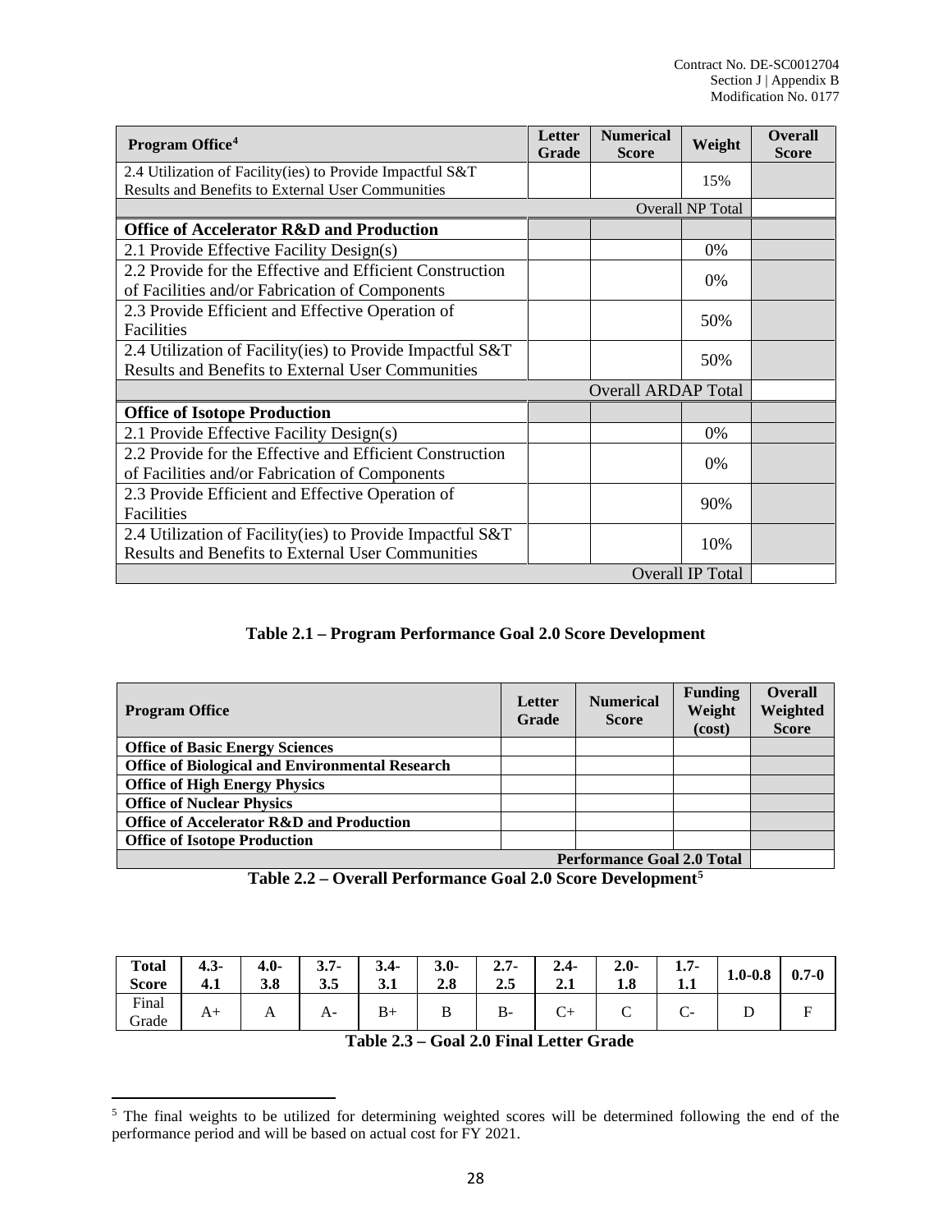| Program Office[4] | Letter Grade | Numerical Score | Weight | Overall Score |
|---|---|---|---|---|
| 2.4 Utilization of Facility(ies) to Provide Impactful S&T Results and Benefits to External User Communities | | | 15% | |
| Overall NP Total | | | | |
| **Office of Accelerator R&D and Production** | | | | |
| 2.1 Provide Effective Facility Design(s) | | | 0% | |
| 2.2 Provide for the Effective and Efficient Construction of Facilities and/or Fabrication of Components | | | 0% | |
| 2.3 Provide Efficient and Effective Operation of Facilities | | | 50% | |
| 2.4 Utilization of Facility(ies) to Provide Impactful S&T Results and Benefits to External User Communities | | | 50% | |
| Overall ARDAP Total | | | | |
| **Office of Isotope Production** | | | | |
| 2.1 Provide Effective Facility Design(s) | | | 0% | |
| 2.2 Provide for the Effective and Efficient Construction of Facilities and/or Fabrication of Components | | | 0% | |
| 2.3 Provide Efficient and Effective Operation of Facilities | | | 90% | |
| 2.4 Utilization of Facility(ies) to Provide Impactful S&T Results and Benefits to External User Communities | | | 10% | |
| Overall IP Total | | | | |

**Table 2.1 – Program Performance Goal 2.0 Score Development**

| Program Office | Letter Grade | Numerical Score | Funding Weight (cost) | Overall Weighted Score |
|---|---|---|---|---|
| **Office of Basic Energy Sciences** | | | | |
| **Office of Biological and Environmental Research** | | | | |
| **Office of High Energy Physics** | | | | |
| **Office of Nuclear Physics** | | | | |
| **Office of Accelerator R&D and Production** | | | | |
| **Office of Isotope Production** | | | | |
| **Performance Goal 2.0 Total** | | | | |

**Table 2.2 – Overall Performance Goal 2.0 Score Development[5]**

| **Total Score** | **4.3-4.1** | **4.0-3.8** | **3.7-3.5** | **3.4-3.1** | **3.0-2.8** | **2.7-2.5** | **2.4-2.1** | **2.0-1.8** | **1.7-1.1** | **1.0-0.8** | **0.7-0** |
|---|---|---|---|---|---|---|---|---|---|---|---|
| Final Grade | A+ | A | A- | B+ | B | B- | C+ | C | C- | D | F |

**Table 2.3 – Goal 2.0 Final Letter Grade**

---

[5] The final weights to be utilized for determining weighted scores will be determined following the end of the performance period and will be based on actual cost for FY 2021.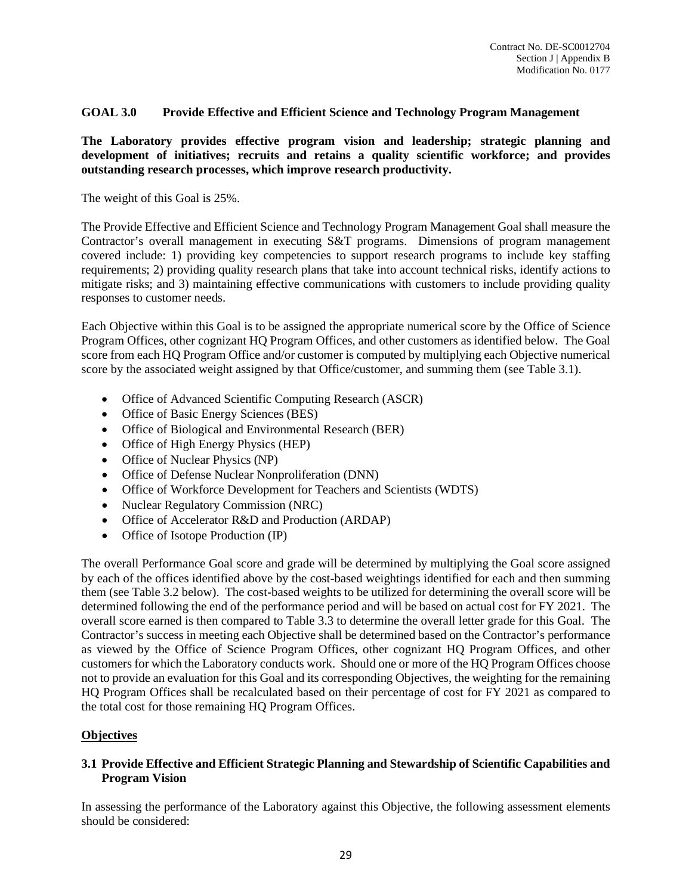## GOAL 3.0 Provide Effective and Efficient Science and Technology Program Management

**The Laboratory provides effective program vision and leadership; strategic planning and development of initiatives; recruits and retains a quality scientific workforce; and provides outstanding research processes, which improve research productivity.**

The weight of this Goal is 25%.

The Provide Effective and Efficient Science and Technology Program Management Goal shall measure the Contractor's overall management in executing S&T programs. Dimensions of program management covered include: 1) providing key competencies to support research programs to include key staffing requirements; 2) providing quality research plans that take into account technical risks, identify actions to mitigate risks; and 3) maintaining effective communications with customers to include providing quality responses to customer needs.

Each Objective within this Goal is to be assigned the appropriate numerical score by the Office of Science Program Offices, other cognizant HQ Program Offices, and other customers as identified below. The Goal score from each HQ Program Office and/or customer is computed by multiplying each Objective numerical score by the associated weight assigned by that Office/customer, and summing them (see Table 3.1).

- Office of Advanced Scientific Computing Research (ASCR)
- Office of Basic Energy Sciences (BES)
- Office of Biological and Environmental Research (BER)
- Office of High Energy Physics (HEP)
- Office of Nuclear Physics (NP)
- Office of Defense Nuclear Nonproliferation (DNN)
- Office of Workforce Development for Teachers and Scientists (WDTS)
- Nuclear Regulatory Commission (NRC)
- Office of Accelerator R&D and Production (ARDAP)
- Office of Isotope Production (IP)

The overall Performance Goal score and grade will be determined by multiplying the Goal score assigned by each of the offices identified above by the cost-based weightings identified for each and then summing them (see Table 3.2 below). The cost-based weights to be utilized for determining the overall score will be determined following the end of the performance period and will be based on actual cost for FY 2021. The overall score earned is then compared to Table 3.3 to determine the overall letter grade for this Goal. The Contractor's success in meeting each Objective shall be determined based on the Contractor's performance as viewed by the Office of Science Program Offices, other cognizant HQ Program Offices, and other customers for which the Laboratory conducts work. Should one or more of the HQ Program Offices choose not to provide an evaluation for this Goal and its corresponding Objectives, the weighting for the remaining HQ Program Offices shall be recalculated based on their percentage of cost for FY 2021 as compared to the total cost for those remaining HQ Program Offices.

### Objectives

#### 3.1 Provide Effective and Efficient Strategic Planning and Stewardship of Scientific Capabilities and Program Vision

In assessing the performance of the Laboratory against this Objective, the following assessment elements should be considered: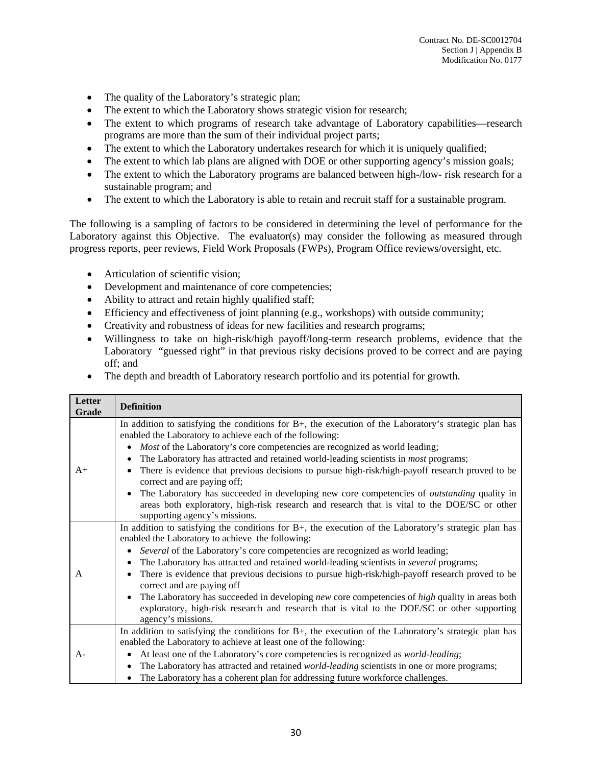- The quality of the Laboratory's strategic plan;
- The extent to which the Laboratory shows strategic vision for research;
- The extent to which programs of research take advantage of Laboratory capabilities—research programs are more than the sum of their individual project parts;
- The extent to which the Laboratory undertakes research for which it is uniquely qualified;
- The extent to which lab plans are aligned with DOE or other supporting agency's mission goals;
- The extent to which the Laboratory programs are balanced between high-/low- risk research for a sustainable program; and
- The extent to which the Laboratory is able to retain and recruit staff for a sustainable program.

The following is a sampling of factors to be considered in determining the level of performance for the Laboratory against this Objective. The evaluator(s) may consider the following as measured through progress reports, peer reviews, Field Work Proposals (FWPs), Program Office reviews/oversight, etc.

- Articulation of scientific vision;
- Development and maintenance of core competencies;
- Ability to attract and retain highly qualified staff;
- Efficiency and effectiveness of joint planning (e.g., workshops) with outside community;
- Creativity and robustness of ideas for new facilities and research programs;
- Willingness to take on high-risk/high payoff/long-term research problems, evidence that the Laboratory "guessed right" in that previous risky decisions proved to be correct and are paying off; and
- The depth and breadth of Laboratory research portfolio and its potential for growth.

| Letter Grade | Definition |
|---|---|
| A+ | In addition to satisfying the conditions for B+, the execution of the Laboratory's strategic plan has enabled the Laboratory to achieve each of the following:<br>• *Most* of the Laboratory's core competencies are recognized as world leading;<br>• The Laboratory has attracted and retained world-leading scientists in *most* programs;<br>• There is evidence that previous decisions to pursue high-risk/high-payoff research proved to be correct and are paying off;<br>• The Laboratory has succeeded in developing new core competencies of *outstanding* quality in areas both exploratory, high-risk research and research that is vital to the DOE/SC or other supporting agency's missions. |
| A | In addition to satisfying the conditions for B+, the execution of the Laboratory's strategic plan has enabled the Laboratory to achieve the following:<br>• *Several* of the Laboratory's core competencies are recognized as world leading;<br>• The Laboratory has attracted and retained world-leading scientists in *several* programs;<br>• There is evidence that previous decisions to pursue high-risk/high-payoff research proved to be correct and are paying off<br>• The Laboratory has succeeded in developing *new* core competencies of *high* quality in areas both exploratory, high-risk research and research that is vital to the DOE/SC or other supporting agency's missions. |
| A- | In addition to satisfying the conditions for B+, the execution of the Laboratory's strategic plan has enabled the Laboratory to achieve at least one of the following:<br>• At least one of the Laboratory's core competencies is recognized as *world-leading*;<br>• The Laboratory has attracted and retained *world-leading* scientists in one or more programs;<br>• The Laboratory has a coherent plan for addressing future workforce challenges. |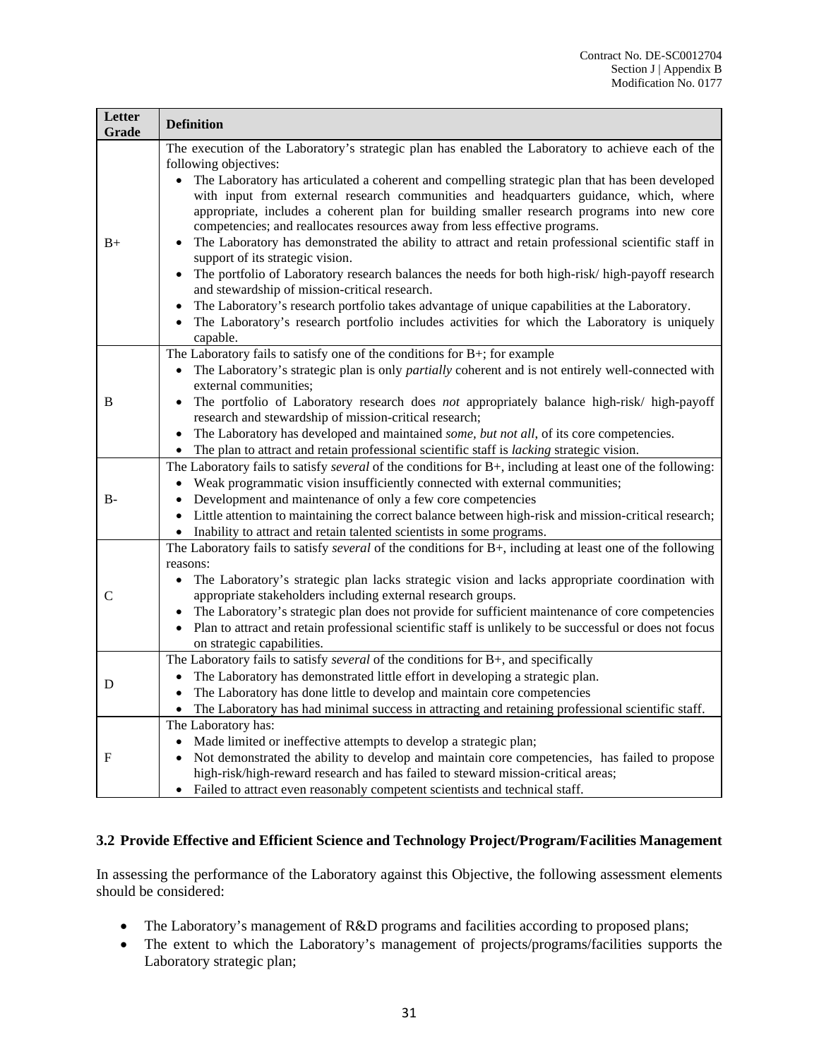| Letter Grade | Definition |
|---|---|
| B+ | The execution of the Laboratory's strategic plan has enabled the Laboratory to achieve each of the following objectives:<br>• The Laboratory has articulated a coherent and compelling strategic plan that has been developed with input from external research communities and headquarters guidance, which, where appropriate, includes a coherent plan for building smaller research programs into new core competencies; and reallocates resources away from less effective programs.<br>• The Laboratory has demonstrated the ability to attract and retain professional scientific staff in support of its strategic vision.<br>• The portfolio of Laboratory research balances the needs for both high-risk/ high-payoff research and stewardship of mission-critical research.<br>• The Laboratory's research portfolio takes advantage of unique capabilities at the Laboratory.<br>• The Laboratory's research portfolio includes activities for which the Laboratory is uniquely capable. |
| B | The Laboratory fails to satisfy one of the conditions for B+; for example<br>• The Laboratory's strategic plan is only *partially* coherent and is not entirely well-connected with external communities;<br>• The portfolio of Laboratory research does *not* appropriately balance high-risk/ high-payoff research and stewardship of mission-critical research;<br>• The Laboratory has developed and maintained *some, but not all*, of its core competencies.<br>• The plan to attract and retain professional scientific staff is *lacking* strategic vision. |
| B- | The Laboratory fails to satisfy *several* of the conditions for B+, including at least one of the following:<br>• Weak programmatic vision insufficiently connected with external communities;<br>• Development and maintenance of only a few core competencies<br>• Little attention to maintaining the correct balance between high-risk and mission-critical research;<br>• Inability to attract and retain talented scientists in some programs. |
| C | The Laboratory fails to satisfy *several* of the conditions for B+, including at least one of the following reasons:<br>• The Laboratory's strategic plan lacks strategic vision and lacks appropriate coordination with appropriate stakeholders including external research groups.<br>• The Laboratory's strategic plan does not provide for sufficient maintenance of core competencies<br>• Plan to attract and retain professional scientific staff is unlikely to be successful or does not focus on strategic capabilities. |
| D | The Laboratory fails to satisfy *several* of the conditions for B+, and specifically<br>• The Laboratory has demonstrated little effort in developing a strategic plan.<br>• The Laboratory has done little to develop and maintain core competencies<br>• The Laboratory has had minimal success in attracting and retaining professional scientific staff. |
| F | The Laboratory has:<br>• Made limited or ineffective attempts to develop a strategic plan;<br>• Not demonstrated the ability to develop and maintain core competencies, has failed to propose high-risk/high-reward research and has failed to steward mission-critical areas;<br>• Failed to attract even reasonably competent scientists and technical staff. |

### 3.2 Provide Effective and Efficient Science and Technology Project/Program/Facilities Management

In assessing the performance of the Laboratory against this Objective, the following assessment elements should be considered:

- The Laboratory's management of R&D programs and facilities according to proposed plans;
- The extent to which the Laboratory's management of projects/programs/facilities supports the Laboratory strategic plan;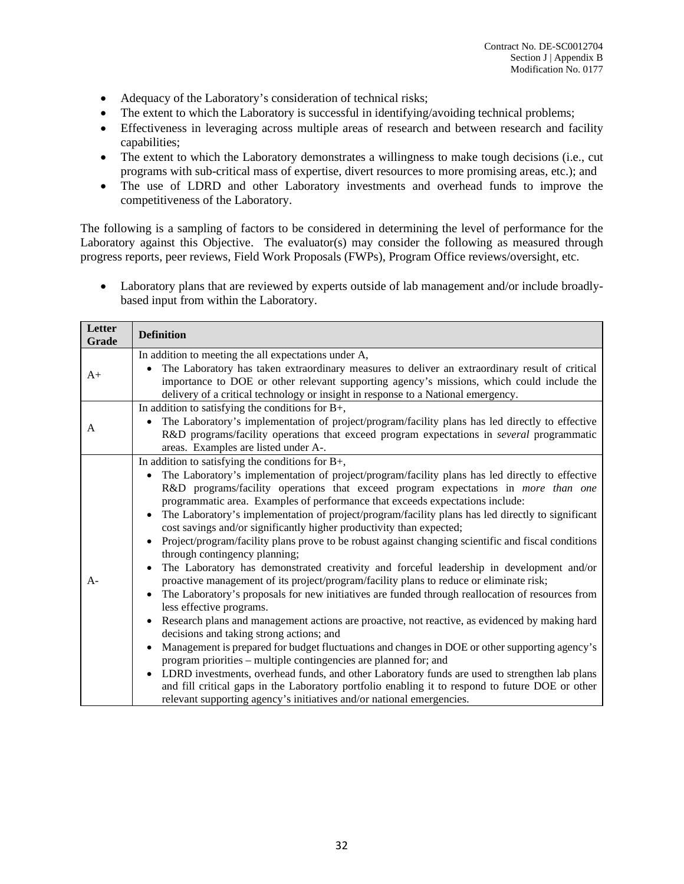- Adequacy of the Laboratory's consideration of technical risks;
- The extent to which the Laboratory is successful in identifying/avoiding technical problems;
- Effectiveness in leveraging across multiple areas of research and between research and facility capabilities;
- The extent to which the Laboratory demonstrates a willingness to make tough decisions (i.e., cut programs with sub-critical mass of expertise, divert resources to more promising areas, etc.); and
- The use of LDRD and other Laboratory investments and overhead funds to improve the competitiveness of the Laboratory.

The following is a sampling of factors to be considered in determining the level of performance for the Laboratory against this Objective. The evaluator(s) may consider the following as measured through progress reports, peer reviews, Field Work Proposals (FWPs), Program Office reviews/oversight, etc.

- Laboratory plans that are reviewed by experts outside of lab management and/or include broadly-based input from within the Laboratory.

| Letter Grade | Definition |
|---|---|
| A+ | In addition to meeting the all expectations under A,<br>• The Laboratory has taken extraordinary measures to deliver an extraordinary result of critical importance to DOE or other relevant supporting agency's missions, which could include the delivery of a critical technology or insight in response to a National emergency. |
| A | In addition to satisfying the conditions for B+,<br>• The Laboratory's implementation of project/program/facility plans has led directly to effective R&D programs/facility operations that exceed program expectations in *several* programmatic areas. Examples are listed under A-. |
| A- | In addition to satisfying the conditions for B+,<br>• The Laboratory's implementation of project/program/facility plans has led directly to effective R&D programs/facility operations that exceed program expectations in *more than one* programmatic area. Examples of performance that exceeds expectations include:<br>• The Laboratory's implementation of project/program/facility plans has led directly to significant cost savings and/or significantly higher productivity than expected;<br>• Project/program/facility plans prove to be robust against changing scientific and fiscal conditions through contingency planning;<br>• The Laboratory has demonstrated creativity and forceful leadership in development and/or proactive management of its project/program/facility plans to reduce or eliminate risk;<br>• The Laboratory's proposals for new initiatives are funded through reallocation of resources from less effective programs.<br>• Research plans and management actions are proactive, not reactive, as evidenced by making hard decisions and taking strong actions; and<br>• Management is prepared for budget fluctuations and changes in DOE or other supporting agency's program priorities – multiple contingencies are planned for; and<br>• LDRD investments, overhead funds, and other Laboratory funds are used to strengthen lab plans and fill critical gaps in the Laboratory portfolio enabling it to respond to future DOE or other relevant supporting agency's initiatives and/or national emergencies. |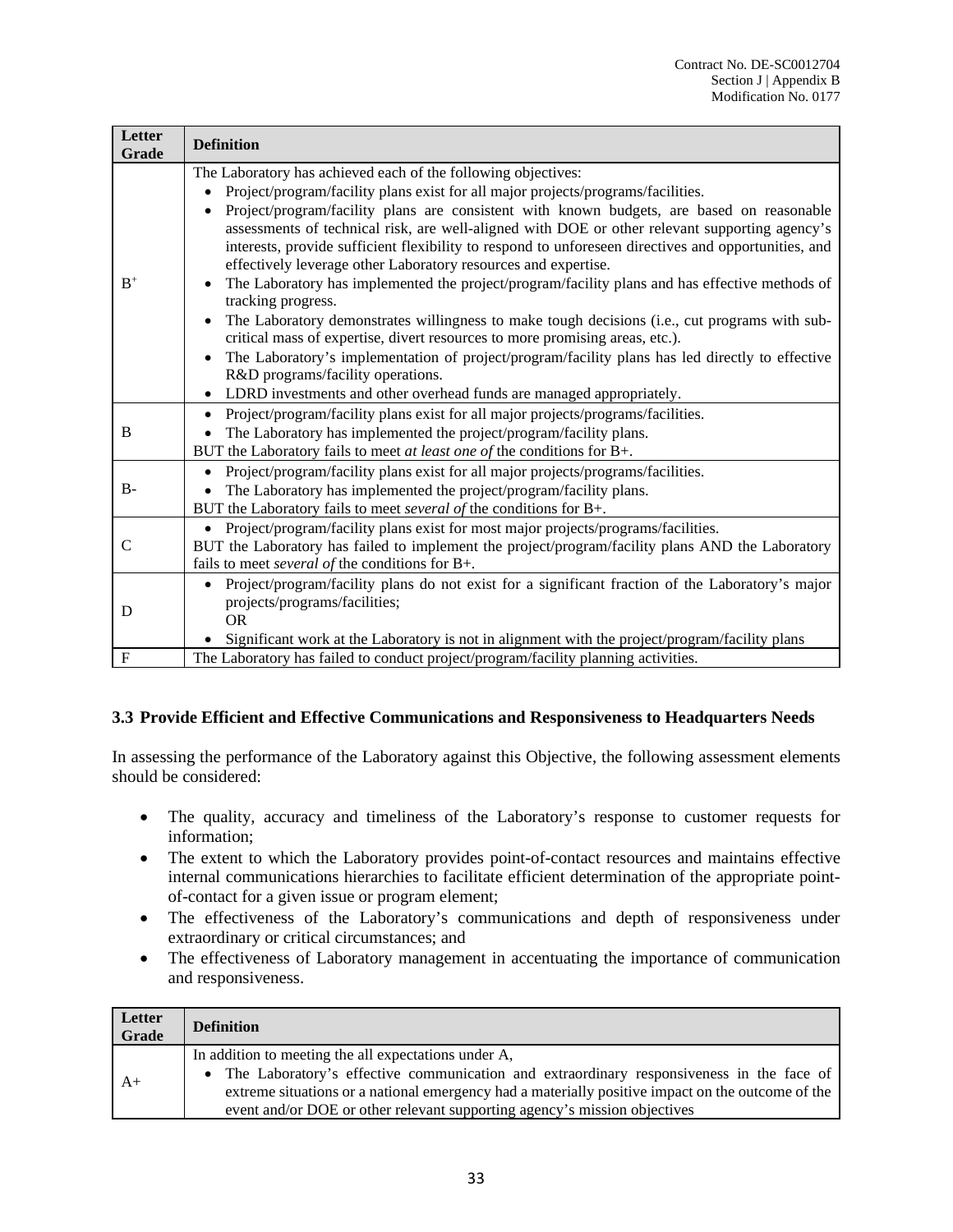| Letter Grade | Definition |
| --- | --- |
| B+ | The Laboratory has achieved each of the following objectives:<br>• Project/program/facility plans exist for all major projects/programs/facilities.<br>• Project/program/facility plans are consistent with known budgets, are based on reasonable assessments of technical risk, are well-aligned with DOE or other relevant supporting agency's interests, provide sufficient flexibility to respond to unforeseen directives and opportunities, and effectively leverage other Laboratory resources and expertise.<br>• The Laboratory has implemented the project/program/facility plans and has effective methods of tracking progress.<br>• The Laboratory demonstrates willingness to make tough decisions (i.e., cut programs with sub-critical mass of expertise, divert resources to more promising areas, etc.).<br>• The Laboratory's implementation of project/program/facility plans has led directly to effective R&D programs/facility operations.<br>• LDRD investments and other overhead funds are managed appropriately. |
| B | • Project/program/facility plans exist for all major projects/programs/facilities.<br>• The Laboratory has implemented the project/program/facility plans.<br>BUT the Laboratory fails to meet *at least one of* the conditions for B+. |
| B- | • Project/program/facility plans exist for all major projects/programs/facilities.<br>• The Laboratory has implemented the project/program/facility plans.<br>BUT the Laboratory fails to meet *several of* the conditions for B+. |
| C | • Project/program/facility plans exist for most major projects/programs/facilities.<br>BUT the Laboratory has failed to implement the project/program/facility plans AND the Laboratory fails to meet *several of* the conditions for B+. |
| D | • Project/program/facility plans do not exist for a significant fraction of the Laboratory's major projects/programs/facilities;<br>OR<br>• Significant work at the Laboratory is not in alignment with the project/program/facility plans |
| F | The Laboratory has failed to conduct project/program/facility planning activities. |

### 3.3 Provide Efficient and Effective Communications and Responsiveness to Headquarters Needs

In assessing the performance of the Laboratory against this Objective, the following assessment elements should be considered:

- The quality, accuracy and timeliness of the Laboratory's response to customer requests for information;
- The extent to which the Laboratory provides point-of-contact resources and maintains effective internal communications hierarchies to facilitate efficient determination of the appropriate point-of-contact for a given issue or program element;
- The effectiveness of the Laboratory's communications and depth of responsiveness under extraordinary or critical circumstances; and
- The effectiveness of Laboratory management in accentuating the importance of communication and responsiveness.

| Letter Grade | Definition |
| --- | --- |
| A+ | In addition to meeting the all expectations under A,<br>• The Laboratory's effective communication and extraordinary responsiveness in the face of extreme situations or a national emergency had a materially positive impact on the outcome of the event and/or DOE or other relevant supporting agency's mission objectives |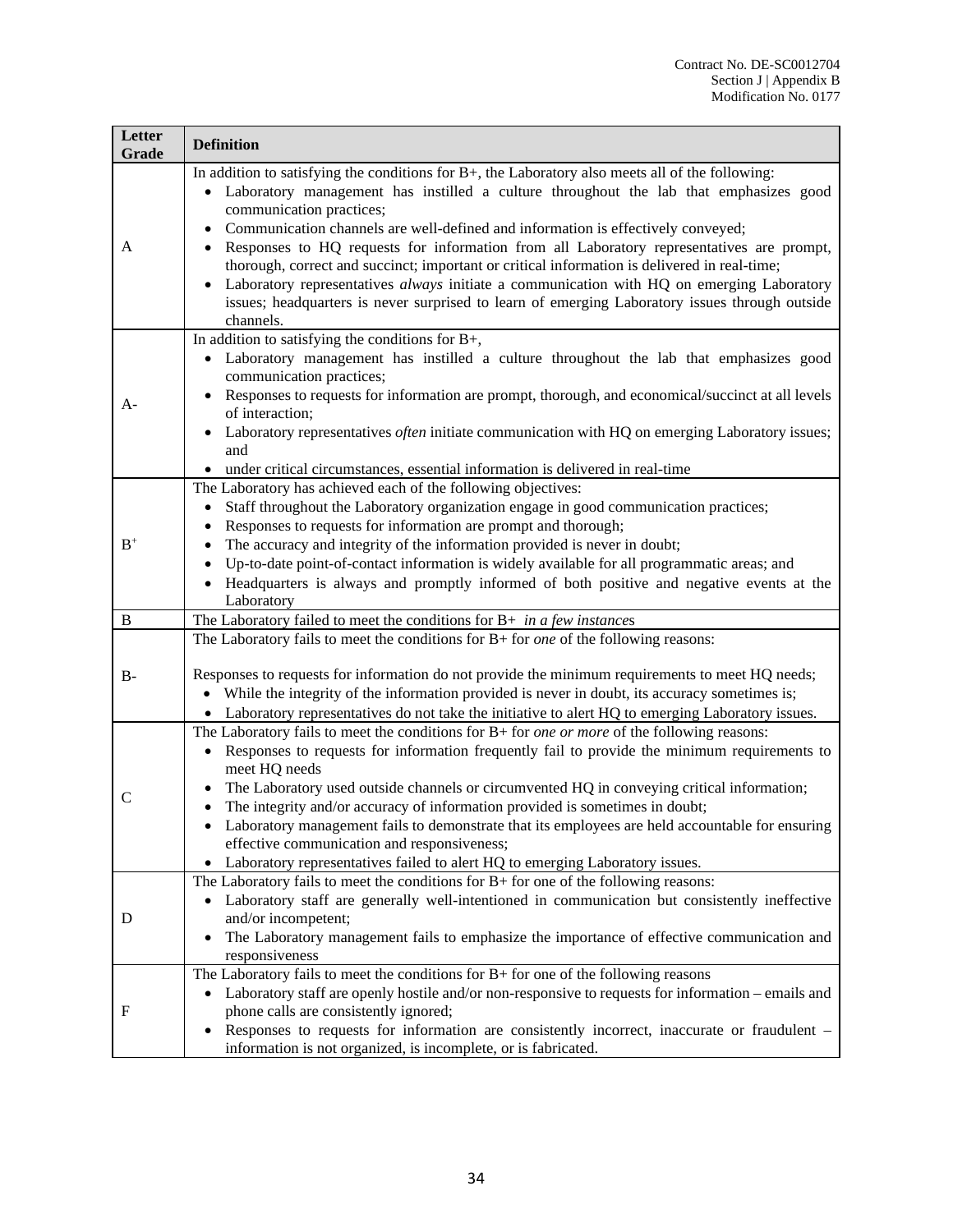| Letter Grade | Definition |
|---|---|
| A | In addition to satisfying the conditions for B+, the Laboratory also meets all of the following:<br>• Laboratory management has instilled a culture throughout the lab that emphasizes good communication practices;<br>• Communication channels are well-defined and information is effectively conveyed;<br>• Responses to HQ requests for information from all Laboratory representatives are prompt, thorough, correct and succinct; important or critical information is delivered in real-time;<br>• Laboratory representatives *always* initiate a communication with HQ on emerging Laboratory issues; headquarters is never surprised to learn of emerging Laboratory issues through outside channels. |
| A- | In addition to satisfying the conditions for B+,<br>• Laboratory management has instilled a culture throughout the lab that emphasizes good communication practices;<br>• Responses to requests for information are prompt, thorough, and economical/succinct at all levels of interaction;<br>• Laboratory representatives *often* initiate communication with HQ on emerging Laboratory issues; and<br>• under critical circumstances, essential information is delivered in real-time |
| B+ | The Laboratory has achieved each of the following objectives:<br>• Staff throughout the Laboratory organization engage in good communication practices;<br>• Responses to requests for information are prompt and thorough;<br>• The accuracy and integrity of the information provided is never in doubt;<br>• Up-to-date point-of-contact information is widely available for all programmatic areas; and<br>• Headquarters is always and promptly informed of both positive and negative events at the Laboratory |
| B | The Laboratory failed to meet the conditions for B+ *in a few instances* |
| B- | The Laboratory fails to meet the conditions for B+ for *one* of the following reasons:<br><br>Responses to requests for information do not provide the minimum requirements to meet HQ needs;<br>• While the integrity of the information provided is never in doubt, its accuracy sometimes is;<br>• Laboratory representatives do not take the initiative to alert HQ to emerging Laboratory issues. |
| C | The Laboratory fails to meet the conditions for B+ for *one or more* of the following reasons:<br>• Responses to requests for information frequently fail to provide the minimum requirements to meet HQ needs<br>• The Laboratory used outside channels or circumvented HQ in conveying critical information;<br>• The integrity and/or accuracy of information provided is sometimes in doubt;<br>• Laboratory management fails to demonstrate that its employees are held accountable for ensuring effective communication and responsiveness;<br>• Laboratory representatives failed to alert HQ to emerging Laboratory issues. |
| D | The Laboratory fails to meet the conditions for B+ for one of the following reasons:<br>• Laboratory staff are generally well-intentioned in communication but consistently ineffective and/or incompetent;<br>• The Laboratory management fails to emphasize the importance of effective communication and responsiveness |
| F | The Laboratory fails to meet the conditions for B+ for one of the following reasons<br>• Laboratory staff are openly hostile and/or non-responsive to requests for information – emails and phone calls are consistently ignored;<br>• Responses to requests for information are consistently incorrect, inaccurate or fraudulent – information is not organized, is incomplete, or is fabricated. |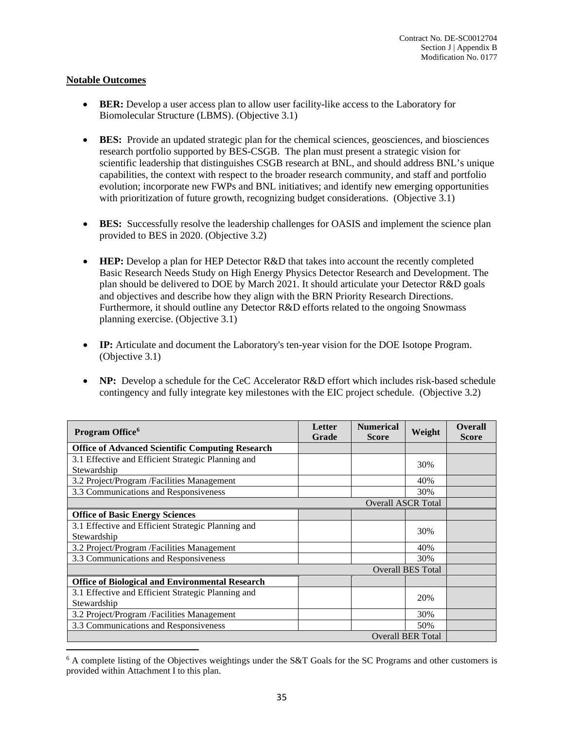**Notable Outcomes**

- **BER:** Develop a user access plan to allow user facility-like access to the Laboratory for Biomolecular Structure (LBMS). (Objective 3.1)

- **BES:** Provide an updated strategic plan for the chemical sciences, geosciences, and biosciences research portfolio supported by BES-CSGB. The plan must present a strategic vision for scientific leadership that distinguishes CSGB research at BNL, and should address BNL's unique capabilities, the context with respect to the broader research community, and staff and portfolio evolution; incorporate new FWPs and BNL initiatives; and identify new emerging opportunities with prioritization of future growth, recognizing budget considerations. (Objective 3.1)

- **BES:** Successfully resolve the leadership challenges for OASIS and implement the science plan provided to BES in 2020. (Objective 3.2)

- **HEP:** Develop a plan for HEP Detector R&D that takes into account the recently completed Basic Research Needs Study on High Energy Physics Detector Research and Development. The plan should be delivered to DOE by March 2021. It should articulate your Detector R&D goals and objectives and describe how they align with the BRN Priority Research Directions. Furthermore, it should outline any Detector R&D efforts related to the ongoing Snowmass planning exercise. (Objective 3.1)

- **IP:** Articulate and document the Laboratory's ten-year vision for the DOE Isotope Program. (Objective 3.1)

- **NP:** Develop a schedule for the CeC Accelerator R&D effort which includes risk-based schedule contingency and fully integrate key milestones with the EIC project schedule. (Objective 3.2)

| Program Office[6] | Letter Grade | Numerical Score | Weight | Overall Score |
|---|---|---|---|---|
| **Office of Advanced Scientific Computing Research** | | | | |
| 3.1 Effective and Efficient Strategic Planning and Stewardship | | | 30% | |
| 3.2 Project/Program /Facilities Management | | | 40% | |
| 3.3 Communications and Responsiveness | | | 30% | |
| | | | Overall ASCR Total | |
| **Office of Basic Energy Sciences** | | | | |
| 3.1 Effective and Efficient Strategic Planning and Stewardship | | | 30% | |
| 3.2 Project/Program /Facilities Management | | | 40% | |
| 3.3 Communications and Responsiveness | | | 30% | |
| | | | Overall BES Total | |
| **Office of Biological and Environmental Research** | | | | |
| 3.1 Effective and Efficient Strategic Planning and Stewardship | | | 20% | |
| 3.2 Project/Program /Facilities Management | | | 30% | |
| 3.3 Communications and Responsiveness | | | 50% | |
| | | | Overall BER Total | |

[6] A complete listing of the Objectives weightings under the S&T Goals for the SC Programs and other customers is provided within Attachment I to this plan.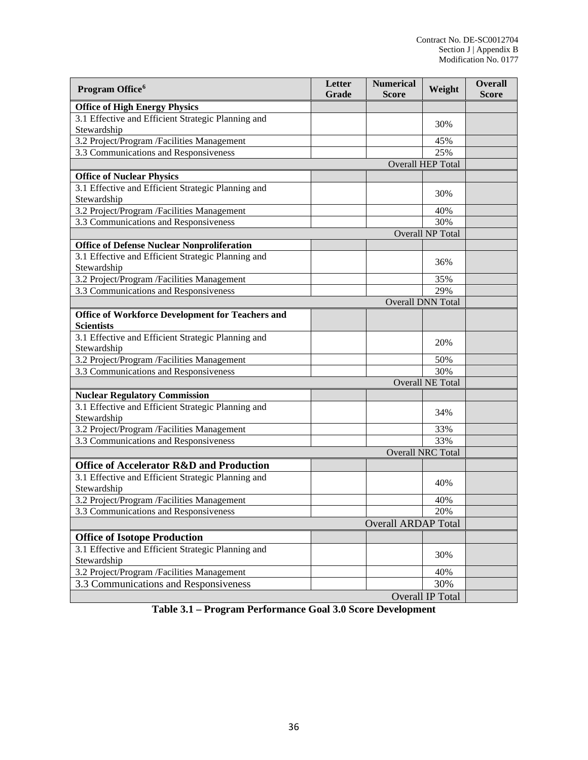| Program Office[6] | Letter Grade | Numerical Score | Weight | Overall Score |
|---|---|---|---|---|
| **Office of High Energy Physics** | | | | |
| 3.1 Effective and Efficient Strategic Planning and Stewardship | | | 30% | |
| 3.2 Project/Program /Facilities Management | | | 45% | |
| 3.3 Communications and Responsiveness | | | 25% | |
| | | | Overall HEP Total | |
| **Office of Nuclear Physics** | | | | |
| 3.1 Effective and Efficient Strategic Planning and Stewardship | | | 30% | |
| 3.2 Project/Program /Facilities Management | | | 40% | |
| 3.3 Communications and Responsiveness | | | 30% | |
| | | | Overall NP Total | |
| **Office of Defense Nuclear Nonproliferation** | | | | |
| 3.1 Effective and Efficient Strategic Planning and Stewardship | | | 36% | |
| 3.2 Project/Program /Facilities Management | | | 35% | |
| 3.3 Communications and Responsiveness | | | 29% | |
| | | | Overall DNN Total | |
| **Office of Workforce Development for Teachers and Scientists** | | | | |
| 3.1 Effective and Efficient Strategic Planning and Stewardship | | | 20% | |
| 3.2 Project/Program /Facilities Management | | | 50% | |
| 3.3 Communications and Responsiveness | | | 30% | |
| | | | Overall NE Total | |
| **Nuclear Regulatory Commission** | | | | |
| 3.1 Effective and Efficient Strategic Planning and Stewardship | | | 34% | |
| 3.2 Project/Program /Facilities Management | | | 33% | |
| 3.3 Communications and Responsiveness | | | 33% | |
| | | | Overall NRC Total | |
| **Office of Accelerator R&D and Production** | | | | |
| 3.1 Effective and Efficient Strategic Planning and Stewardship | | | 40% | |
| 3.2 Project/Program /Facilities Management | | | 40% | |
| 3.3 Communications and Responsiveness | | | 20% | |
| | | | Overall ARDAP Total | |
| **Office of Isotope Production** | | | | |
| 3.1 Effective and Efficient Strategic Planning and Stewardship | | | 30% | |
| 3.2 Project/Program /Facilities Management | | | 40% | |
| 3.3 Communications and Responsiveness | | | 30% | |
| | | | Overall IP Total | |

**Table 3.1 – Program Performance Goal 3.0 Score Development**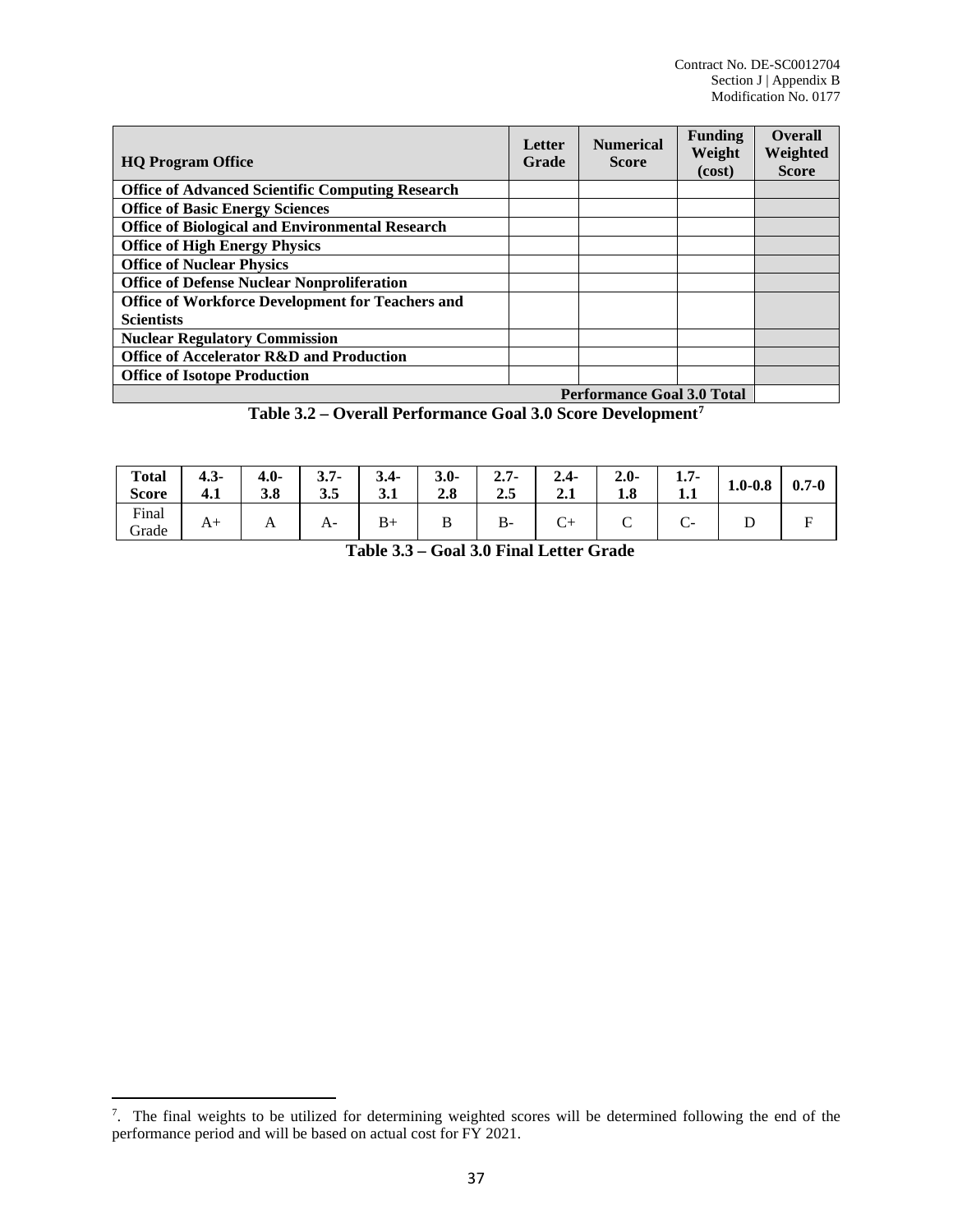| HQ Program Office | Letter Grade | Numerical Score | Funding Weight (cost) | Overall Weighted Score |
|---|---|---|---|---|
| **Office of Advanced Scientific Computing Research** | | | | |
| **Office of Basic Energy Sciences** | | | | |
| **Office of Biological and Environmental Research** | | | | |
| **Office of High Energy Physics** | | | | |
| **Office of Nuclear Physics** | | | | |
| **Office of Defense Nuclear Nonproliferation** | | | | |
| **Office of Workforce Development for Teachers and Scientists** | | | | |
| **Nuclear Regulatory Commission** | | | | |
| **Office of Accelerator R&D and Production** | | | | |
| **Office of Isotope Production** | | | | |
| | | | **Performance Goal 3.0 Total** | |

**Table 3.2 – Overall Performance Goal 3.0 Score Development**[7]

| Total Score | 4.3-4.1 | 4.0-3.8 | 3.7-3.5 | 3.4-3.1 | 3.0-2.8 | 2.7-2.5 | 2.4-2.1 | 2.0-1.8 | 1.7-1.1 | 1.0-0.8 | 0.7-0 |
|---|---|---|---|---|---|---|---|---|---|---|---|
| Final Grade | A+ | A | A- | B+ | B | B- | C+ | C | C- | D | F |

**Table 3.3 – Goal 3.0 Final Letter Grade**

[7]. The final weights to be utilized for determining weighted scores will be determined following the end of the performance period and will be based on actual cost for FY 2021.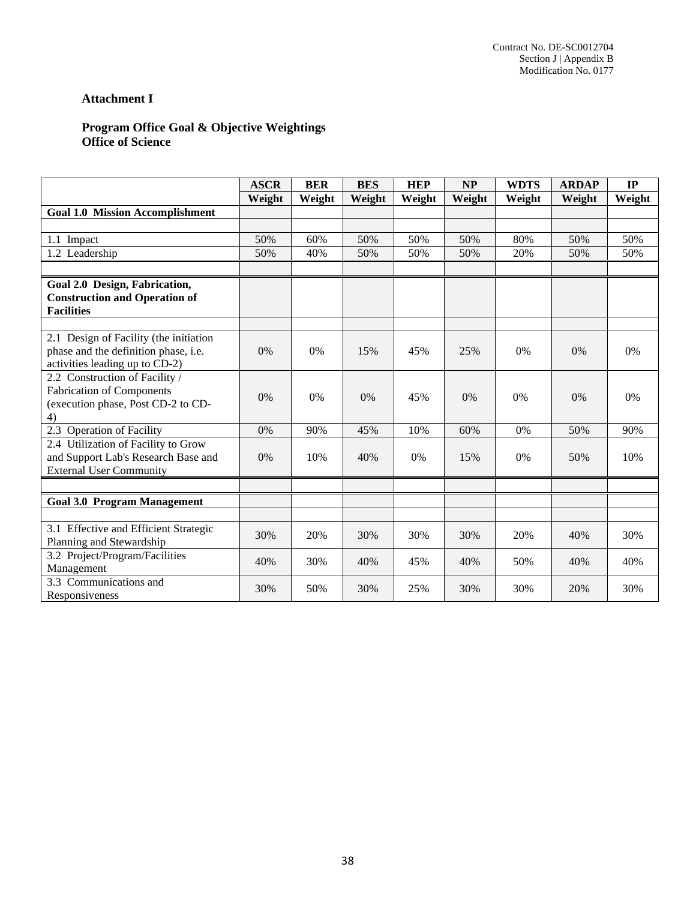Contract No. DE-SC0012704
Section J | Appendix B
Modification No. 0177

**Attachment I**

**Program Office Goal & Objective Weightings**
**Office of Science**

| | ASCR | BER | BES | HEP | NP | WDTS | ARDAP | IP |
|---|---|---|---|---|---|---|---|---|
| | **Weight** | **Weight** | **Weight** | **Weight** | **Weight** | **Weight** | **Weight** | **Weight** |
| **Goal 1.0 Mission Accomplishment** | | | | | | | | |
| | | | | | | | | |
| 1.1 Impact | 50% | 60% | 50% | 50% | 50% | 80% | 50% | 50% |
| 1.2 Leadership | 50% | 40% | 50% | 50% | 50% | 20% | 50% | 50% |
| | | | | | | | | |
| **Goal 2.0 Design, Fabrication, Construction and Operation of Facilities** | | | | | | | | |
| | | | | | | | | |
| 2.1 Design of Facility (the initiation phase and the definition phase, i.e. activities leading up to CD-2) | 0% | 0% | 15% | 45% | 25% | 0% | 0% | 0% |
| 2.2 Construction of Facility / Fabrication of Components (execution phase, Post CD-2 to CD-4) | 0% | 0% | 0% | 45% | 0% | 0% | 0% | 0% |
| 2.3 Operation of Facility | 0% | 90% | 45% | 10% | 60% | 0% | 50% | 90% |
| 2.4 Utilization of Facility to Grow and Support Lab's Research Base and External User Community | 0% | 10% | 40% | 0% | 15% | 0% | 50% | 10% |
| | | | | | | | | |
| **Goal 3.0 Program Management** | | | | | | | | |
| | | | | | | | | |
| 3.1 Effective and Efficient Strategic Planning and Stewardship | 30% | 20% | 30% | 30% | 30% | 20% | 40% | 30% |
| 3.2 Project/Program/Facilities Management | 40% | 30% | 40% | 45% | 40% | 50% | 40% | 40% |
| 3.3 Communications and Responsiveness | 30% | 50% | 30% | 25% | 30% | 30% | 20% | 30% |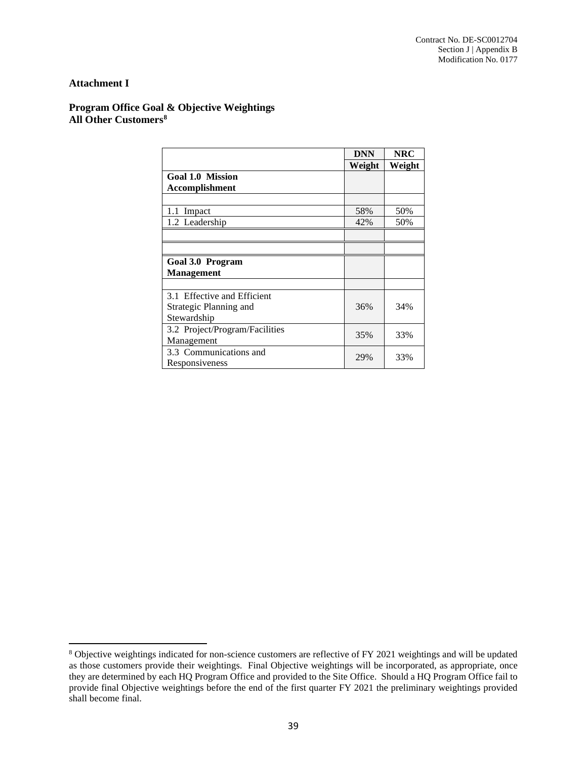**Attachment I**

**Program Office Goal & Objective Weightings**
**All Other Customers**[8]

| | DNN Weight | NRC Weight |
|---|---|---|
| **Goal 1.0 Mission Accomplishment** | | |
| | | |
| 1.1 Impact | 58% | 50% |
| 1.2 Leadership | 42% | 50% |
| | | |
| | | |
| **Goal 3.0 Program Management** | | |
| | | |
| 3.1 Effective and Efficient Strategic Planning and Stewardship | 36% | 34% |
| 3.2 Project/Program/Facilities Management | 35% | 33% |
| 3.3 Communications and Responsiveness | 29% | 33% |

[8] Objective weightings indicated for non-science customers are reflective of FY 2021 weightings and will be updated as those customers provide their weightings. Final Objective weightings will be incorporated, as appropriate, once they are determined by each HQ Program Office and provided to the Site Office. Should a HQ Program Office fail to provide final Objective weightings before the end of the first quarter FY 2021 the preliminary weightings provided shall become final.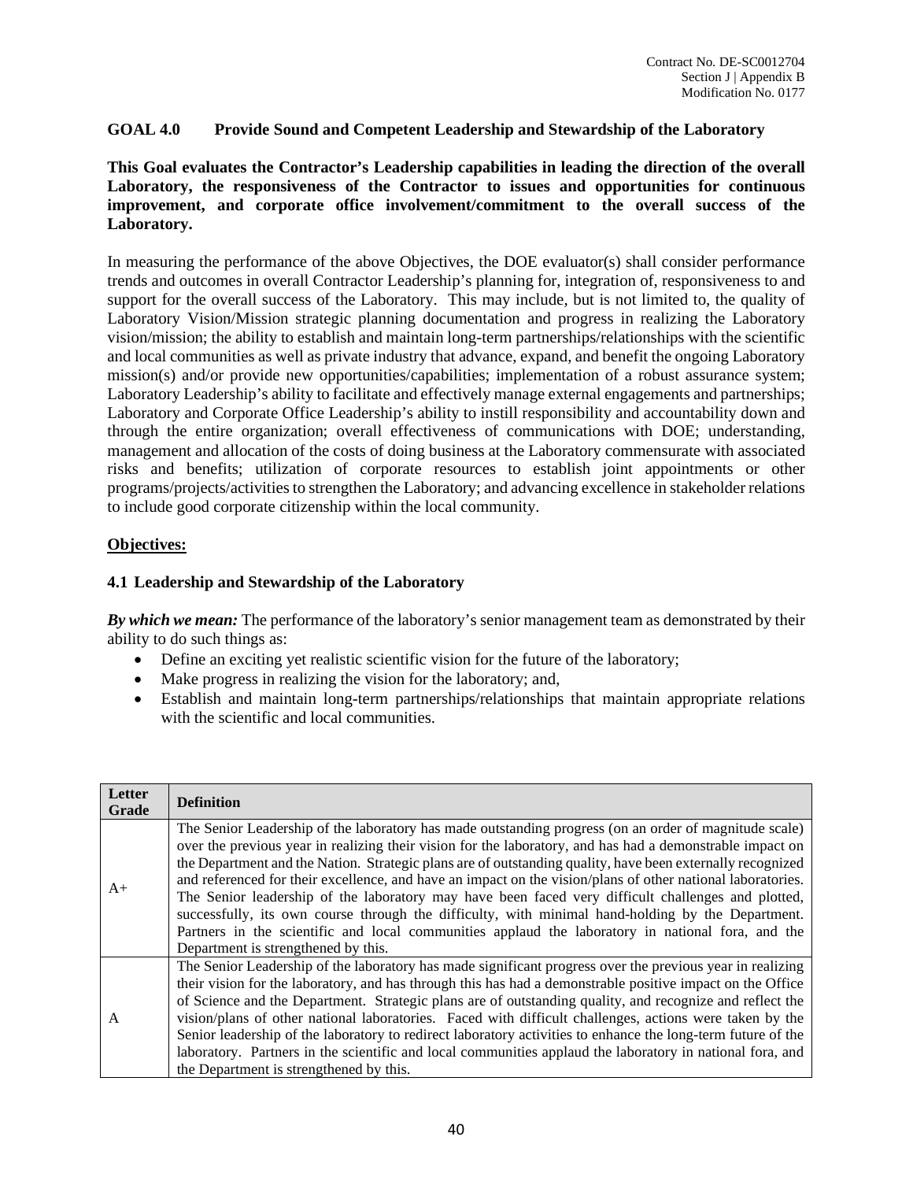**GOAL 4.0 Provide Sound and Competent Leadership and Stewardship of the Laboratory**

**This Goal evaluates the Contractor's Leadership capabilities in leading the direction of the overall Laboratory, the responsiveness of the Contractor to issues and opportunities for continuous improvement, and corporate office involvement/commitment to the overall success of the Laboratory.**

In measuring the performance of the above Objectives, the DOE evaluator(s) shall consider performance trends and outcomes in overall Contractor Leadership's planning for, integration of, responsiveness to and support for the overall success of the Laboratory. This may include, but is not limited to, the quality of Laboratory Vision/Mission strategic planning documentation and progress in realizing the Laboratory vision/mission; the ability to establish and maintain long-term partnerships/relationships with the scientific and local communities as well as private industry that advance, expand, and benefit the ongoing Laboratory mission(s) and/or provide new opportunities/capabilities; implementation of a robust assurance system; Laboratory Leadership's ability to facilitate and effectively manage external engagements and partnerships; Laboratory and Corporate Office Leadership's ability to instill responsibility and accountability down and through the entire organization; overall effectiveness of communications with DOE; understanding, management and allocation of the costs of doing business at the Laboratory commensurate with associated risks and benefits; utilization of corporate resources to establish joint appointments or other programs/projects/activities to strengthen the Laboratory; and advancing excellence in stakeholder relations to include good corporate citizenship within the local community.

**Objectives:**

**4.1 Leadership and Stewardship of the Laboratory**

***By which we mean:*** The performance of the laboratory's senior management team as demonstrated by their ability to do such things as:

- Define an exciting yet realistic scientific vision for the future of the laboratory;
- Make progress in realizing the vision for the laboratory; and,
- Establish and maintain long-term partnerships/relationships that maintain appropriate relations with the scientific and local communities.

| Letter Grade | Definition |
|---|---|
| A+ | The Senior Leadership of the laboratory has made outstanding progress (on an order of magnitude scale) over the previous year in realizing their vision for the laboratory, and has had a demonstrable impact on the Department and the Nation. Strategic plans are of outstanding quality, have been externally recognized and referenced for their excellence, and have an impact on the vision/plans of other national laboratories. The Senior leadership of the laboratory may have been faced very difficult challenges and plotted, successfully, its own course through the difficulty, with minimal hand-holding by the Department. Partners in the scientific and local communities applaud the laboratory in national fora, and the Department is strengthened by this. |
| A | The Senior Leadership of the laboratory has made significant progress over the previous year in realizing their vision for the laboratory, and has through this has had a demonstrable positive impact on the Office of Science and the Department. Strategic plans are of outstanding quality, and recognize and reflect the vision/plans of other national laboratories. Faced with difficult challenges, actions were taken by the Senior leadership of the laboratory to redirect laboratory activities to enhance the long-term future of the laboratory. Partners in the scientific and local communities applaud the laboratory in national fora, and the Department is strengthened by this. |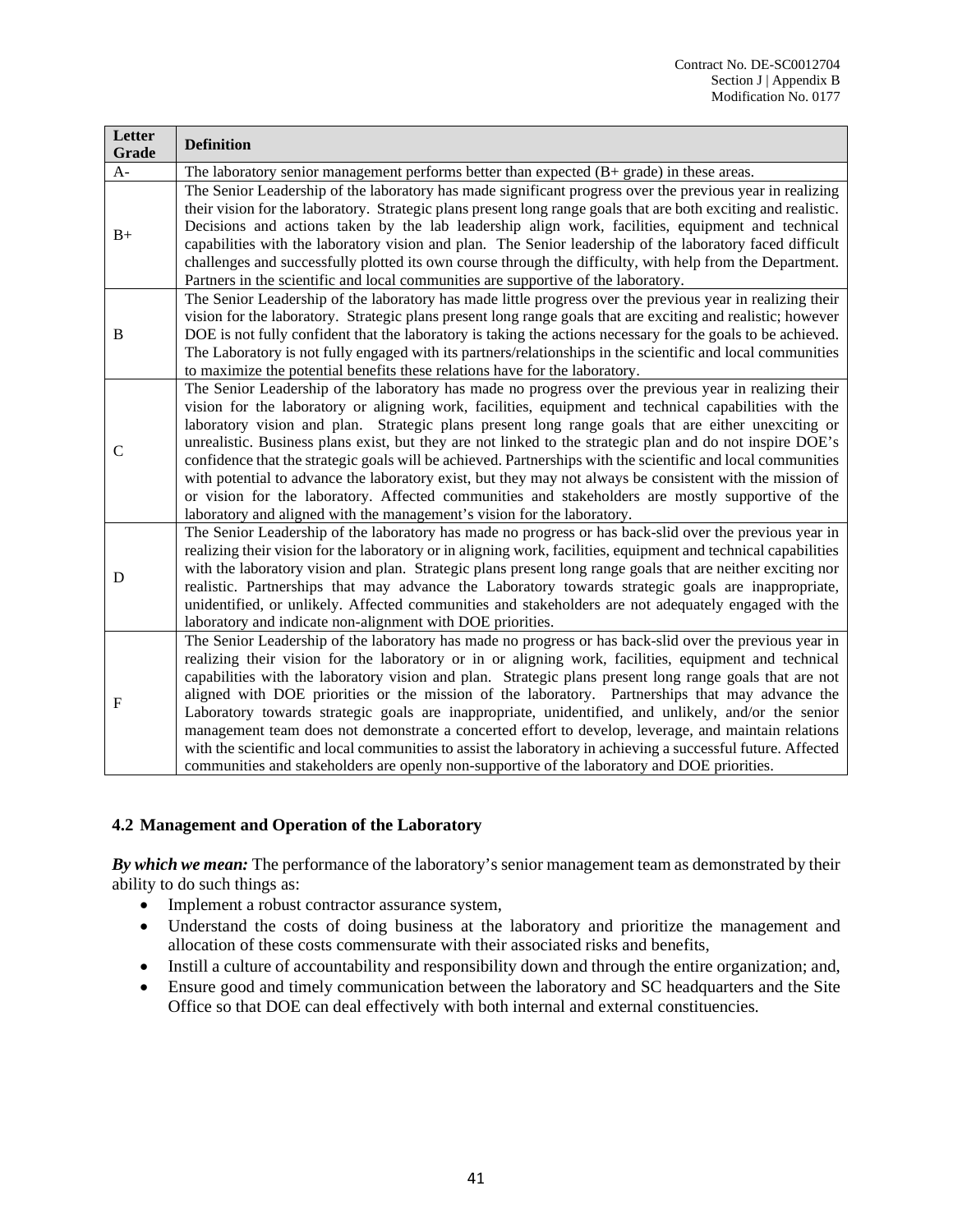| Letter Grade | Definition |
|---|---|
| A- | The laboratory senior management performs better than expected (B+ grade) in these areas. |
| B+ | The Senior Leadership of the laboratory has made significant progress over the previous year in realizing their vision for the laboratory. Strategic plans present long range goals that are both exciting and realistic. Decisions and actions taken by the lab leadership align work, facilities, equipment and technical capabilities with the laboratory vision and plan. The Senior leadership of the laboratory faced difficult challenges and successfully plotted its own course through the difficulty, with help from the Department. Partners in the scientific and local communities are supportive of the laboratory. |
| B | The Senior Leadership of the laboratory has made little progress over the previous year in realizing their vision for the laboratory. Strategic plans present long range goals that are exciting and realistic; however DOE is not fully confident that the laboratory is taking the actions necessary for the goals to be achieved. The Laboratory is not fully engaged with its partners/relationships in the scientific and local communities to maximize the potential benefits these relations have for the laboratory. |
| C | The Senior Leadership of the laboratory has made no progress over the previous year in realizing their vision for the laboratory or aligning work, facilities, equipment and technical capabilities with the laboratory vision and plan. Strategic plans present long range goals that are either unexciting or unrealistic. Business plans exist, but they are not linked to the strategic plan and do not inspire DOE's confidence that the strategic goals will be achieved. Partnerships with the scientific and local communities with potential to advance the laboratory exist, but they may not always be consistent with the mission of or vision for the laboratory. Affected communities and stakeholders are mostly supportive of the laboratory and aligned with the management's vision for the laboratory. |
| D | The Senior Leadership of the laboratory has made no progress or has back-slid over the previous year in realizing their vision for the laboratory or in aligning work, facilities, equipment and technical capabilities with the laboratory vision and plan. Strategic plans present long range goals that are neither exciting nor realistic. Partnerships that may advance the Laboratory towards strategic goals are inappropriate, unidentified, or unlikely. Affected communities and stakeholders are not adequately engaged with the laboratory and indicate non-alignment with DOE priorities. |
| F | The Senior Leadership of the laboratory has made no progress or has back-slid over the previous year in realizing their vision for the laboratory or in or aligning work, facilities, equipment and technical capabilities with the laboratory vision and plan. Strategic plans present long range goals that are not aligned with DOE priorities or the mission of the laboratory. Partnerships that may advance the Laboratory towards strategic goals are inappropriate, unidentified, and unlikely, and/or the senior management team does not demonstrate a concerted effort to develop, leverage, and maintain relations with the scientific and local communities to assist the laboratory in achieving a successful future. Affected communities and stakeholders are openly non-supportive of the laboratory and DOE priorities. |

### 4.2 Management and Operation of the Laboratory

***By which we mean:*** The performance of the laboratory's senior management team as demonstrated by their ability to do such things as:

- Implement a robust contractor assurance system,
- Understand the costs of doing business at the laboratory and prioritize the management and allocation of these costs commensurate with their associated risks and benefits,
- Instill a culture of accountability and responsibility down and through the entire organization; and,
- Ensure good and timely communication between the laboratory and SC headquarters and the Site Office so that DOE can deal effectively with both internal and external constituencies.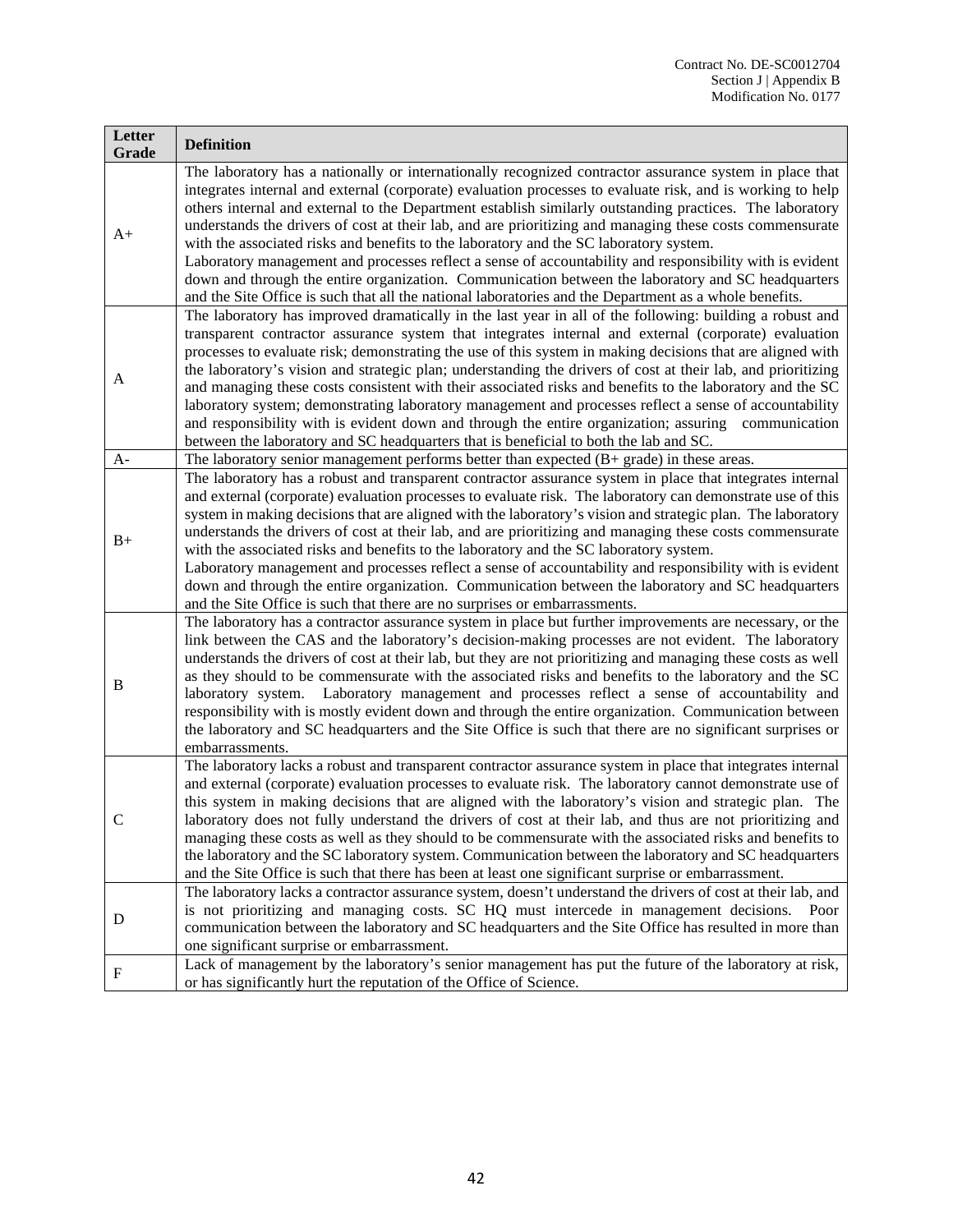| Letter Grade | Definition |
|---|---|
| A+ | The laboratory has a nationally or internationally recognized contractor assurance system in place that integrates internal and external (corporate) evaluation processes to evaluate risk, and is working to help others internal and external to the Department establish similarly outstanding practices. The laboratory understands the drivers of cost at their lab, and are prioritizing and managing these costs commensurate with the associated risks and benefits to the laboratory and the SC laboratory system. Laboratory management and processes reflect a sense of accountability and responsibility with is evident down and through the entire organization. Communication between the laboratory and SC headquarters and the Site Office is such that all the national laboratories and the Department as a whole benefits. |
| A | The laboratory has improved dramatically in the last year in all of the following: building a robust and transparent contractor assurance system that integrates internal and external (corporate) evaluation processes to evaluate risk; demonstrating the use of this system in making decisions that are aligned with the laboratory's vision and strategic plan; understanding the drivers of cost at their lab, and prioritizing and managing these costs consistent with their associated risks and benefits to the laboratory and the SC laboratory system; demonstrating laboratory management and processes reflect a sense of accountability and responsibility with is evident down and through the entire organization; assuring communication between the laboratory and SC headquarters that is beneficial to both the lab and SC. |
| A- | The laboratory senior management performs better than expected (B+ grade) in these areas. |
| B+ | The laboratory has a robust and transparent contractor assurance system in place that integrates internal and external (corporate) evaluation processes to evaluate risk. The laboratory can demonstrate use of this system in making decisions that are aligned with the laboratory's vision and strategic plan. The laboratory understands the drivers of cost at their lab, and are prioritizing and managing these costs commensurate with the associated risks and benefits to the laboratory and the SC laboratory system. Laboratory management and processes reflect a sense of accountability and responsibility with is evident down and through the entire organization. Communication between the laboratory and SC headquarters and the Site Office is such that there are no surprises or embarrassments. |
| B | The laboratory has a contractor assurance system in place but further improvements are necessary, or the link between the CAS and the laboratory's decision-making processes are not evident. The laboratory understands the drivers of cost at their lab, but they are not prioritizing and managing these costs as well as they should to be commensurate with the associated risks and benefits to the laboratory and the SC laboratory system. Laboratory management and processes reflect a sense of accountability and responsibility with is mostly evident down and through the entire organization. Communication between the laboratory and SC headquarters and the Site Office is such that there are no significant surprises or embarrassments. |
| C | The laboratory lacks a robust and transparent contractor assurance system in place that integrates internal and external (corporate) evaluation processes to evaluate risk. The laboratory cannot demonstrate use of this system in making decisions that are aligned with the laboratory's vision and strategic plan. The laboratory does not fully understand the drivers of cost at their lab, and thus are not prioritizing and managing these costs as well as they should to be commensurate with the associated risks and benefits to the laboratory and the SC laboratory system. Communication between the laboratory and SC headquarters and the Site Office is such that there has been at least one significant surprise or embarrassment. |
| D | The laboratory lacks a contractor assurance system, doesn't understand the drivers of cost at their lab, and is not prioritizing and managing costs. SC HQ must intercede in management decisions. Poor communication between the laboratory and SC headquarters and the Site Office has resulted in more than one significant surprise or embarrassment. |
| F | Lack of management by the laboratory's senior management has put the future of the laboratory at risk, or has significantly hurt the reputation of the Office of Science. |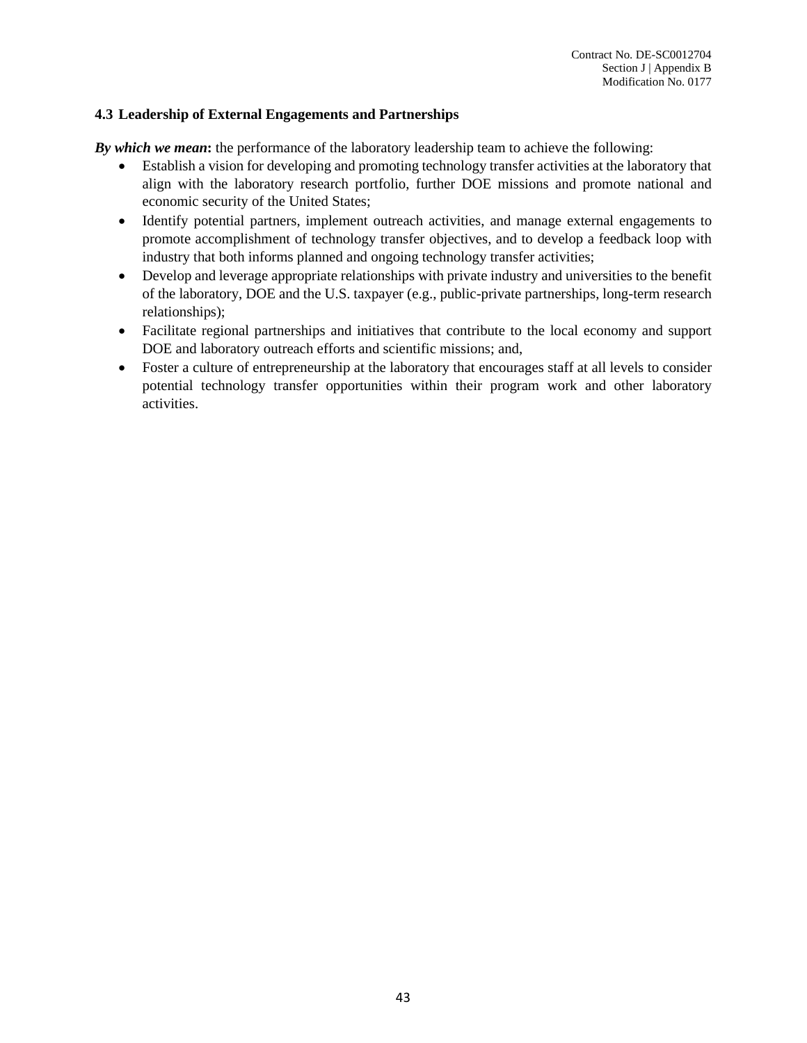### 4.3 Leadership of External Engagements and Partnerships

***By which we mean*:** the performance of the laboratory leadership team to achieve the following:

- Establish a vision for developing and promoting technology transfer activities at the laboratory that align with the laboratory research portfolio, further DOE missions and promote national and economic security of the United States;
- Identify potential partners, implement outreach activities, and manage external engagements to promote accomplishment of technology transfer objectives, and to develop a feedback loop with industry that both informs planned and ongoing technology transfer activities;
- Develop and leverage appropriate relationships with private industry and universities to the benefit of the laboratory, DOE and the U.S. taxpayer (e.g., public-private partnerships, long-term research relationships);
- Facilitate regional partnerships and initiatives that contribute to the local economy and support DOE and laboratory outreach efforts and scientific missions; and,
- Foster a culture of entrepreneurship at the laboratory that encourages staff at all levels to consider potential technology transfer opportunities within their program work and other laboratory activities.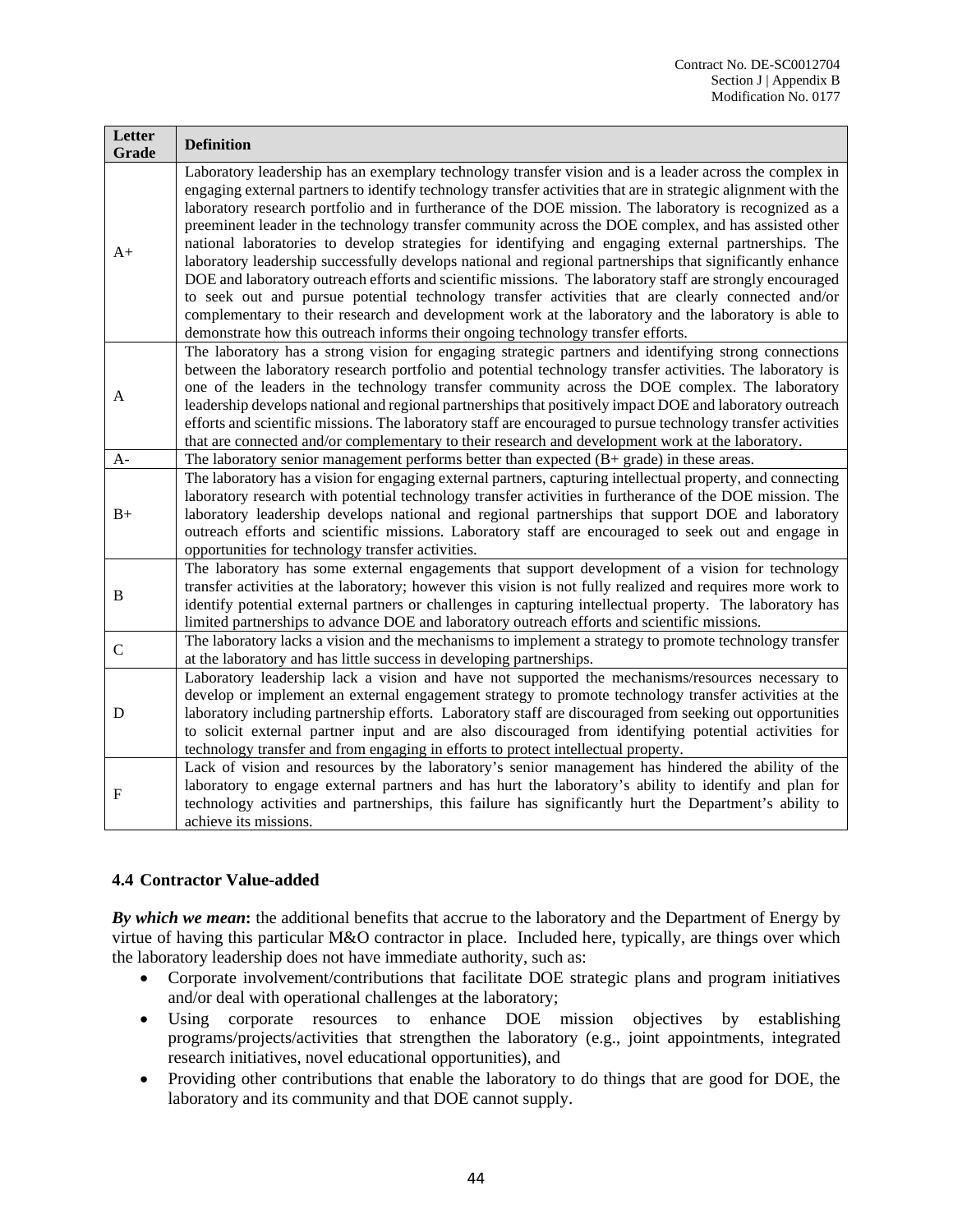| Letter Grade | Definition |
|---|---|
| A+ | Laboratory leadership has an exemplary technology transfer vision and is a leader across the complex in engaging external partners to identify technology transfer activities that are in strategic alignment with the laboratory research portfolio and in furtherance of the DOE mission. The laboratory is recognized as a preeminent leader in the technology transfer community across the DOE complex, and has assisted other national laboratories to develop strategies for identifying and engaging external partnerships. The laboratory leadership successfully develops national and regional partnerships that significantly enhance DOE and laboratory outreach efforts and scientific missions. The laboratory staff are strongly encouraged to seek out and pursue potential technology transfer activities that are clearly connected and/or complementary to their research and development work at the laboratory and the laboratory is able to demonstrate how this outreach informs their ongoing technology transfer efforts. |
| A | The laboratory has a strong vision for engaging strategic partners and identifying strong connections between the laboratory research portfolio and potential technology transfer activities. The laboratory is one of the leaders in the technology transfer community across the DOE complex. The laboratory leadership develops national and regional partnerships that positively impact DOE and laboratory outreach efforts and scientific missions. The laboratory staff are encouraged to pursue technology transfer activities that are connected and/or complementary to their research and development work at the laboratory. |
| A- | The laboratory senior management performs better than expected (B+ grade) in these areas. |
| B+ | The laboratory has a vision for engaging external partners, capturing intellectual property, and connecting laboratory research with potential technology transfer activities in furtherance of the DOE mission. The laboratory leadership develops national and regional partnerships that support DOE and laboratory outreach efforts and scientific missions. Laboratory staff are encouraged to seek out and engage in opportunities for technology transfer activities. |
| B | The laboratory has some external engagements that support development of a vision for technology transfer activities at the laboratory; however this vision is not fully realized and requires more work to identify potential external partners or challenges in capturing intellectual property. The laboratory has limited partnerships to advance DOE and laboratory outreach efforts and scientific missions. |
| C | The laboratory lacks a vision and the mechanisms to implement a strategy to promote technology transfer at the laboratory and has little success in developing partnerships. |
| D | Laboratory leadership lack a vision and have not supported the mechanisms/resources necessary to develop or implement an external engagement strategy to promote technology transfer activities at the laboratory including partnership efforts. Laboratory staff are discouraged from seeking out opportunities to solicit external partner input and are also discouraged from identifying potential activities for technology transfer and from engaging in efforts to protect intellectual property. |
| F | Lack of vision and resources by the laboratory's senior management has hindered the ability of the laboratory to engage external partners and has hurt the laboratory's ability to identify and plan for technology activities and partnerships, this failure has significantly hurt the Department's ability to achieve its missions. |

### 4.4 Contractor Value-added

***By which we mean*:** the additional benefits that accrue to the laboratory and the Department of Energy by virtue of having this particular M&O contractor in place. Included here, typically, are things over which the laboratory leadership does not have immediate authority, such as:

- Corporate involvement/contributions that facilitate DOE strategic plans and program initiatives and/or deal with operational challenges at the laboratory;
- Using corporate resources to enhance DOE mission objectives by establishing programs/projects/activities that strengthen the laboratory (e.g., joint appointments, integrated research initiatives, novel educational opportunities), and
- Providing other contributions that enable the laboratory to do things that are good for DOE, the laboratory and its community and that DOE cannot supply.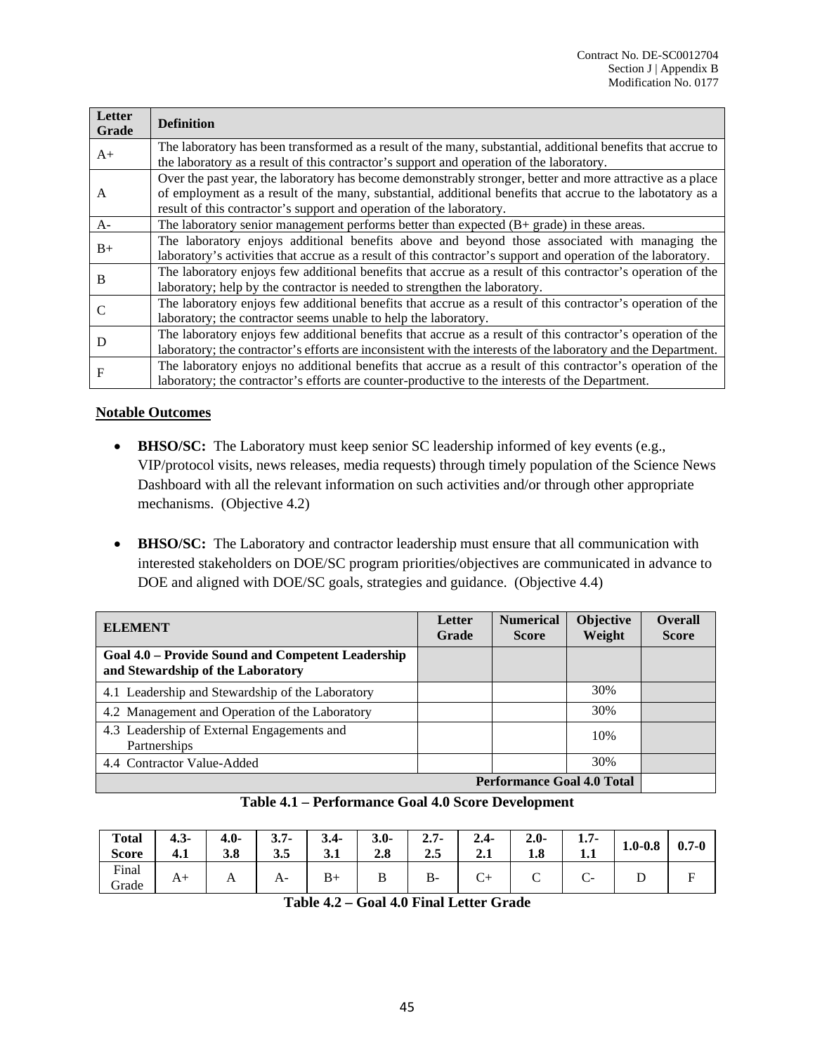| Letter Grade | Definition |
|---|---|
| A+ | The laboratory has been transformed as a result of the many, substantial, additional benefits that accrue to the laboratory as a result of this contractor's support and operation of the laboratory. |
| A | Over the past year, the laboratory has become demonstrably stronger, better and more attractive as a place of employment as a result of the many, substantial, additional benefits that accrue to the labotatory as a result of this contractor's support and operation of the laboratory. |
| A- | The laboratory senior management performs better than expected (B+ grade) in these areas. |
| B+ | The laboratory enjoys additional benefits above and beyond those associated with managing the laboratory's activities that accrue as a result of this contractor's support and operation of the laboratory. |
| B | The laboratory enjoys few additional benefits that accrue as a result of this contractor's operation of the laboratory; help by the contractor is needed to strengthen the laboratory. |
| C | The laboratory enjoys few additional benefits that accrue as a result of this contractor's operation of the laboratory; the contractor seems unable to help the laboratory. |
| D | The laboratory enjoys few additional benefits that accrue as a result of this contractor's operation of the laboratory; the contractor's efforts are inconsistent with the interests of the laboratory and the Department. |
| F | The laboratory enjoys no additional benefits that accrue as a result of this contractor's operation of the laboratory; the contractor's efforts are counter-productive to the interests of the Department. |

**Notable Outcomes**

- **BHSO/SC:** The Laboratory must keep senior SC leadership informed of key events (e.g., VIP/protocol visits, news releases, media requests) through timely population of the Science News Dashboard with all the relevant information on such activities and/or through other appropriate mechanisms. (Objective 4.2)

- **BHSO/SC:** The Laboratory and contractor leadership must ensure that all communication with interested stakeholders on DOE/SC program priorities/objectives are communicated in advance to DOE and aligned with DOE/SC goals, strategies and guidance. (Objective 4.4)

| ELEMENT | Letter Grade | Numerical Score | Objective Weight | Overall Score |
|---|---|---|---|---|
| **Goal 4.0 – Provide Sound and Competent Leadership and Stewardship of the Laboratory** | | | | |
| 4.1 Leadership and Stewardship of the Laboratory | | | 30% | |
| 4.2 Management and Operation of the Laboratory | | | 30% | |
| 4.3 Leadership of External Engagements and Partnerships | | | 10% | |
| 4.4 Contractor Value-Added | | | 30% | |
| **Performance Goal 4.0 Total** | | | | |

**Table 4.1 – Performance Goal 4.0 Score Development**

| **Total Score** | **4.3-4.1** | **4.0-3.8** | **3.7-3.5** | **3.4-3.1** | **3.0-2.8** | **2.7-2.5** | **2.4-2.1** | **2.0-1.8** | **1.7-1.1** | **1.0-0.8** | **0.7-0** |
|---|---|---|---|---|---|---|---|---|---|---|---|
| Final Grade | A+ | A | A- | B+ | B | B- | C+ | C | C- | D | F |

**Table 4.2 – Goal 4.0 Final Letter Grade**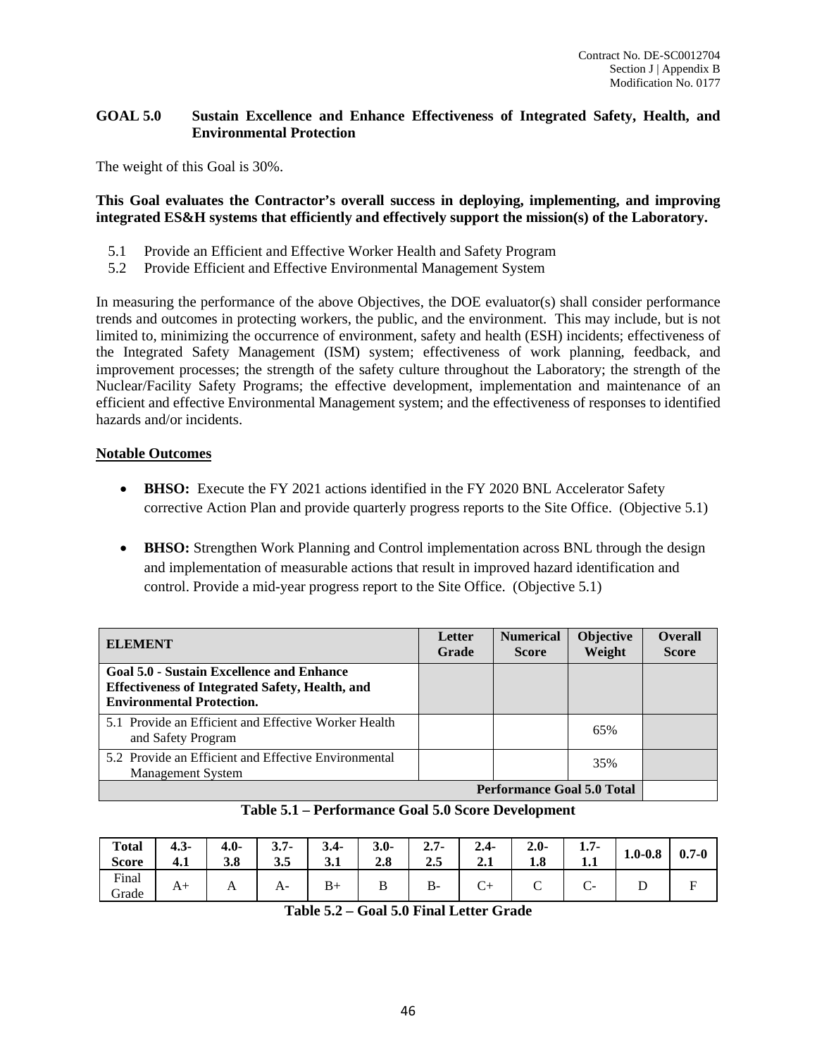## GOAL 5.0 Sustain Excellence and Enhance Effectiveness of Integrated Safety, Health, and Environmental Protection

The weight of this Goal is 30%.

**This Goal evaluates the Contractor's overall success in deploying, implementing, and improving integrated ES&H systems that efficiently and effectively support the mission(s) of the Laboratory.**

- 5.1 Provide an Efficient and Effective Worker Health and Safety Program
- 5.2 Provide Efficient and Effective Environmental Management System

In measuring the performance of the above Objectives, the DOE evaluator(s) shall consider performance trends and outcomes in protecting workers, the public, and the environment. This may include, but is not limited to, minimizing the occurrence of environment, safety and health (ESH) incidents; effectiveness of the Integrated Safety Management (ISM) system; effectiveness of work planning, feedback, and improvement processes; the strength of the safety culture throughout the Laboratory; the strength of the Nuclear/Facility Safety Programs; the effective development, implementation and maintenance of an efficient and effective Environmental Management system; and the effectiveness of responses to identified hazards and/or incidents.

**Notable Outcomes**

- **BHSO:** Execute the FY 2021 actions identified in the FY 2020 BNL Accelerator Safety corrective Action Plan and provide quarterly progress reports to the Site Office. (Objective 5.1)
- **BHSO:** Strengthen Work Planning and Control implementation across BNL through the design and implementation of measurable actions that result in improved hazard identification and control. Provide a mid-year progress report to the Site Office. (Objective 5.1)

| ELEMENT | Letter Grade | Numerical Score | Objective Weight | Overall Score |
|---|---|---|---|---|
| **Goal 5.0 - Sustain Excellence and Enhance Effectiveness of Integrated Safety, Health, and Environmental Protection.** | | | | |
| 5.1 Provide an Efficient and Effective Worker Health and Safety Program | | | 65% | |
| 5.2 Provide an Efficient and Effective Environmental Management System | | | 35% | |
| **Performance Goal 5.0 Total** | | | | |

**Table 5.1 – Performance Goal 5.0 Score Development**

| Total Score | 4.3-4.1 | 4.0-3.8 | 3.7-3.5 | 3.4-3.1 | 3.0-2.8 | 2.7-2.5 | 2.4-2.1 | 2.0-1.8 | 1.7-1.1 | 1.0-0.8 | 0.7-0 |
|---|---|---|---|---|---|---|---|---|---|---|---|
| Final Grade | A+ | A | A- | B+ | B | B- | C+ | C | C- | D | F |

**Table 5.2 – Goal 5.0 Final Letter Grade**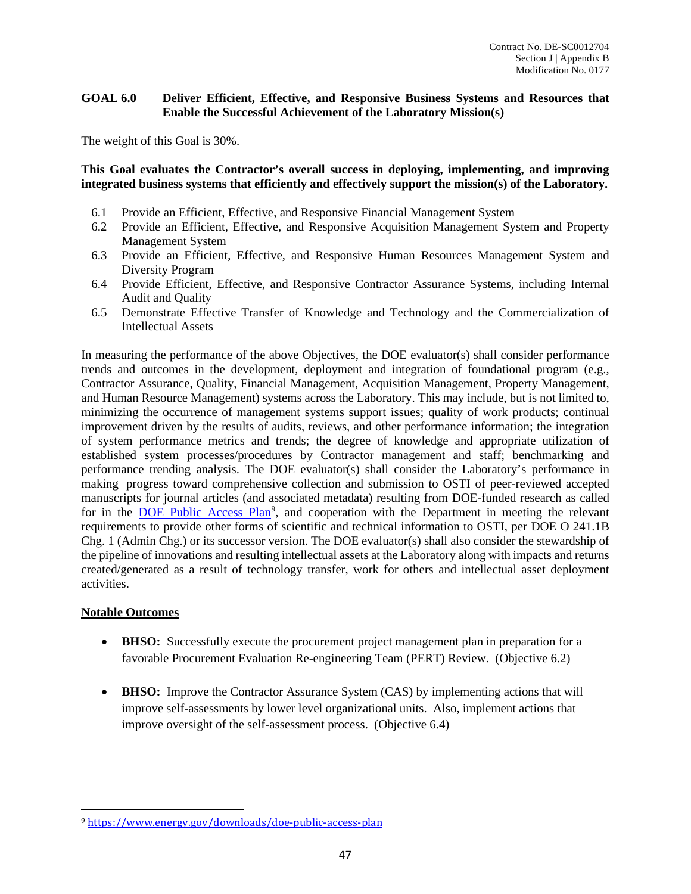## GOAL 6.0 Deliver Efficient, Effective, and Responsive Business Systems and Resources that Enable the Successful Achievement of the Laboratory Mission(s)

The weight of this Goal is 30%.

**This Goal evaluates the Contractor's overall success in deploying, implementing, and improving integrated business systems that efficiently and effectively support the mission(s) of the Laboratory.**

6.1 Provide an Efficient, Effective, and Responsive Financial Management System
6.2 Provide an Efficient, Effective, and Responsive Acquisition Management System and Property Management System
6.3 Provide an Efficient, Effective, and Responsive Human Resources Management System and Diversity Program
6.4 Provide Efficient, Effective, and Responsive Contractor Assurance Systems, including Internal Audit and Quality
6.5 Demonstrate Effective Transfer of Knowledge and Technology and the Commercialization of Intellectual Assets

In measuring the performance of the above Objectives, the DOE evaluator(s) shall consider performance trends and outcomes in the development, deployment and integration of foundational program (e.g., Contractor Assurance, Quality, Financial Management, Acquisition Management, Property Management, and Human Resource Management) systems across the Laboratory. This may include, but is not limited to, minimizing the occurrence of management systems support issues; quality of work products; continual improvement driven by the results of audits, reviews, and other performance information; the integration of system performance metrics and trends; the degree of knowledge and appropriate utilization of established system processes/procedures by Contractor management and staff; benchmarking and performance trending analysis. The DOE evaluator(s) shall consider the Laboratory's performance in making progress toward comprehensive collection and submission to OSTI of peer-reviewed accepted manuscripts for journal articles (and associated metadata) resulting from DOE-funded research as called for in the DOE Public Access Plan[9], and cooperation with the Department in meeting the relevant requirements to provide other forms of scientific and technical information to OSTI, per DOE O 241.1B Chg. 1 (Admin Chg.) or its successor version. The DOE evaluator(s) shall also consider the stewardship of the pipeline of innovations and resulting intellectual assets at the Laboratory along with impacts and returns created/generated as a result of technology transfer, work for others and intellectual asset deployment activities.

**Notable Outcomes**

- **BHSO:** Successfully execute the procurement project management plan in preparation for a favorable Procurement Evaluation Re-engineering Team (PERT) Review. (Objective 6.2)

- **BHSO:** Improve the Contractor Assurance System (CAS) by implementing actions that will improve self-assessments by lower level organizational units. Also, implement actions that improve oversight of the self-assessment process. (Objective 6.4)

[9] https://www.energy.gov/downloads/doe-public-access-plan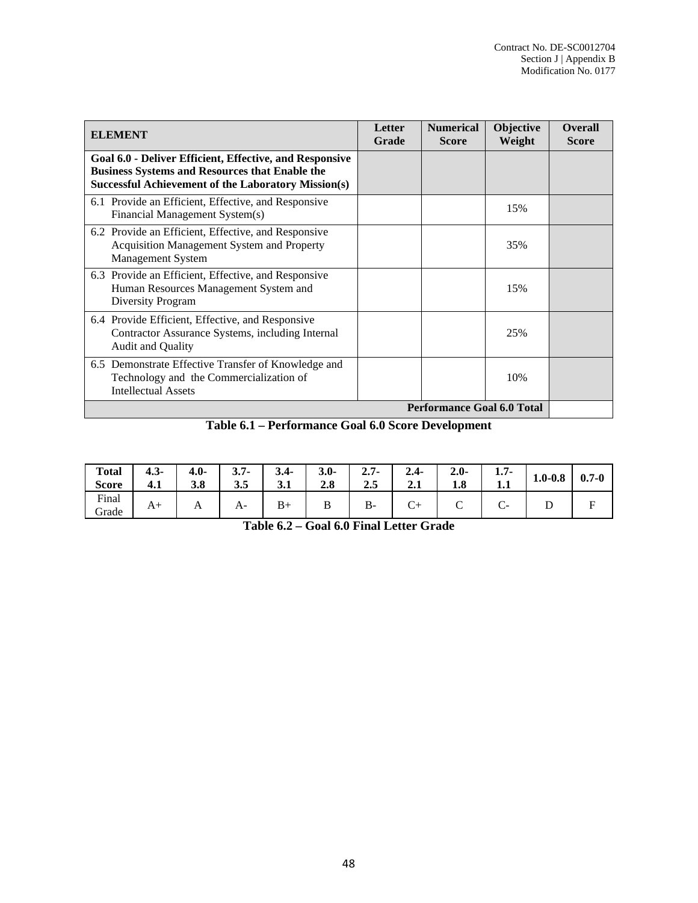| ELEMENT | Letter Grade | Numerical Score | Objective Weight | Overall Score |
|---|---|---|---|---|
| **Goal 6.0 - Deliver Efficient, Effective, and Responsive Business Systems and Resources that Enable the Successful Achievement of the Laboratory Mission(s)** | | | | |
| 6.1 Provide an Efficient, Effective, and Responsive Financial Management System(s) | | | 15% | |
| 6.2 Provide an Efficient, Effective, and Responsive Acquisition Management System and Property Management System | | | 35% | |
| 6.3 Provide an Efficient, Effective, and Responsive Human Resources Management System and Diversity Program | | | 15% | |
| 6.4 Provide Efficient, Effective, and Responsive Contractor Assurance Systems, including Internal Audit and Quality | | | 25% | |
| 6.5 Demonstrate Effective Transfer of Knowledge and Technology and the Commercialization of Intellectual Assets | | | 10% | |
| **Performance Goal 6.0 Total** | | | | |

**Table 6.1 – Performance Goal 6.0 Score Development**

| **Total Score** | **4.3-4.1** | **4.0-3.8** | **3.7-3.5** | **3.4-3.1** | **3.0-2.8** | **2.7-2.5** | **2.4-2.1** | **2.0-1.8** | **1.7-1.1** | **1.0-0.8** | **0.7-0** |
|---|---|---|---|---|---|---|---|---|---|---|---|
| Final Grade | A+ | A | A- | B+ | B | B- | C+ | C | C- | D | F |

**Table 6.2 – Goal 6.0 Final Letter Grade**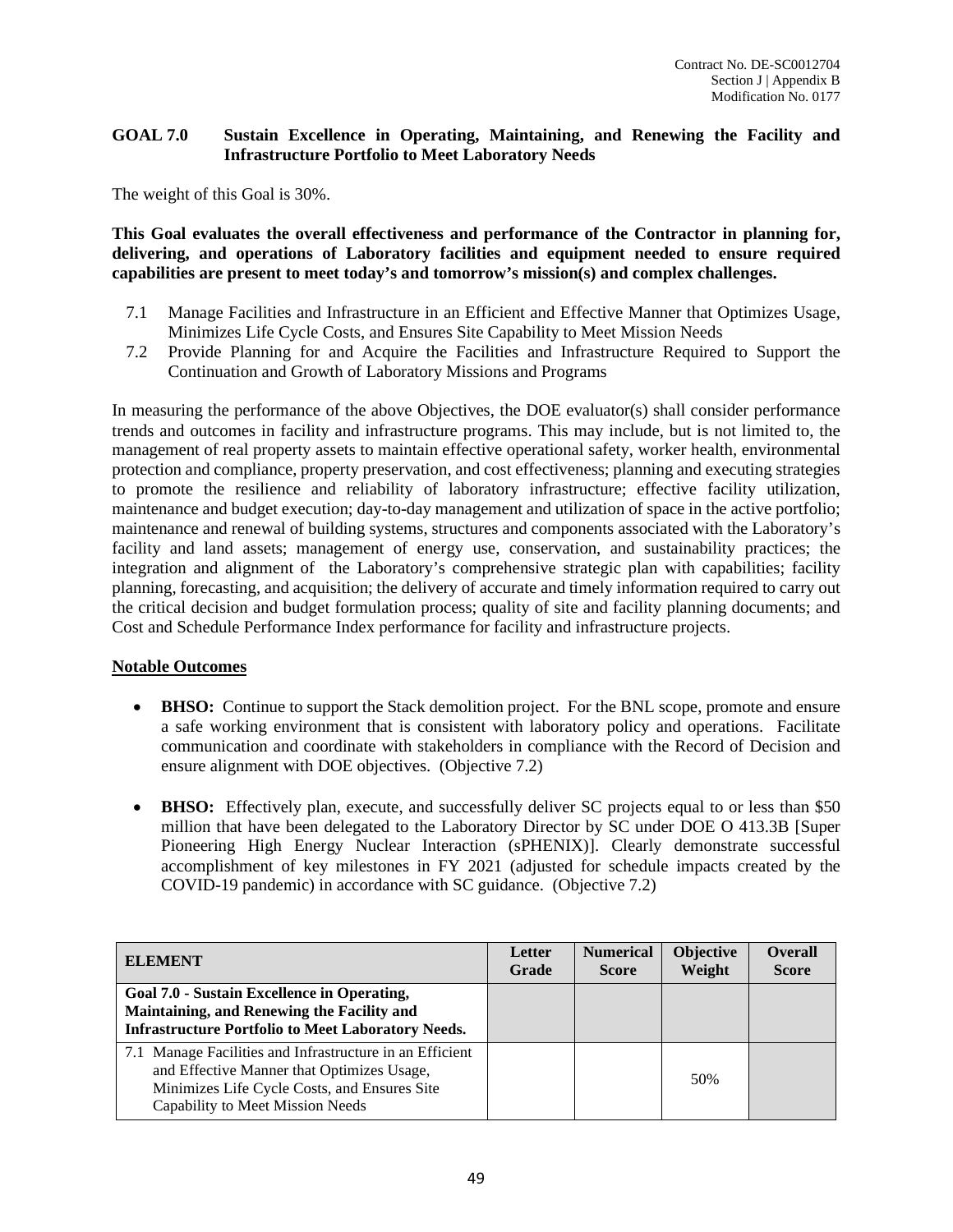## GOAL 7.0 Sustain Excellence in Operating, Maintaining, and Renewing the Facility and Infrastructure Portfolio to Meet Laboratory Needs

The weight of this Goal is 30%.

**This Goal evaluates the overall effectiveness and performance of the Contractor in planning for, delivering, and operations of Laboratory facilities and equipment needed to ensure required capabilities are present to meet today's and tomorrow's mission(s) and complex challenges.**

7.1 Manage Facilities and Infrastructure in an Efficient and Effective Manner that Optimizes Usage, Minimizes Life Cycle Costs, and Ensures Site Capability to Meet Mission Needs

7.2 Provide Planning for and Acquire the Facilities and Infrastructure Required to Support the Continuation and Growth of Laboratory Missions and Programs

In measuring the performance of the above Objectives, the DOE evaluator(s) shall consider performance trends and outcomes in facility and infrastructure programs. This may include, but is not limited to, the management of real property assets to maintain effective operational safety, worker health, environmental protection and compliance, property preservation, and cost effectiveness; planning and executing strategies to promote the resilience and reliability of laboratory infrastructure; effective facility utilization, maintenance and budget execution; day-to-day management and utilization of space in the active portfolio; maintenance and renewal of building systems, structures and components associated with the Laboratory's facility and land assets; management of energy use, conservation, and sustainability practices; the integration and alignment of the Laboratory's comprehensive strategic plan with capabilities; facility planning, forecasting, and acquisition; the delivery of accurate and timely information required to carry out the critical decision and budget formulation process; quality of site and facility planning documents; and Cost and Schedule Performance Index performance for facility and infrastructure projects.

**Notable Outcomes**

- **BHSO:** Continue to support the Stack demolition project. For the BNL scope, promote and ensure a safe working environment that is consistent with laboratory policy and operations. Facilitate communication and coordinate with stakeholders in compliance with the Record of Decision and ensure alignment with DOE objectives. (Objective 7.2)

- **BHSO:** Effectively plan, execute, and successfully deliver SC projects equal to or less than $50 million that have been delegated to the Laboratory Director by SC under DOE O 413.3B [Super Pioneering High Energy Nuclear Interaction (sPHENIX)]. Clearly demonstrate successful accomplishment of key milestones in FY 2021 (adjusted for schedule impacts created by the COVID-19 pandemic) in accordance with SC guidance. (Objective 7.2)

| ELEMENT | Letter Grade | Numerical Score | Objective Weight | Overall Score |
|---|---|---|---|---|
| **Goal 7.0 - Sustain Excellence in Operating, Maintaining, and Renewing the Facility and Infrastructure Portfolio to Meet Laboratory Needs.** | | | | |
| 7.1 Manage Facilities and Infrastructure in an Efficient and Effective Manner that Optimizes Usage, Minimizes Life Cycle Costs, and Ensures Site Capability to Meet Mission Needs | | | 50% | |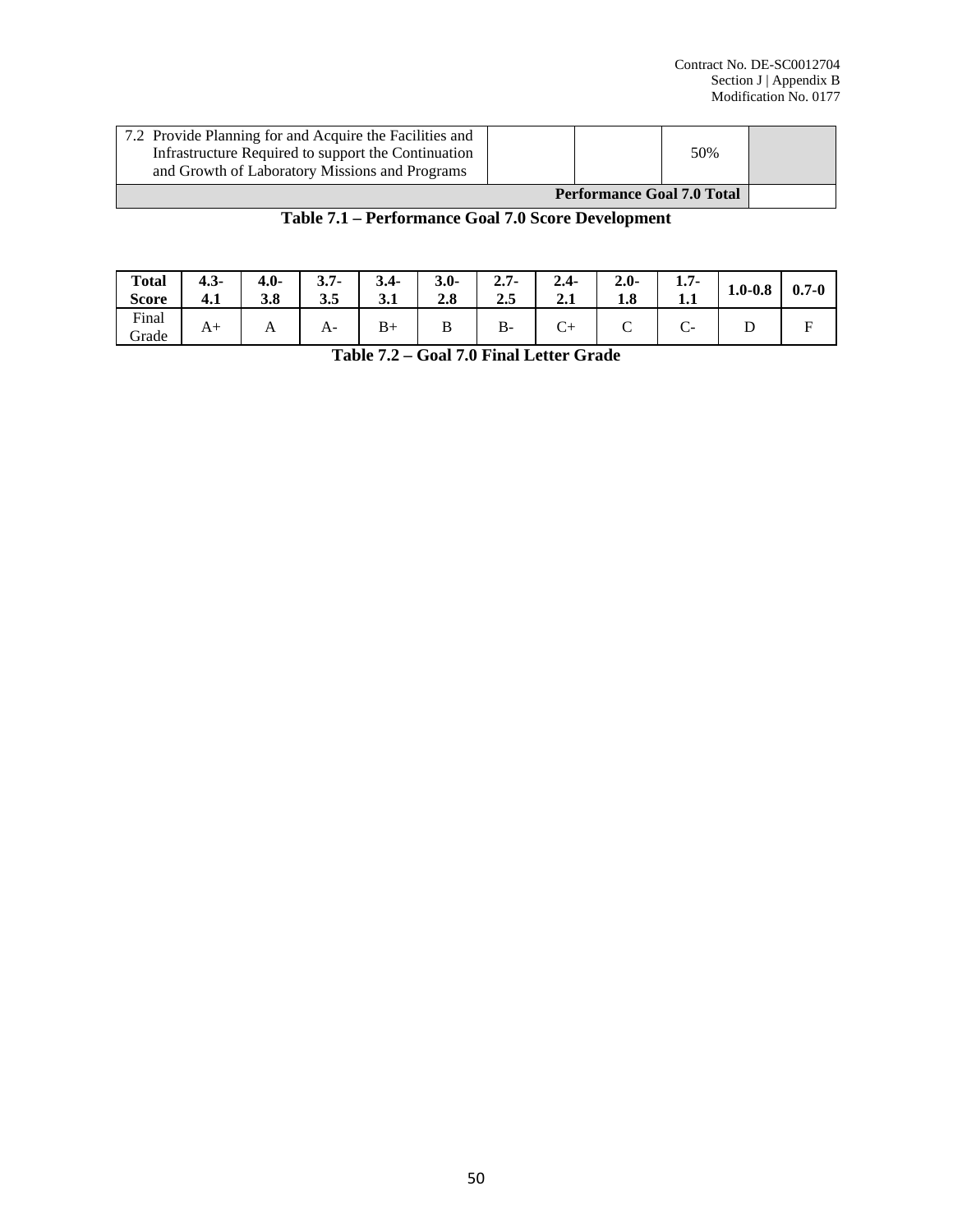| | | | | |
|---|---|---|---|---|
| 7.2 Provide Planning for and Acquire the Facilities and Infrastructure Required to support the Continuation and Growth of Laboratory Missions and Programs | | | 50% | |
| **Performance Goal 7.0 Total** | | | | |

**Table 7.1 – Performance Goal 7.0 Score Development**

| **Total Score** | **4.3-4.1** | **4.0-3.8** | **3.7-3.5** | **3.4-3.1** | **3.0-2.8** | **2.7-2.5** | **2.4-2.1** | **2.0-1.8** | **1.7-1.1** | **1.0-0.8** | **0.7-0** |
|---|---|---|---|---|---|---|---|---|---|---|---|
| Final Grade | A+ | A | A- | B+ | B | B- | C+ | C | C- | D | F |

**Table 7.2 – Goal 7.0 Final Letter Grade**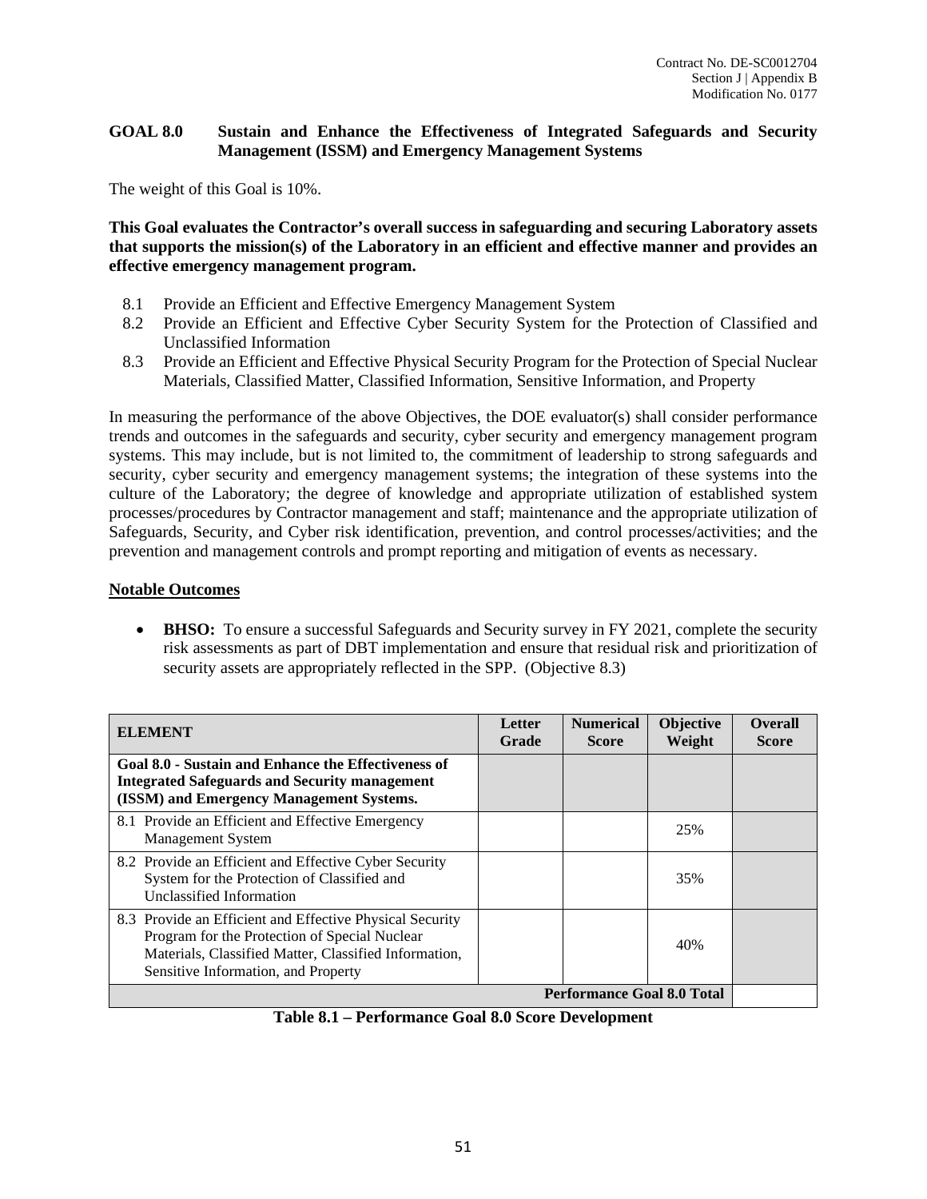## GOAL 8.0 Sustain and Enhance the Effectiveness of Integrated Safeguards and Security Management (ISSM) and Emergency Management Systems

The weight of this Goal is 10%.

**This Goal evaluates the Contractor's overall success in safeguarding and securing Laboratory assets that supports the mission(s) of the Laboratory in an efficient and effective manner and provides an effective emergency management program.**

8.1 Provide an Efficient and Effective Emergency Management System
8.2 Provide an Efficient and Effective Cyber Security System for the Protection of Classified and Unclassified Information
8.3 Provide an Efficient and Effective Physical Security Program for the Protection of Special Nuclear Materials, Classified Matter, Classified Information, Sensitive Information, and Property

In measuring the performance of the above Objectives, the DOE evaluator(s) shall consider performance trends and outcomes in the safeguards and security, cyber security and emergency management program systems. This may include, but is not limited to, the commitment of leadership to strong safeguards and security, cyber security and emergency management systems; the integration of these systems into the culture of the Laboratory; the degree of knowledge and appropriate utilization of established system processes/procedures by Contractor management and staff; maintenance and the appropriate utilization of Safeguards, Security, and Cyber risk identification, prevention, and control processes/activities; and the prevention and management controls and prompt reporting and mitigation of events as necessary.

**Notable Outcomes**

- **BHSO:** To ensure a successful Safeguards and Security survey in FY 2021, complete the security risk assessments as part of DBT implementation and ensure that residual risk and prioritization of security assets are appropriately reflected in the SPP. (Objective 8.3)

| ELEMENT | Letter Grade | Numerical Score | Objective Weight | Overall Score |
|---|---|---|---|---|
| **Goal 8.0 - Sustain and Enhance the Effectiveness of Integrated Safeguards and Security management (ISSM) and Emergency Management Systems.** | | | | |
| 8.1 Provide an Efficient and Effective Emergency Management System | | | 25% | |
| 8.2 Provide an Efficient and Effective Cyber Security System for the Protection of Classified and Unclassified Information | | | 35% | |
| 8.3 Provide an Efficient and Effective Physical Security Program for the Protection of Special Nuclear Materials, Classified Matter, Classified Information, Sensitive Information, and Property | | | 40% | |
| **Performance Goal 8.0 Total** | | | | |

**Table 8.1 – Performance Goal 8.0 Score Development**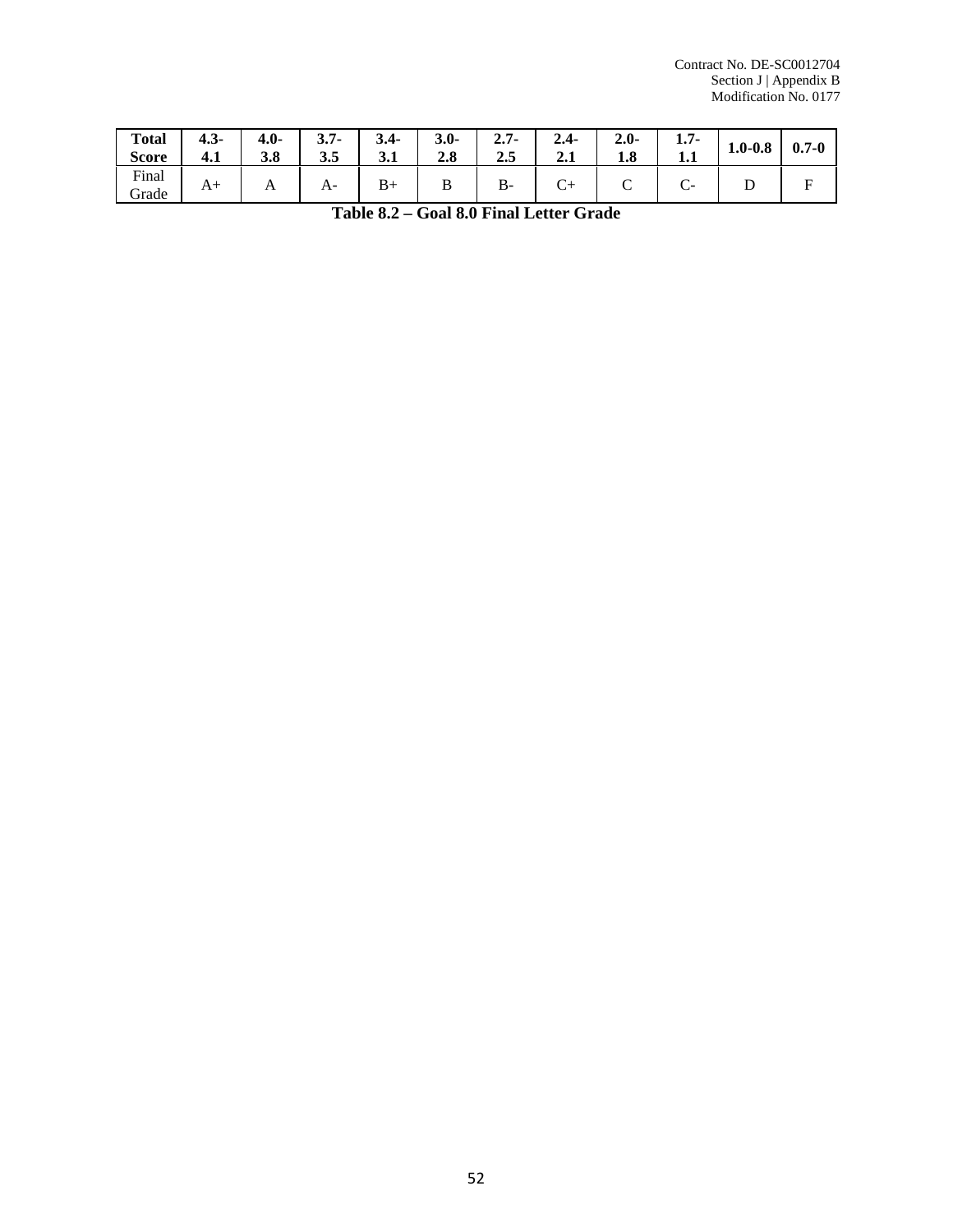| **Total Score** | **4.3-4.1** | **4.0-3.8** | **3.7-3.5** | **3.4-3.1** | **3.0-2.8** | **2.7-2.5** | **2.4-2.1** | **2.0-1.8** | **1.7-1.1** | **1.0-0.8** | **0.7-0** |
|---|---|---|---|---|---|---|---|---|---|---|---|
| Final Grade | A+ | A | A- | B+ | B | B- | C+ | C | C- | D | F |

**Table 8.2 – Goal 8.0 Final Letter Grade**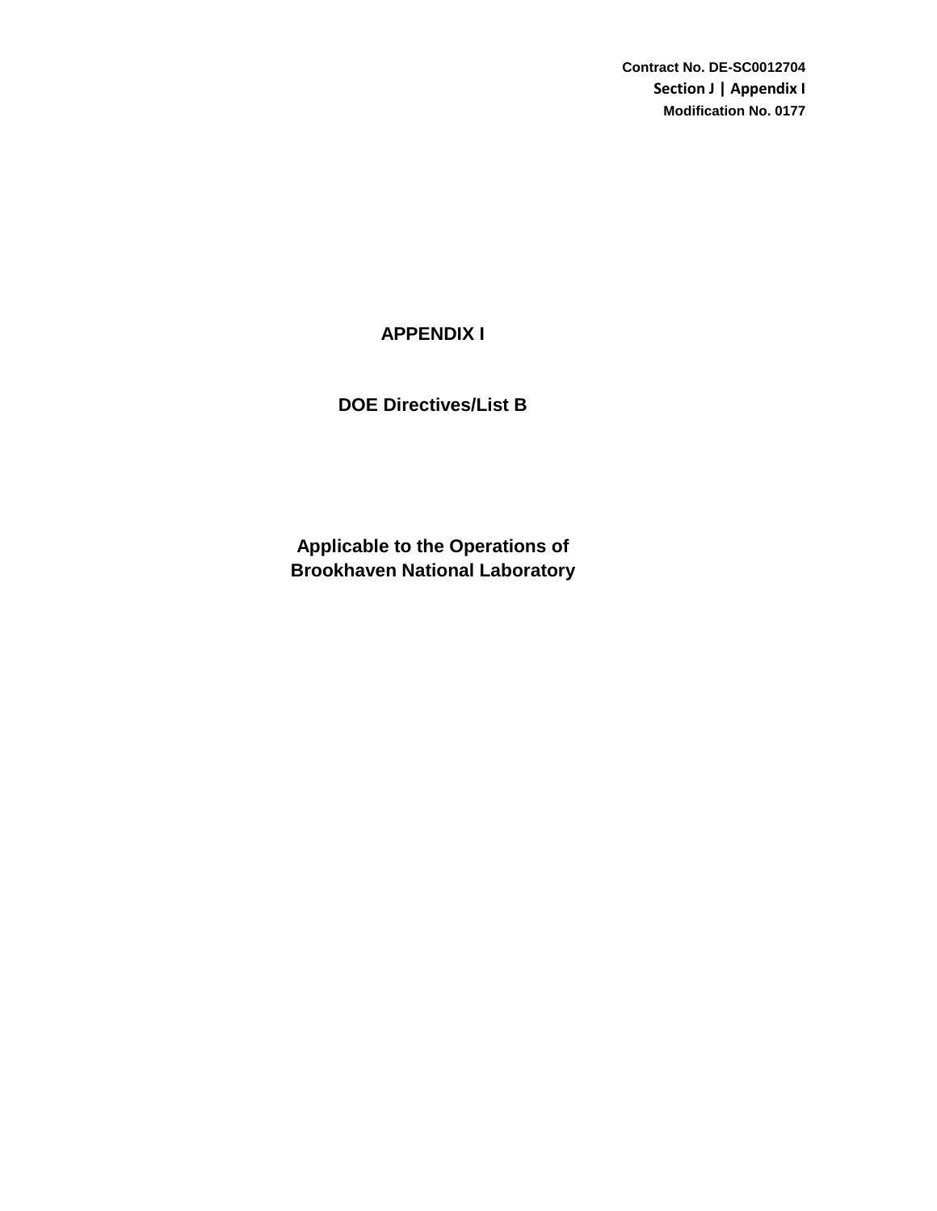Contract No. DE-SC0012704
Section J | Appendix I
Modification No. 0177

# APPENDIX I

## DOE Directives/List B

## Applicable to the Operations of Brookhaven National Laboratory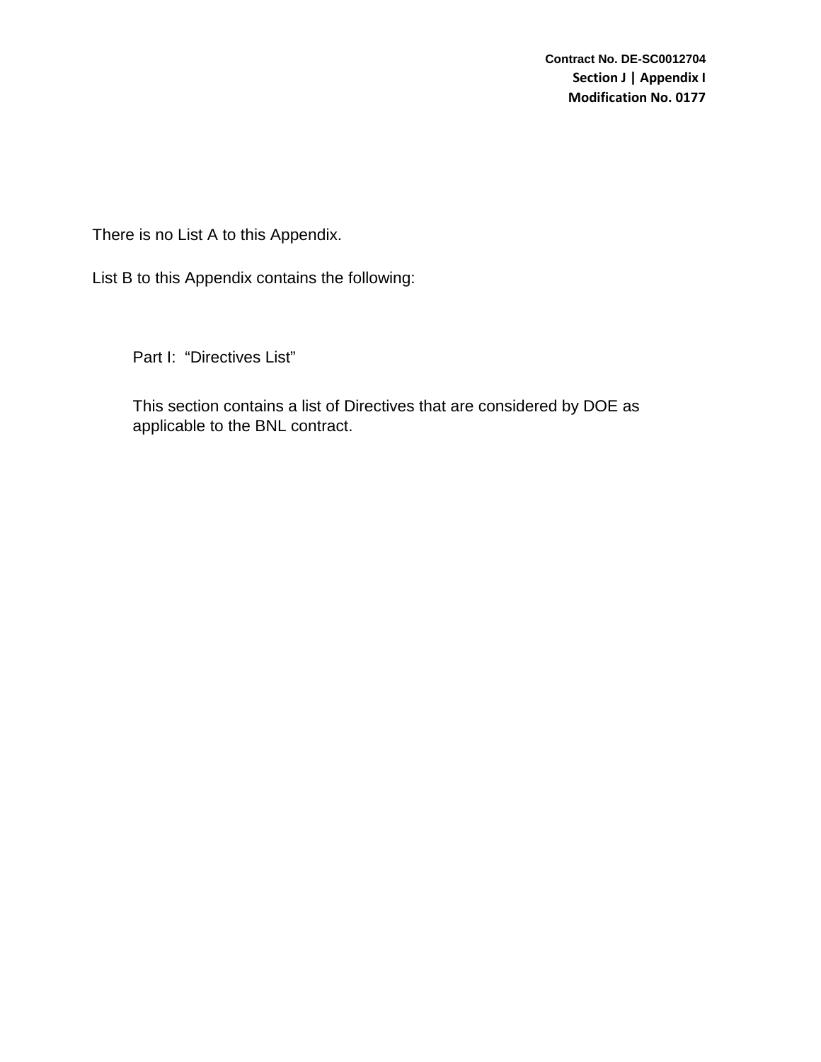There is no List A to this Appendix.

List B to this Appendix contains the following:

Part I: “Directives List”

This section contains a list of Directives that are considered by DOE as applicable to the BNL contract.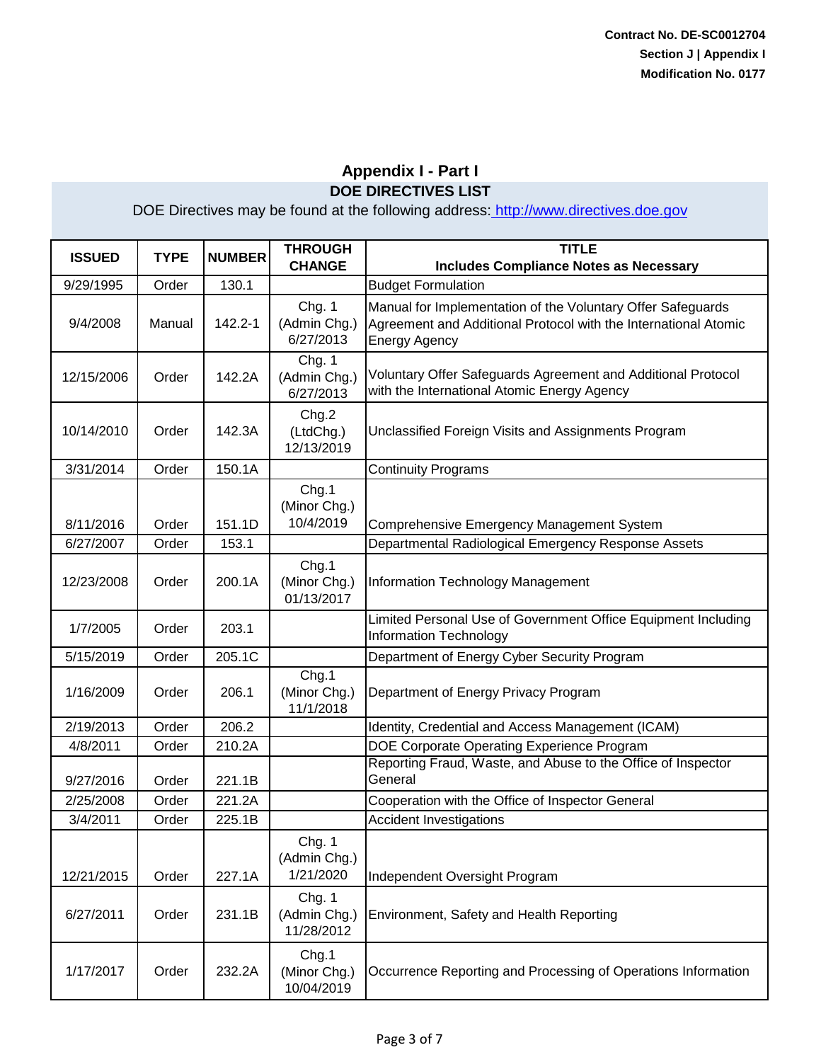## Appendix I - Part I

### DOE DIRECTIVES LIST

DOE Directives may be found at the following address: http://www.directives.doe.gov

| ISSUED | TYPE | NUMBER | THROUGH CHANGE | TITLE Includes Compliance Notes as Necessary |
|---|---|---|---|---|
| 9/29/1995 | Order | 130.1 | | Budget Formulation |
| 9/4/2008 | Manual | 142.2-1 | Chg. 1 (Admin Chg.) 6/27/2013 | Manual for Implementation of the Voluntary Offer Safeguards Agreement and Additional Protocol with the International Atomic Energy Agency |
| 12/15/2006 | Order | 142.2A | Chg. 1 (Admin Chg.) 6/27/2013 | Voluntary Offer Safeguards Agreement and Additional Protocol with the International Atomic Energy Agency |
| 10/14/2010 | Order | 142.3A | Chg.2 (LtdChg.) 12/13/2019 | Unclassified Foreign Visits and Assignments Program |
| 3/31/2014 | Order | 150.1A | | Continuity Programs |
| 8/11/2016 | Order | 151.1D | Chg.1 (Minor Chg.) 10/4/2019 | Comprehensive Emergency Management System |
| 6/27/2007 | Order | 153.1 | | Departmental Radiological Emergency Response Assets |
| 12/23/2008 | Order | 200.1A | Chg.1 (Minor Chg.) 01/13/2017 | Information Technology Management |
| 1/7/2005 | Order | 203.1 | | Limited Personal Use of Government Office Equipment Including Information Technology |
| 5/15/2019 | Order | 205.1C | | Department of Energy Cyber Security Program |
| 1/16/2009 | Order | 206.1 | Chg.1 (Minor Chg.) 11/1/2018 | Department of Energy Privacy Program |
| 2/19/2013 | Order | 206.2 | | Identity, Credential and Access Management (ICAM) |
| 4/8/2011 | Order | 210.2A | | DOE Corporate Operating Experience Program |
| 9/27/2016 | Order | 221.1B | | Reporting Fraud, Waste, and Abuse to the Office of Inspector General |
| 2/25/2008 | Order | 221.2A | | Cooperation with the Office of Inspector General |
| 3/4/2011 | Order | 225.1B | | Accident Investigations |
| 12/21/2015 | Order | 227.1A | Chg. 1 (Admin Chg.) 1/21/2020 | Independent Oversight Program |
| 6/27/2011 | Order | 231.1B | Chg. 1 (Admin Chg.) 11/28/2012 | Environment, Safety and Health Reporting |
| 1/17/2017 | Order | 232.2A | Chg.1 (Minor Chg.) 10/04/2019 | Occurrence Reporting and Processing of Operations Information |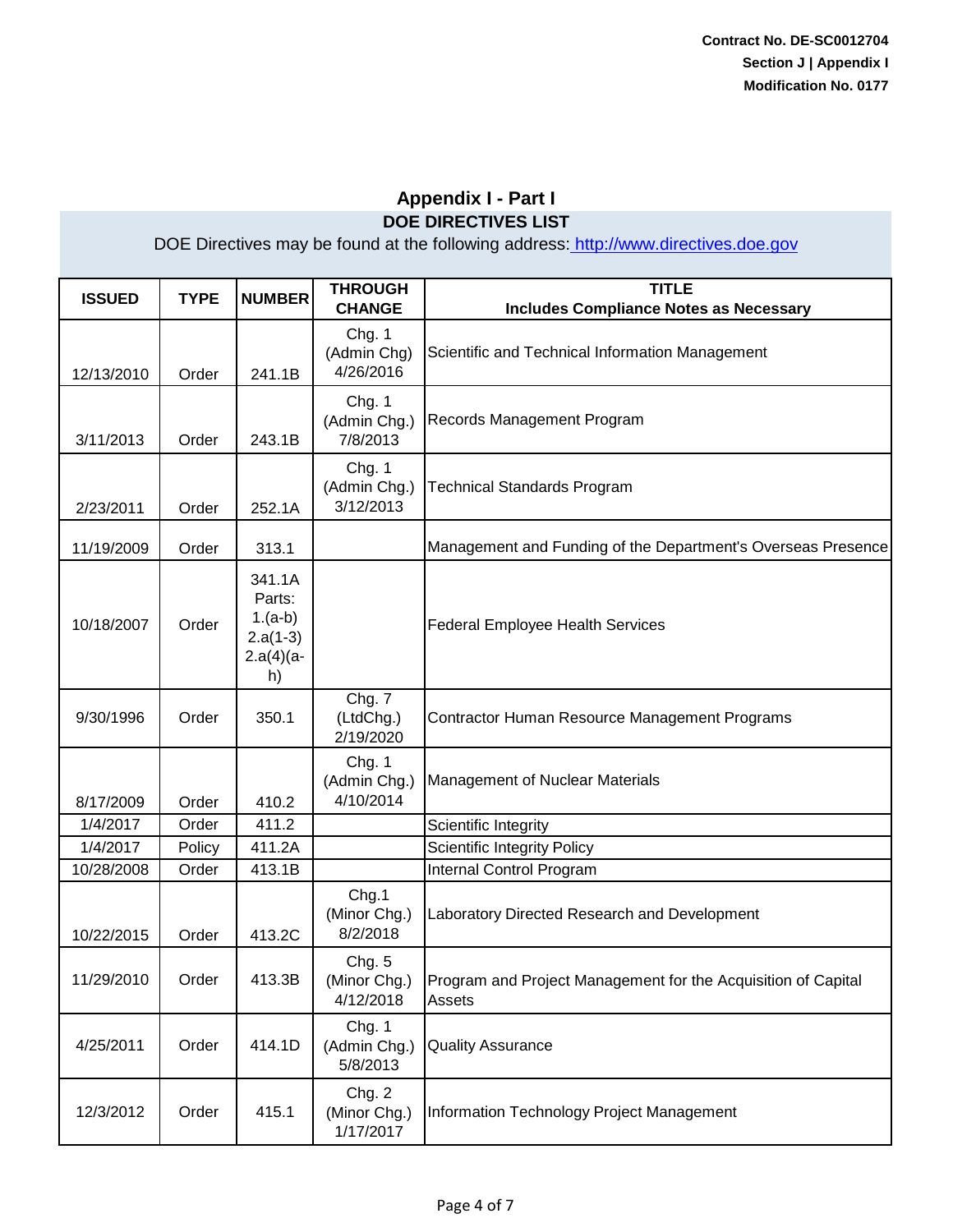Contract No. DE-SC0012704
Section J | Appendix I
Modification No. 0177

# Appendix I - Part I

## DOE DIRECTIVES LIST

DOE Directives may be found at the following address: http://www.directives.doe.gov

| ISSUED | TYPE | NUMBER | THROUGH CHANGE | TITLE Includes Compliance Notes as Necessary |
|---|---|---|---|---|
| 12/13/2010 | Order | 241.1B | Chg. 1 (Admin Chg) 4/26/2016 | Scientific and Technical Information Management |
| 3/11/2013 | Order | 243.1B | Chg. 1 (Admin Chg.) 7/8/2013 | Records Management Program |
| 2/23/2011 | Order | 252.1A | Chg. 1 (Admin Chg.) 3/12/2013 | Technical Standards Program |
| 11/19/2009 | Order | 313.1 | | Management and Funding of the Department's Overseas Presence |
| 10/18/2007 | Order | 341.1A Parts: 1.(a-b) 2.a(1-3) 2.a(4)(a-h) | | Federal Employee Health Services |
| 9/30/1996 | Order | 350.1 | Chg. 7 (LtdChg.) 2/19/2020 | Contractor Human Resource Management Programs |
| 8/17/2009 | Order | 410.2 | Chg. 1 (Admin Chg.) 4/10/2014 | Management of Nuclear Materials |
| 1/4/2017 | Order | 411.2 | | Scientific Integrity |
| 1/4/2017 | Policy | 411.2A | | Scientific Integrity Policy |
| 10/28/2008 | Order | 413.1B | | Internal Control Program |
| 10/22/2015 | Order | 413.2C | Chg.1 (Minor Chg.) 8/2/2018 | Laboratory Directed Research and Development |
| 11/29/2010 | Order | 413.3B | Chg. 5 (Minor Chg.) 4/12/2018 | Program and Project Management for the Acquisition of Capital Assets |
| 4/25/2011 | Order | 414.1D | Chg. 1 (Admin Chg.) 5/8/2013 | Quality Assurance |
| 12/3/2012 | Order | 415.1 | Chg. 2 (Minor Chg.) 1/17/2017 | Information Technology Project Management |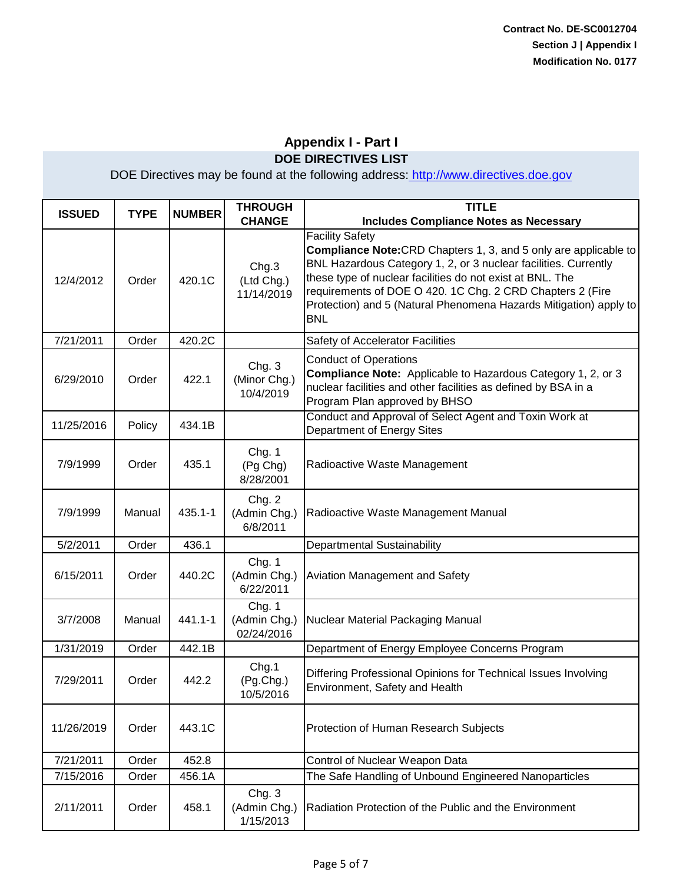**Contract No. DE-SC0012704**
**Section J | Appendix I**
**Modification No. 0177**

## Appendix I - Part I

### DOE DIRECTIVES LIST

DOE Directives may be found at the following address: http://www.directives.doe.gov

| ISSUED | TYPE | NUMBER | THROUGH CHANGE | TITLE<br>Includes Compliance Notes as Necessary |
|---|---|---|---|---|
| 12/4/2012 | Order | 420.1C | Chg.3 (Ltd Chg.) 11/14/2019 | Facility Safety<br>**Compliance Note:**CRD Chapters 1, 3, and 5 only are applicable to BNL Hazardous Category 1, 2, or 3 nuclear facilities. Currently these type of nuclear facilities do not exist at BNL. The requirements of DOE O 420. 1C Chg. 2 CRD Chapters 2 (Fire Protection) and 5 (Natural Phenomena Hazards Mitigation) apply to BNL |
| 7/21/2011 | Order | 420.2C | | Safety of Accelerator Facilities |
| 6/29/2010 | Order | 422.1 | Chg. 3 (Minor Chg.) 10/4/2019 | Conduct of Operations<br>**Compliance Note:** Applicable to Hazardous Category 1, 2, or 3 nuclear facilities and other facilities as defined by BSA in a Program Plan approved by BHSO |
| 11/25/2016 | Policy | 434.1B | | Conduct and Approval of Select Agent and Toxin Work at Department of Energy Sites |
| 7/9/1999 | Order | 435.1 | Chg. 1 (Pg Chg) 8/28/2001 | Radioactive Waste Management |
| 7/9/1999 | Manual | 435.1-1 | Chg. 2 (Admin Chg.) 6/8/2011 | Radioactive Waste Management Manual |
| 5/2/2011 | Order | 436.1 | | Departmental Sustainability |
| 6/15/2011 | Order | 440.2C | Chg. 1 (Admin Chg.) 6/22/2011 | Aviation Management and Safety |
| 3/7/2008 | Manual | 441.1-1 | Chg. 1 (Admin Chg.) 02/24/2016 | Nuclear Material Packaging Manual |
| 1/31/2019 | Order | 442.1B | | Department of Energy Employee Concerns Program |
| 7/29/2011 | Order | 442.2 | Chg.1 (Pg.Chg.) 10/5/2016 | Differing Professional Opinions for Technical Issues Involving Environment, Safety and Health |
| 11/26/2019 | Order | 443.1C | | Protection of Human Research Subjects |
| 7/21/2011 | Order | 452.8 | | Control of Nuclear Weapon Data |
| 7/15/2016 | Order | 456.1A | | The Safe Handling of Unbound Engineered Nanoparticles |
| 2/11/2011 | Order | 458.1 | Chg. 3 (Admin Chg.) 1/15/2013 | Radiation Protection of the Public and the Environment |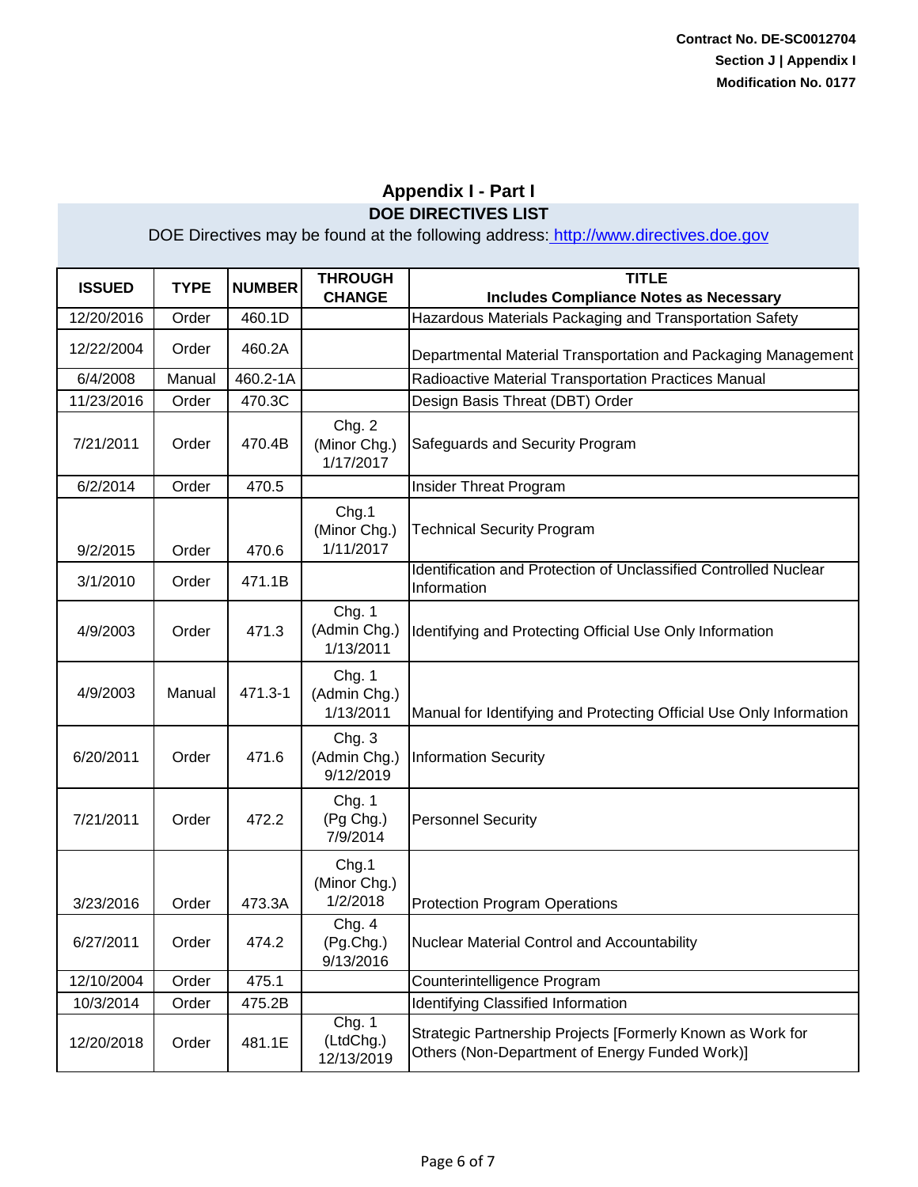Contract No. DE-SC0012704
Section J | Appendix I
Modification No. 0177

## Appendix I - Part I

### DOE DIRECTIVES LIST

DOE Directives may be found at the following address: http://www.directives.doe.gov

| ISSUED | TYPE | NUMBER | THROUGH CHANGE | TITLE Includes Compliance Notes as Necessary |
|---|---|---|---|---|
| 12/20/2016 | Order | 460.1D | | Hazardous Materials Packaging and Transportation Safety |
| 12/22/2004 | Order | 460.2A | | Departmental Material Transportation and Packaging Management |
| 6/4/2008 | Manual | 460.2-1A | | Radioactive Material Transportation Practices Manual |
| 11/23/2016 | Order | 470.3C | | Design Basis Threat (DBT) Order |
| 7/21/2011 | Order | 470.4B | Chg. 2 (Minor Chg.) 1/17/2017 | Safeguards and Security Program |
| 6/2/2014 | Order | 470.5 | | Insider Threat Program |
| 9/2/2015 | Order | 470.6 | Chg.1 (Minor Chg.) 1/11/2017 | Technical Security Program |
| 3/1/2010 | Order | 471.1B | | Identification and Protection of Unclassified Controlled Nuclear Information |
| 4/9/2003 | Order | 471.3 | Chg. 1 (Admin Chg.) 1/13/2011 | Identifying and Protecting Official Use Only Information |
| 4/9/2003 | Manual | 471.3-1 | Chg. 1 (Admin Chg.) 1/13/2011 | Manual for Identifying and Protecting Official Use Only Information |
| 6/20/2011 | Order | 471.6 | Chg. 3 (Admin Chg.) 9/12/2019 | Information Security |
| 7/21/2011 | Order | 472.2 | Chg. 1 (Pg Chg.) 7/9/2014 | Personnel Security |
| 3/23/2016 | Order | 473.3A | Chg.1 (Minor Chg.) 1/2/2018 | Protection Program Operations |
| 6/27/2011 | Order | 474.2 | Chg. 4 (Pg.Chg.) 9/13/2016 | Nuclear Material Control and Accountability |
| 12/10/2004 | Order | 475.1 | | Counterintelligence Program |
| 10/3/2014 | Order | 475.2B | | Identifying Classified Information |
| 12/20/2018 | Order | 481.1E | Chg. 1 (LtdChg.) 12/13/2019 | Strategic Partnership Projects [Formerly Known as Work for Others (Non-Department of Energy Funded Work)] |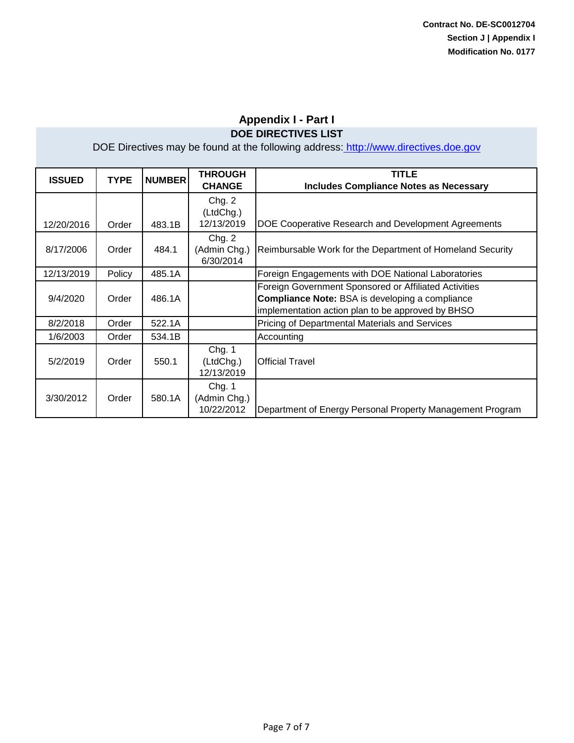## Appendix I - Part I

### DOE DIRECTIVES LIST

DOE Directives may be found at the following address: http://www.directives.doe.gov

| ISSUED | TYPE | NUMBER | THROUGH CHANGE | TITLE<br>Includes Compliance Notes as Necessary |
|---|---|---|---|---|
| 12/20/2016 | Order | 483.1B | Chg. 2 (LtdChg.) 12/13/2019 | DOE Cooperative Research and Development Agreements |
| 8/17/2006 | Order | 484.1 | Chg. 2 (Admin Chg.) 6/30/2014 | Reimbursable Work for the Department of Homeland Security |
| 12/13/2019 | Policy | 485.1A | | Foreign Engagements with DOE National Laboratories |
| 9/4/2020 | Order | 486.1A | | Foreign Government Sponsored or Affiliated Activities **Compliance Note:** BSA is developing a compliance implementation action plan to be approved by BHSO |
| 8/2/2018 | Order | 522.1A | | Pricing of Departmental Materials and Services |
| 1/6/2003 | Order | 534.1B | | Accounting |
| 5/2/2019 | Order | 550.1 | Chg. 1 (LtdChg.) 12/13/2019 | Official Travel |
| 3/30/2012 | Order | 580.1A | Chg. 1 (Admin Chg.) 10/22/2012 | Department of Energy Personal Property Management Program |